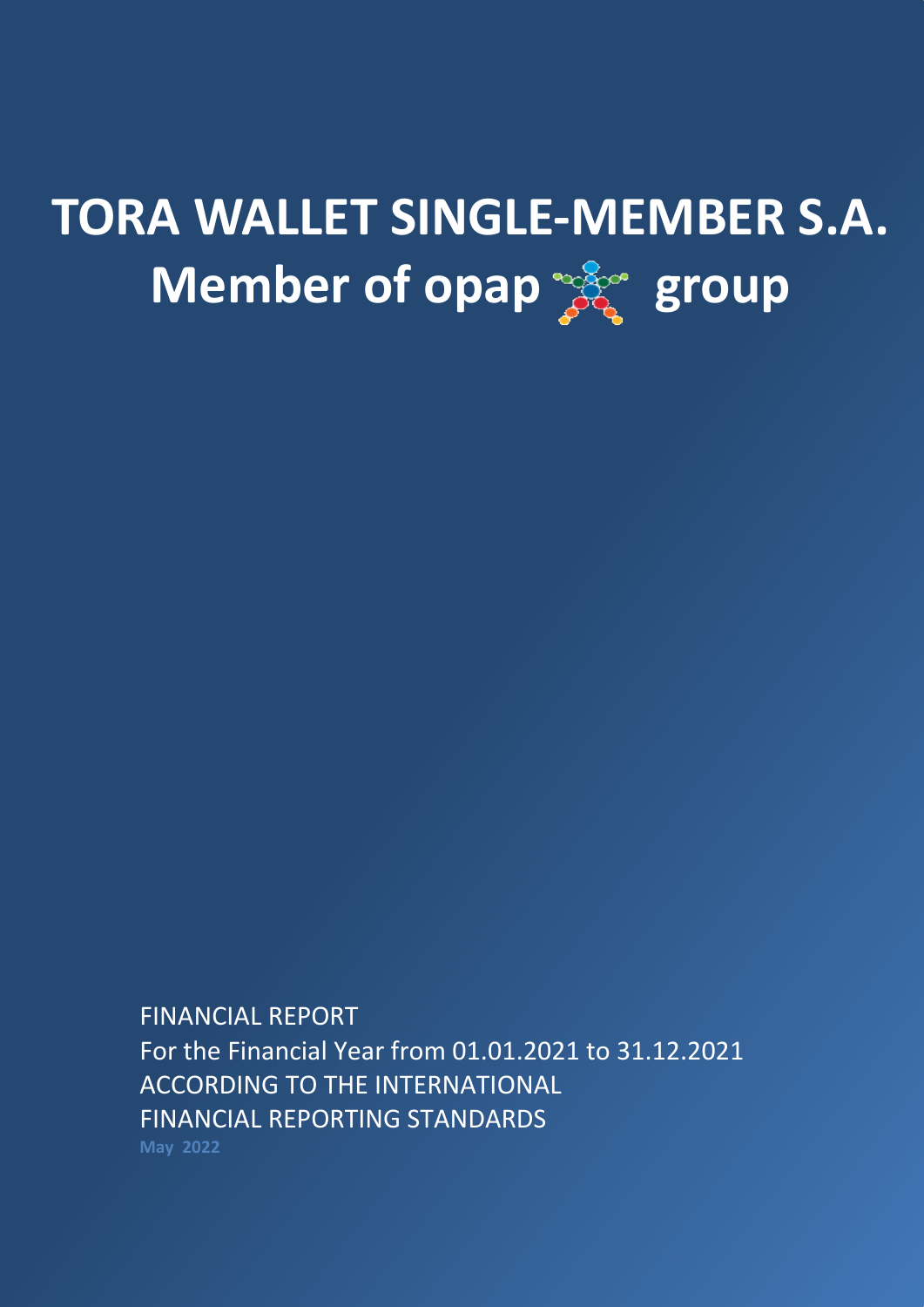# TORA WALLET SINGLE-MEMBER S.A.
# Member of opap group

FINANCIAL REPORT
For the Financial Year from 01.01.2021 to 31.12.2021
ACCORDING TO THE INTERNATIONAL
FINANCIAL REPORTING STANDARDS
May 2022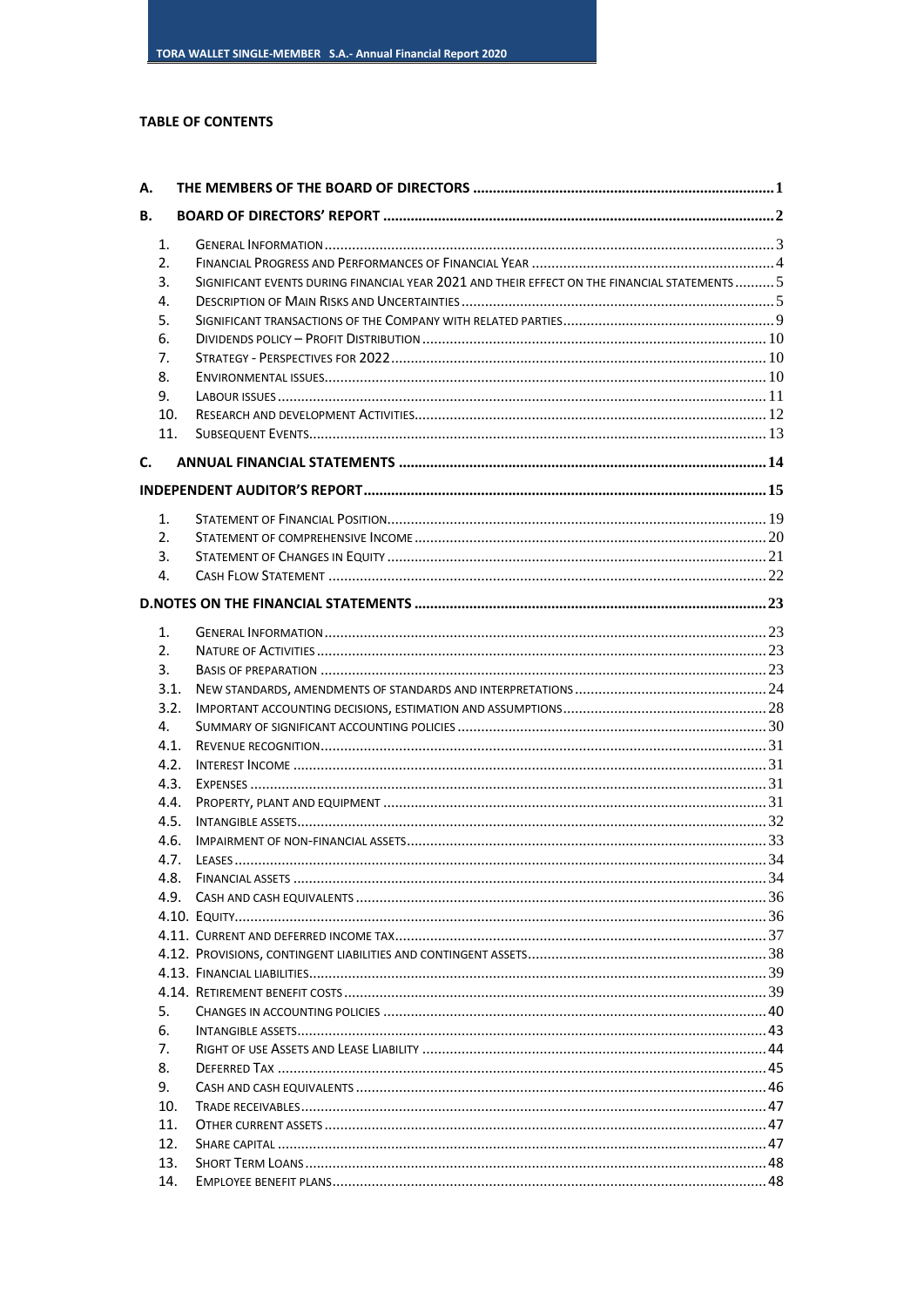## TABLE OF CONTENTS

| | | |
|---|---|---|
| **A.** | **THE MEMBERS OF THE BOARD OF DIRECTORS** | **1** |
| **B.** | **BOARD OF DIRECTORS' REPORT** | **2** |
| 1. | GENERAL INFORMATION | 3 |
| 2. | FINANCIAL PROGRESS AND PERFORMANCES OF FINANCIAL YEAR | 4 |
| 3. | SIGNIFICANT EVENTS DURING FINANCIAL YEAR 2021 AND THEIR EFFECT ON THE FINANCIAL STATEMENTS | 5 |
| 4. | DESCRIPTION OF MAIN RISKS AND UNCERTAINTIES | 5 |
| 5. | SIGNIFICANT TRANSACTIONS OF THE COMPANY WITH RELATED PARTIES | 9 |
| 6. | DIVIDENDS POLICY – PROFIT DISTRIBUTION | 10 |
| 7. | STRATEGY - PERSPECTIVES FOR 2022 | 10 |
| 8. | ENVIRONMENTAL ISSUES | 10 |
| 9. | LABOUR ISSUES | 11 |
| 10. | RESEARCH AND DEVELOPMENT ACTIVITIES | 12 |
| 11. | SUBSEQUENT EVENTS | 13 |
| **C.** | **ANNUAL FINANCIAL STATEMENTS** | **14** |
| | **INDEPENDENT AUDITOR'S REPORT** | **15** |
| 1. | STATEMENT OF FINANCIAL POSITION | 19 |
| 2. | STATEMENT OF COMPREHENSIVE INCOME | 20 |
| 3. | STATEMENT OF CHANGES IN EQUITY | 21 |
| 4. | CASH FLOW STATEMENT | 22 |
| | **D.NOTES ON THE FINANCIAL STATEMENTS** | **23** |
| 1. | GENERAL INFORMATION | 23 |
| 2. | NATURE OF ACTIVITIES | 23 |
| 3. | BASIS OF PREPARATION | 23 |
| 3.1. | NEW STANDARDS, AMENDMENTS OF STANDARDS AND INTERPRETATIONS | 24 |
| 3.2. | IMPORTANT ACCOUNTING DECISIONS, ESTIMATION AND ASSUMPTIONS | 28 |
| 4. | SUMMARY OF SIGNIFICANT ACCOUNTING POLICIES | 30 |
| 4.1. | REVENUE RECOGNITION | 31 |
| 4.2. | INTEREST INCOME | 31 |
| 4.3. | EXPENSES | 31 |
| 4.4. | PROPERTY, PLANT AND EQUIPMENT | 31 |
| 4.5. | INTANGIBLE ASSETS | 32 |
| 4.6. | IMPAIRMENT OF NON-FINANCIAL ASSETS | 33 |
| 4.7. | LEASES | 34 |
| 4.8. | FINANCIAL ASSETS | 34 |
| 4.9. | CASH AND CASH EQUIVALENTS | 36 |
| 4.10. | EQUITY | 36 |
| 4.11. | CURRENT AND DEFERRED INCOME TAX | 37 |
| 4.12. | PROVISIONS, CONTINGENT LIABILITIES AND CONTINGENT ASSETS | 38 |
| 4.13. | FINANCIAL LIABILITIES | 39 |
| 4.14. | RETIREMENT BENEFIT COSTS | 39 |
| 5. | CHANGES IN ACCOUNTING POLICIES | 40 |
| 6. | INTANGIBLE ASSETS | 43 |
| 7. | RIGHT OF USE ASSETS AND LEASE LIABILITY | 44 |
| 8. | DEFERRED TAX | 45 |
| 9. | CASH AND CASH EQUIVALENTS | 46 |
| 10. | TRADE RECEIVABLES | 47 |
| 11. | OTHER CURRENT ASSETS | 47 |
| 12. | SHARE CAPITAL | 47 |
| 13. | SHORT TERM LOANS | 48 |
| 14. | EMPLOYEE BENEFIT PLANS | 48 |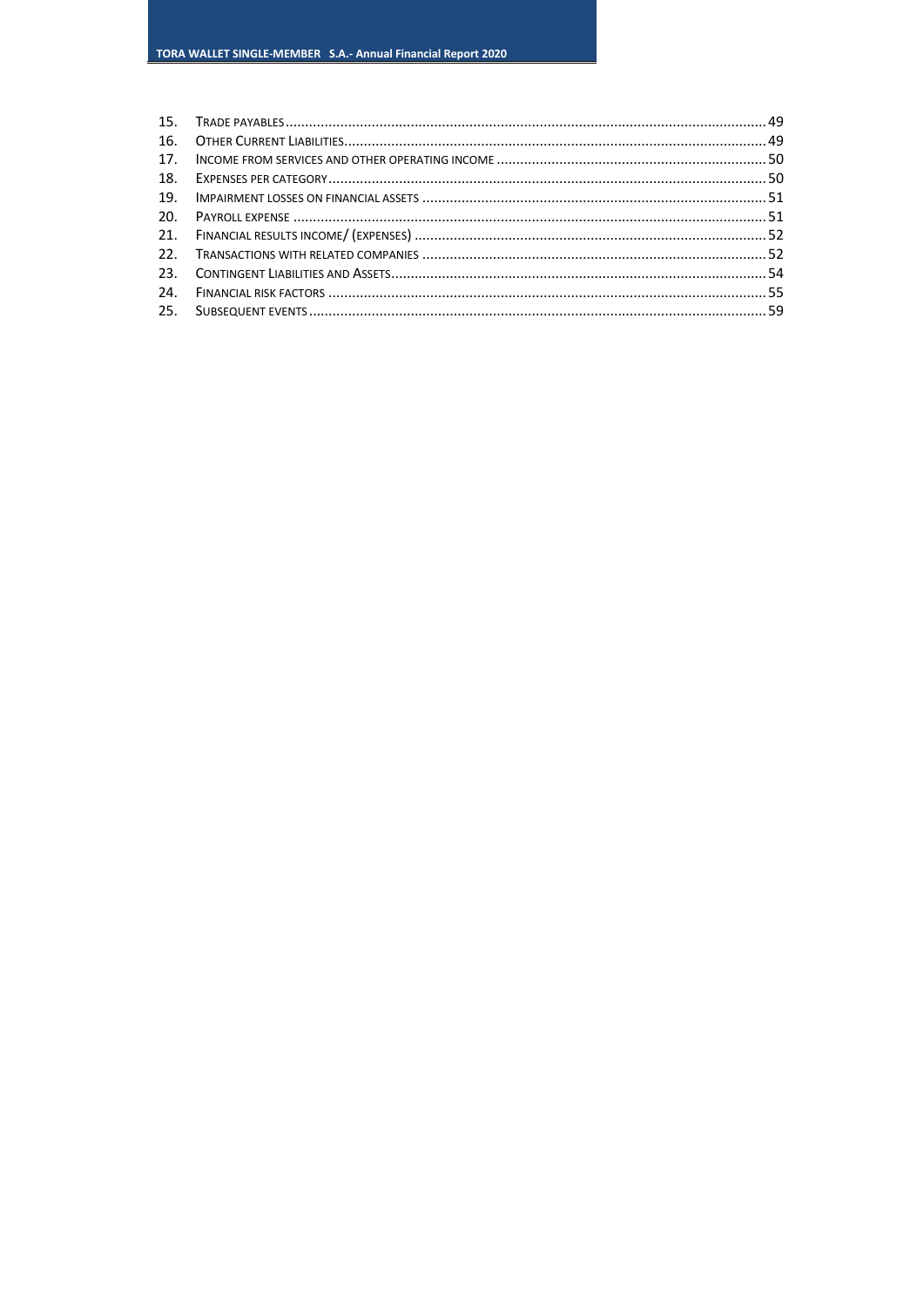15. Trade payables ........ 49
16. Other Current Liabilities ........ 49
17. Income from services and other operating income ........ 50
18. Expenses per category ........ 50
19. Impairment losses on financial assets ........ 51
20. Payroll expense ........ 51
21. Financial results income/ (expenses) ........ 52
22. Transactions with related companies ........ 52
23. Contingent Liabilities and Assets ........ 54
24. Financial risk factors ........ 55
25. Subsequent events ........ 59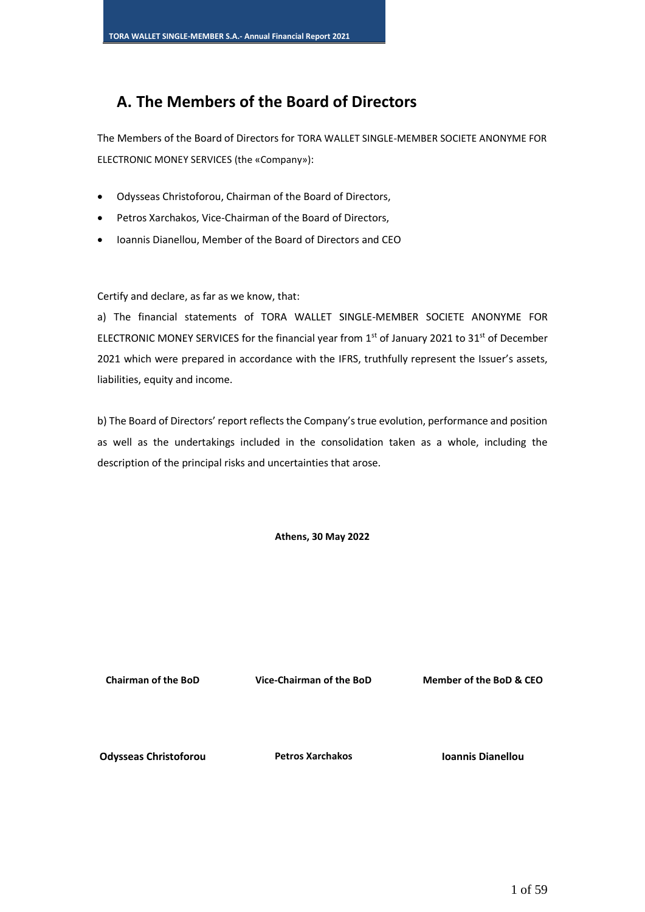# A. The Members of the Board of Directors

The Members of the Board of Directors for TORA WALLET SINGLE-MEMBER SOCIETE ANONYME FOR ELECTRONIC MONEY SERVICES (the «Company»):

- Odysseas Christoforou, Chairman of the Board of Directors,
- Petros Xarchakos, Vice-Chairman of the Board of Directors,
- Ioannis Dianellou, Member of the Board of Directors and CEO

Certify and declare, as far as we know, that:

a) The financial statements of TORA WALLET SINGLE-MEMBER SOCIETE ANONYME FOR ELECTRONIC MONEY SERVICES for the financial year from 1st of January 2021 to 31st of December 2021 which were prepared in accordance with the IFRS, truthfully represent the Issuer's assets, liabilities, equity and income.

b) The Board of Directors' report reflects the Company's true evolution, performance and position as well as the undertakings included in the consolidation taken as a whole, including the description of the principal risks and uncertainties that arose.

**Athens, 30 May 2022**

| Chairman of the BoD | Vice-Chairman of the BoD | Member of the BoD & CEO |
|---|---|---|
| **Odysseas Christoforou** | **Petros Xarchakos** | **Ioannis Dianellou** |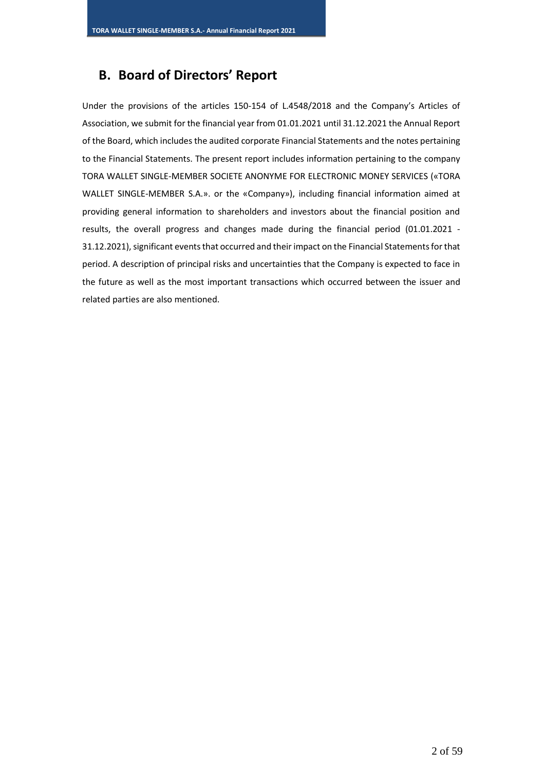## B. Board of Directors' Report

Under the provisions of the articles 150-154 of L.4548/2018 and the Company's Articles of Association, we submit for the financial year from 01.01.2021 until 31.12.2021 the Annual Report of the Board, which includes the audited corporate Financial Statements and the notes pertaining to the Financial Statements. The present report includes information pertaining to the company TORA WALLET SINGLE-MEMBER SOCIETE ANONYME FOR ELECTRONIC MONEY SERVICES («TORA WALLET SINGLE-MEMBER S.A.». or the «Company»), including financial information aimed at providing general information to shareholders and investors about the financial position and results, the overall progress and changes made during the financial period (01.01.2021 - 31.12.2021), significant events that occurred and their impact on the Financial Statements for that period. A description of principal risks and uncertainties that the Company is expected to face in the future as well as the most important transactions which occurred between the issuer and related parties are also mentioned.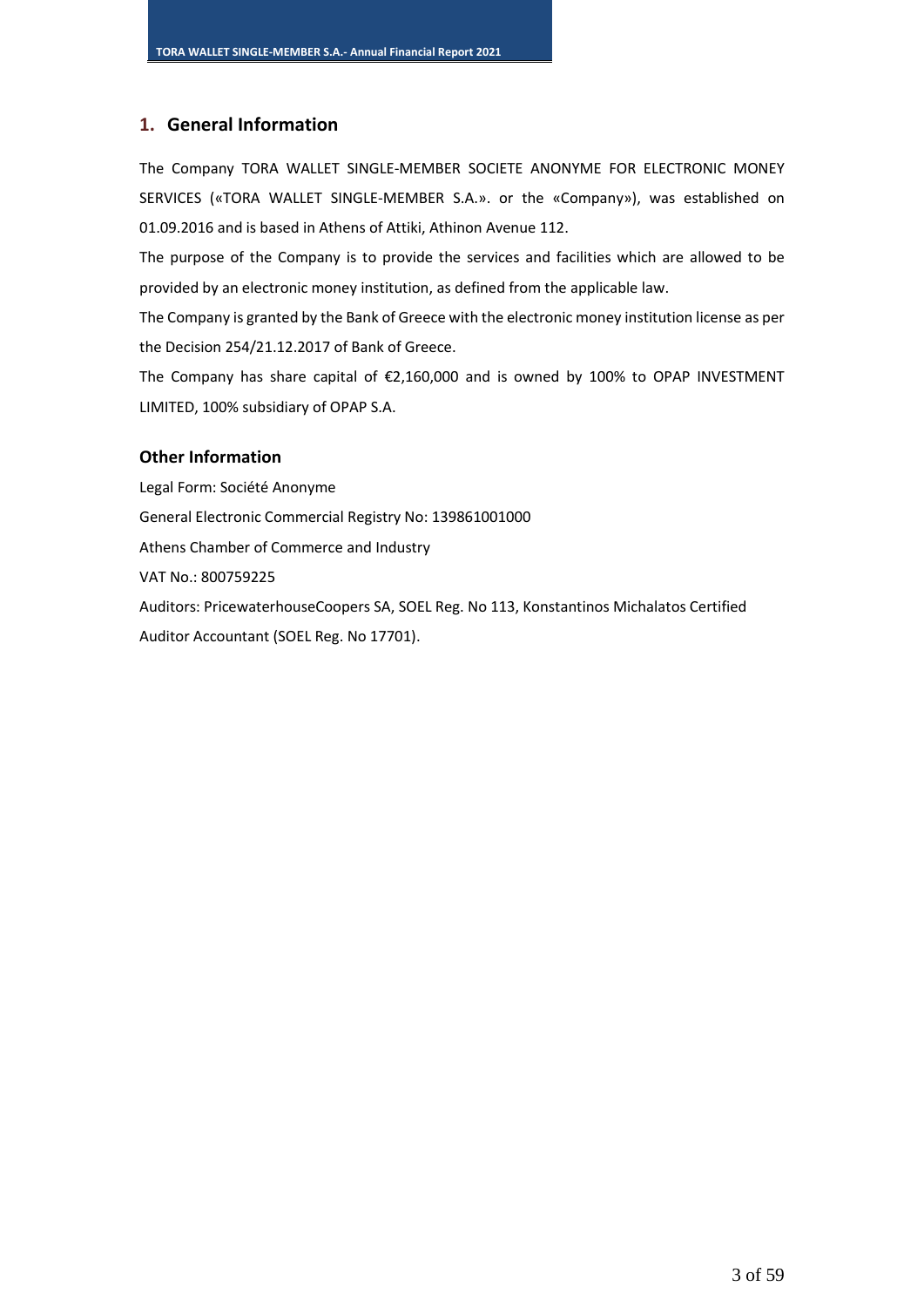## 1. General Information

The Company TORA WALLET SINGLE-MEMBER SOCIETE ANONYME FOR ELECTRONIC MONEY SERVICES («TORA WALLET SINGLE-MEMBER S.A.». or the «Company»), was established on 01.09.2016 and is based in Athens of Attiki, Athinon Avenue 112.

The purpose of the Company is to provide the services and facilities which are allowed to be provided by an electronic money institution, as defined from the applicable law.

The Company is granted by the Bank of Greece with the electronic money institution license as per the Decision 254/21.12.2017 of Bank of Greece.

The Company has share capital of €2,160,000 and is owned by 100% to OPAP INVESTMENT LIMITED, 100% subsidiary of OPAP S.A.

### Other Information

Legal Form: Société Anonyme

General Electronic Commercial Registry No: 139861001000

Athens Chamber of Commerce and Industry

VAT No.: 800759225

Auditors: PricewaterhouseCoopers SA, SOEL Reg. No 113, Konstantinos Michalatos Certified Auditor Accountant (SOEL Reg. No 17701).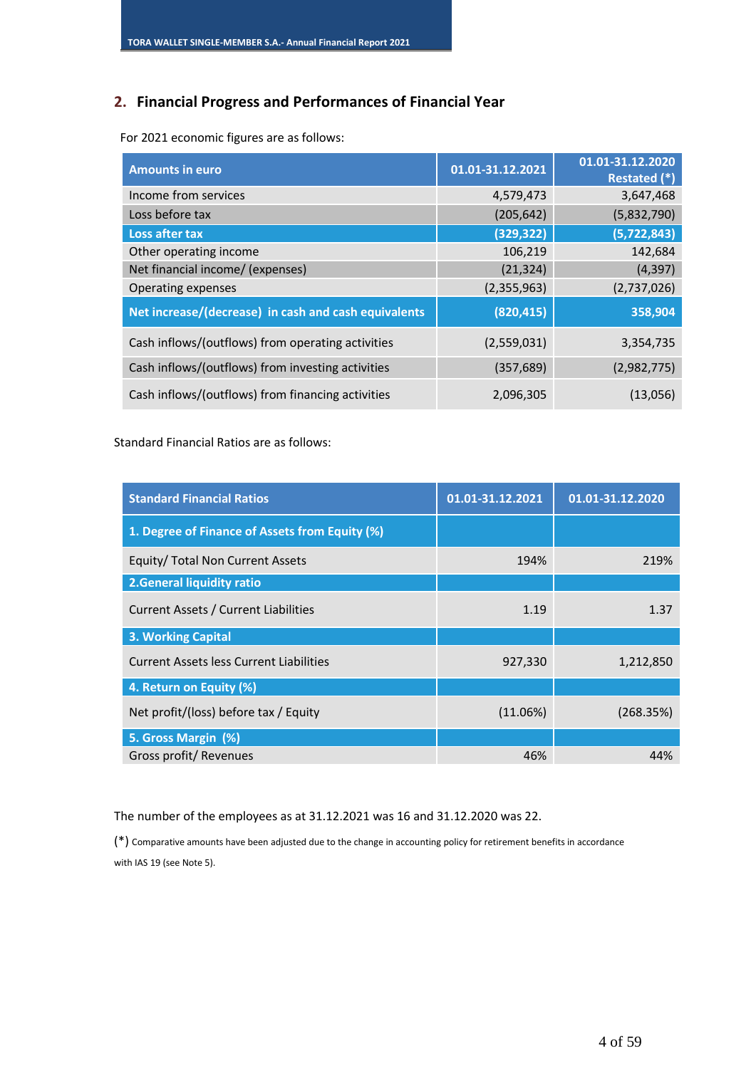## 2. Financial Progress and Performances of Financial Year

For 2021 economic figures are as follows:

| Amounts in euro | 01.01-31.12.2021 | 01.01-31.12.2020 Restated (*) |
|---|---:|---:|
| Income from services | 4,579,473 | 3,647,468 |
| Loss before tax | (205,642) | (5,832,790) |
| **Loss after tax** | **(329,322)** | **(5,722,843)** |
| Other operating income | 106,219 | 142,684 |
| Net financial income/ (expenses) | (21,324) | (4,397) |
| Operating expenses | (2,355,963) | (2,737,026) |
| **Net increase/(decrease) in cash and cash equivalents** | **(820,415)** | **358,904** |
| Cash inflows/(outflows) from operating activities | (2,559,031) | 3,354,735 |
| Cash inflows/(outflows) from investing activities | (357,689) | (2,982,775) |
| Cash inflows/(outflows) from financing activities | 2,096,305 | (13,056) |

Standard Financial Ratios are as follows:

| Standard Financial Ratios | 01.01-31.12.2021 | 01.01-31.12.2020 |
|---|---:|---:|
| **1. Degree of Finance of Assets from Equity (%)** | | |
| Equity/ Total Non Current Assets | 194% | 219% |
| **2.General liquidity ratio** | | |
| Current Assets / Current Liabilities | 1.19 | 1.37 |
| **3. Working Capital** | | |
| Current Assets less Current Liabilities | 927,330 | 1,212,850 |
| **4. Return on Equity (%)** | | |
| Net profit/(loss) before tax / Equity | (11.06%) | (268.35%) |
| **5. Gross Margin (%)** | | |
| Gross profit/ Revenues | 46% | 44% |

The number of the employees as at 31.12.2021 was 16 and 31.12.2020 was 22.

(*) Comparative amounts have been adjusted due to the change in accounting policy for retirement benefits in accordance with IAS 19 (see Note 5).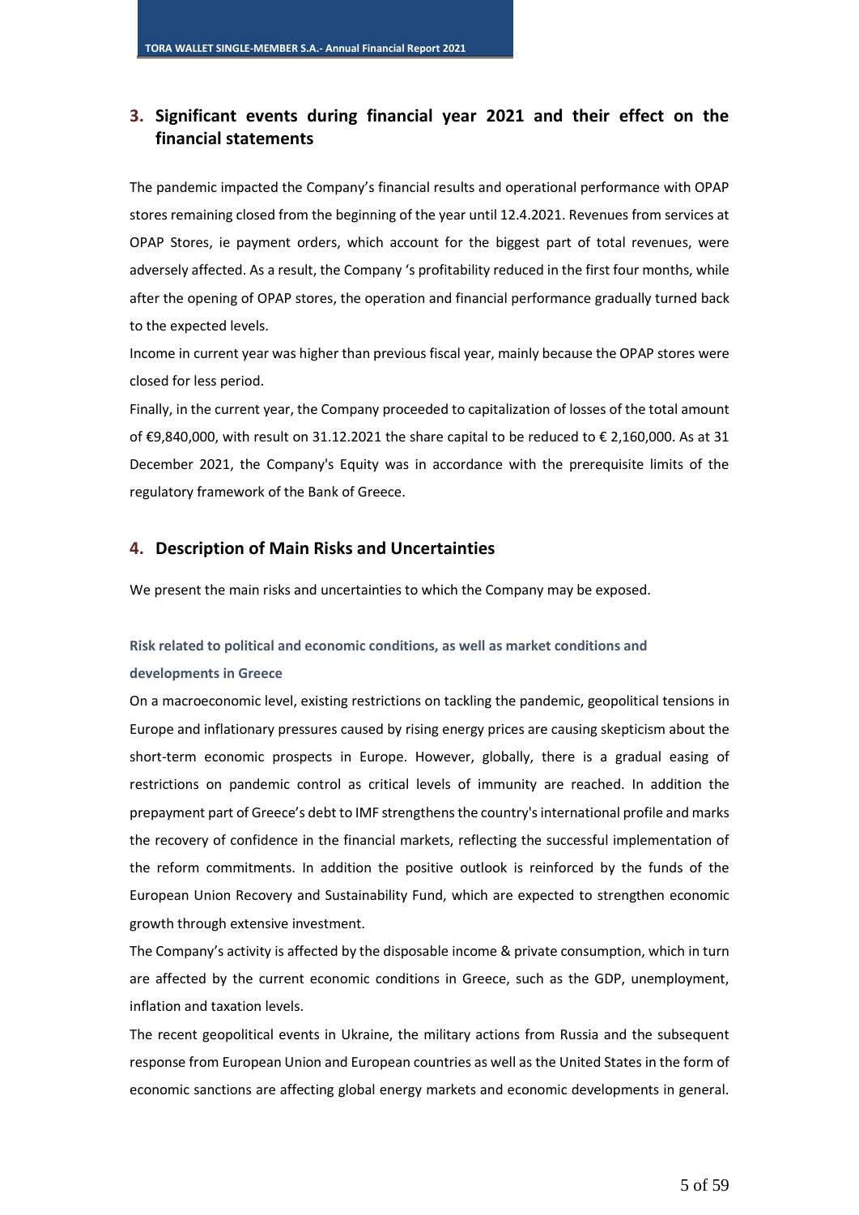## 3. Significant events during financial year 2021 and their effect on the financial statements

The pandemic impacted the Company's financial results and operational performance with OPAP stores remaining closed from the beginning of the year until 12.4.2021. Revenues from services at OPAP Stores, ie payment orders, which account for the biggest part of total revenues, were adversely affected. As a result, the Company 's profitability reduced in the first four months, while after the opening of OPAP stores, the operation and financial performance gradually turned back to the expected levels.

Income in current year was higher than previous fiscal year, mainly because the OPAP stores were closed for less period.

Finally, in the current year, the Company proceeded to capitalization of losses of the total amount of €9,840,000, with result on 31.12.2021 the share capital to be reduced to € 2,160,000. As at 31 December 2021, the Company's Equity was in accordance with the prerequisite limits of the regulatory framework of the Bank of Greece.

## 4. Description of Main Risks and Uncertainties

We present the main risks and uncertainties to which the Company may be exposed.

### Risk related to political and economic conditions, as well as market conditions and developments in Greece

On a macroeconomic level, existing restrictions on tackling the pandemic, geopolitical tensions in Europe and inflationary pressures caused by rising energy prices are causing skepticism about the short-term economic prospects in Europe. However, globally, there is a gradual easing of restrictions on pandemic control as critical levels of immunity are reached. In addition the prepayment part of Greece's debt to IMF strengthens the country's international profile and marks the recovery of confidence in the financial markets, reflecting the successful implementation of the reform commitments. In addition the positive outlook is reinforced by the funds of the European Union Recovery and Sustainability Fund, which are expected to strengthen economic growth through extensive investment.

The Company's activity is affected by the disposable income & private consumption, which in turn are affected by the current economic conditions in Greece, such as the GDP, unemployment, inflation and taxation levels.

The recent geopolitical events in Ukraine, the military actions from Russia and the subsequent response from European Union and European countries as well as the United States in the form of economic sanctions are affecting global energy markets and economic developments in general.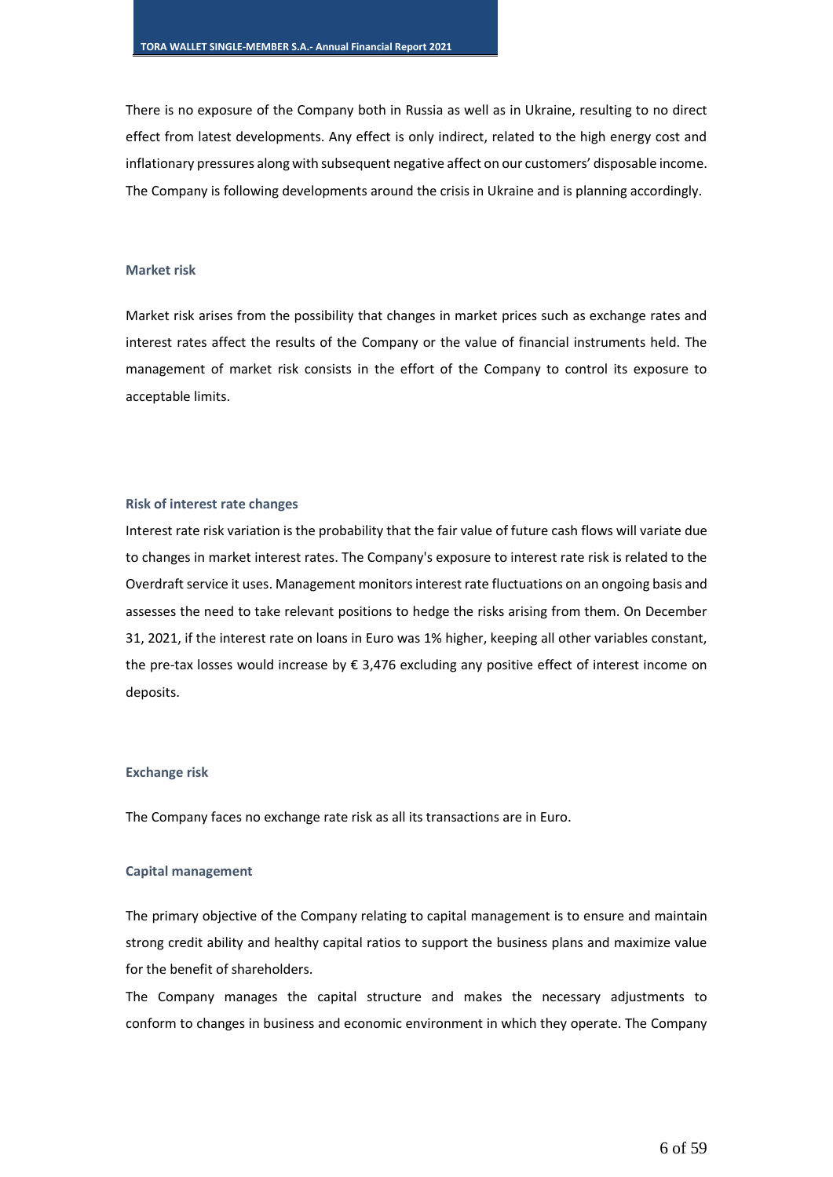There is no exposure of the Company both in Russia as well as in Ukraine, resulting to no direct effect from latest developments. Any effect is only indirect, related to the high energy cost and inflationary pressures along with subsequent negative affect on our customers' disposable income. The Company is following developments around the crisis in Ukraine and is planning accordingly.

### Market risk

Market risk arises from the possibility that changes in market prices such as exchange rates and interest rates affect the results of the Company or the value of financial instruments held. The management of market risk consists in the effort of the Company to control its exposure to acceptable limits.

### Risk of interest rate changes

Interest rate risk variation is the probability that the fair value of future cash flows will variate due to changes in market interest rates. The Company's exposure to interest rate risk is related to the Overdraft service it uses. Management monitors interest rate fluctuations on an ongoing basis and assesses the need to take relevant positions to hedge the risks arising from them. On December 31, 2021, if the interest rate on loans in Euro was 1% higher, keeping all other variables constant, the pre-tax losses would increase by € 3,476 excluding any positive effect of interest income on deposits.

### Exchange risk

The Company faces no exchange rate risk as all its transactions are in Euro.

### Capital management

The primary objective of the Company relating to capital management is to ensure and maintain strong credit ability and healthy capital ratios to support the business plans and maximize value for the benefit of shareholders.

The Company manages the capital structure and makes the necessary adjustments to conform to changes in business and economic environment in which they operate. The Company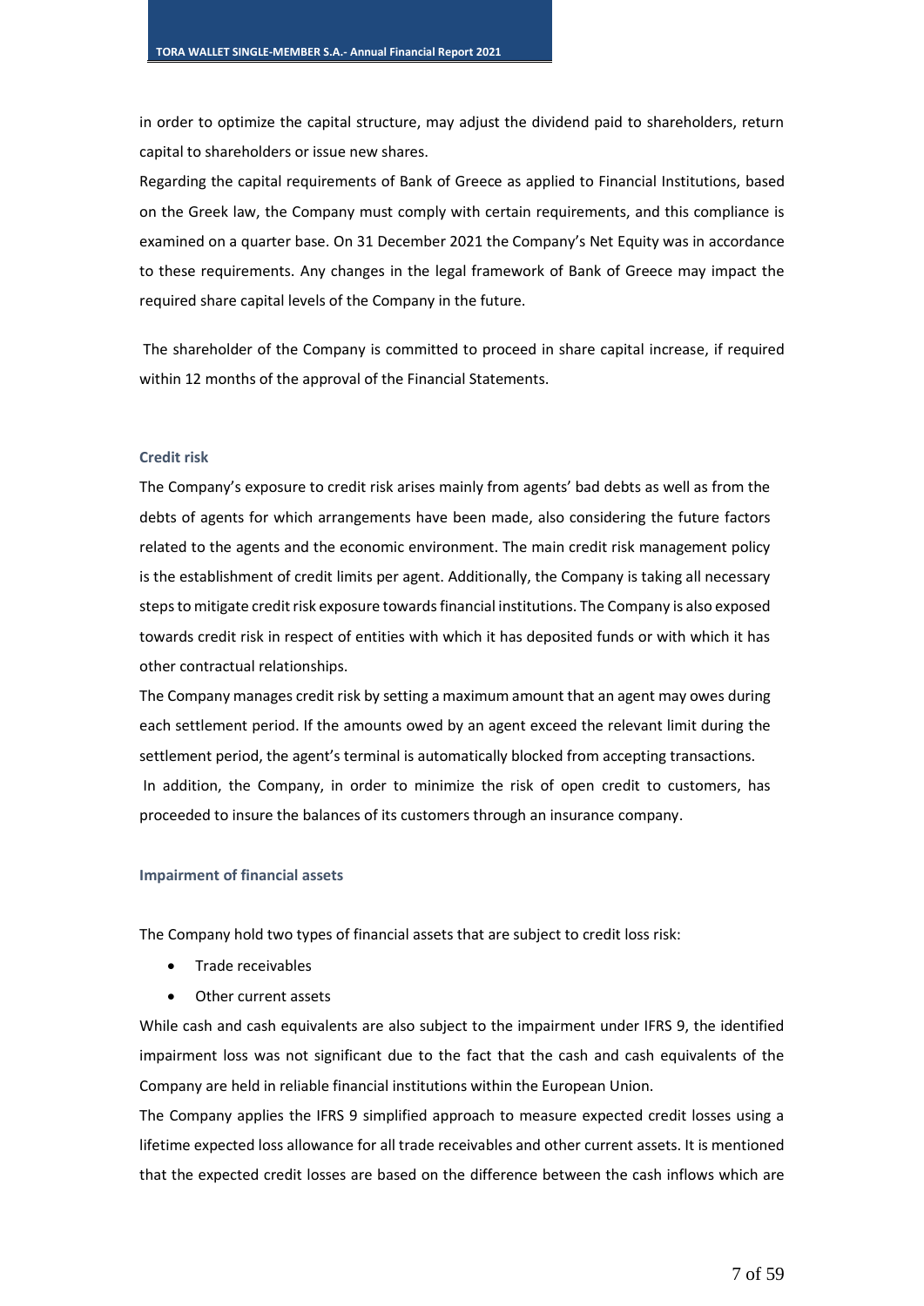in order to optimize the capital structure, may adjust the dividend paid to shareholders, return capital to shareholders or issue new shares.

Regarding the capital requirements of Bank of Greece as applied to Financial Institutions, based on the Greek law, the Company must comply with certain requirements, and this compliance is examined on a quarter base. On 31 December 2021 the Company's Net Equity was in accordance to these requirements. Any changes in the legal framework of Bank of Greece may impact the required share capital levels of the Company in the future.

The shareholder of the Company is committed to proceed in share capital increase, if required within 12 months of the approval of the Financial Statements.

### Credit risk

The Company's exposure to credit risk arises mainly from agents' bad debts as well as from the debts of agents for which arrangements have been made, also considering the future factors related to the agents and the economic environment. The main credit risk management policy is the establishment of credit limits per agent. Additionally, the Company is taking all necessary steps to mitigate credit risk exposure towards financial institutions. The Company is also exposed towards credit risk in respect of entities with which it has deposited funds or with which it has other contractual relationships.

The Company manages credit risk by setting a maximum amount that an agent may owes during each settlement period. If the amounts owed by an agent exceed the relevant limit during the settlement period, the agent's terminal is automatically blocked from accepting transactions.

In addition, the Company, in order to minimize the risk of open credit to customers, has proceeded to insure the balances of its customers through an insurance company.

### Impairment of financial assets

The Company hold two types of financial assets that are subject to credit loss risk:

- Trade receivables
- Other current assets

While cash and cash equivalents are also subject to the impairment under IFRS 9, the identified impairment loss was not significant due to the fact that the cash and cash equivalents of the Company are held in reliable financial institutions within the European Union.

The Company applies the IFRS 9 simplified approach to measure expected credit losses using a lifetime expected loss allowance for all trade receivables and other current assets. It is mentioned that the expected credit losses are based on the difference between the cash inflows which are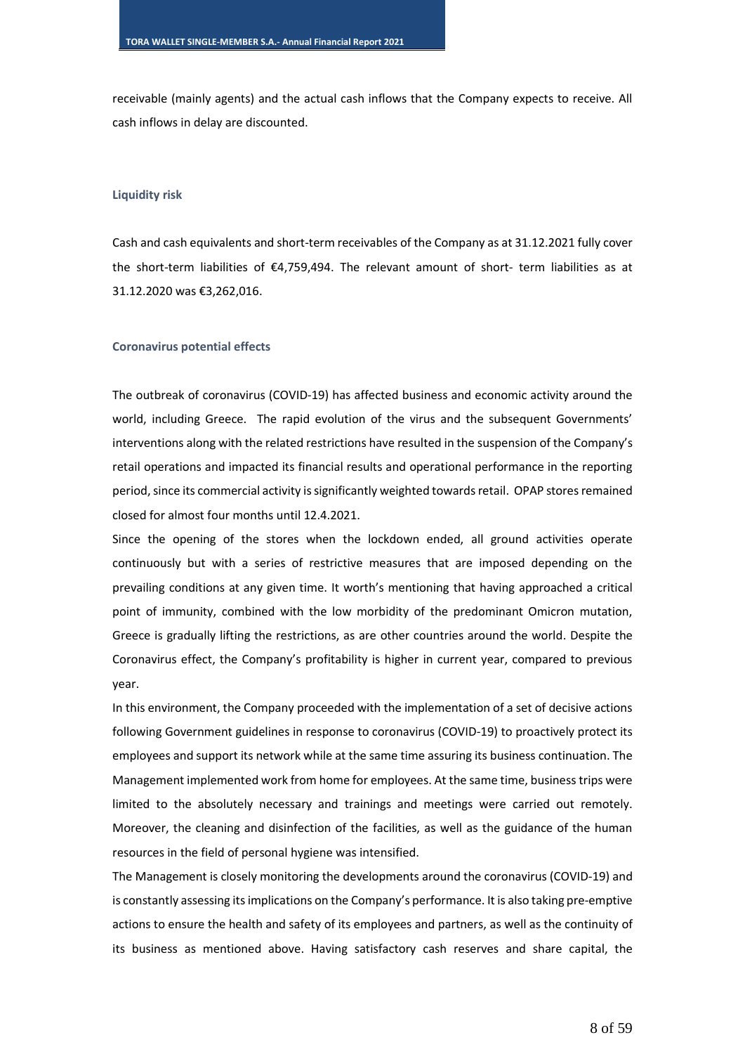receivable (mainly agents) and the actual cash inflows that the Company expects to receive. All cash inflows in delay are discounted.

### Liquidity risk

Cash and cash equivalents and short-term receivables of the Company as at 31.12.2021 fully cover the short-term liabilities of €4,759,494. The relevant amount of short- term liabilities as at 31.12.2020 was €3,262,016.

### Coronavirus potential effects

The outbreak of coronavirus (COVID-19) has affected business and economic activity around the world, including Greece. The rapid evolution of the virus and the subsequent Governments' interventions along with the related restrictions have resulted in the suspension of the Company's retail operations and impacted its financial results and operational performance in the reporting period, since its commercial activity is significantly weighted towards retail. OPAP stores remained closed for almost four months until 12.4.2021.

Since the opening of the stores when the lockdown ended, all ground activities operate continuously but with a series of restrictive measures that are imposed depending on the prevailing conditions at any given time. It worth's mentioning that having approached a critical point of immunity, combined with the low morbidity of the predominant Omicron mutation, Greece is gradually lifting the restrictions, as are other countries around the world. Despite the Coronavirus effect, the Company's profitability is higher in current year, compared to previous year.

In this environment, the Company proceeded with the implementation of a set of decisive actions following Government guidelines in response to coronavirus (COVID-19) to proactively protect its employees and support its network while at the same time assuring its business continuation. The Management implemented work from home for employees. At the same time, business trips were limited to the absolutely necessary and trainings and meetings were carried out remotely. Moreover, the cleaning and disinfection of the facilities, as well as the guidance of the human resources in the field of personal hygiene was intensified.

The Management is closely monitoring the developments around the coronavirus (COVID-19) and is constantly assessing its implications on the Company's performance. It is also taking pre-emptive actions to ensure the health and safety of its employees and partners, as well as the continuity of its business as mentioned above. Having satisfactory cash reserves and share capital, the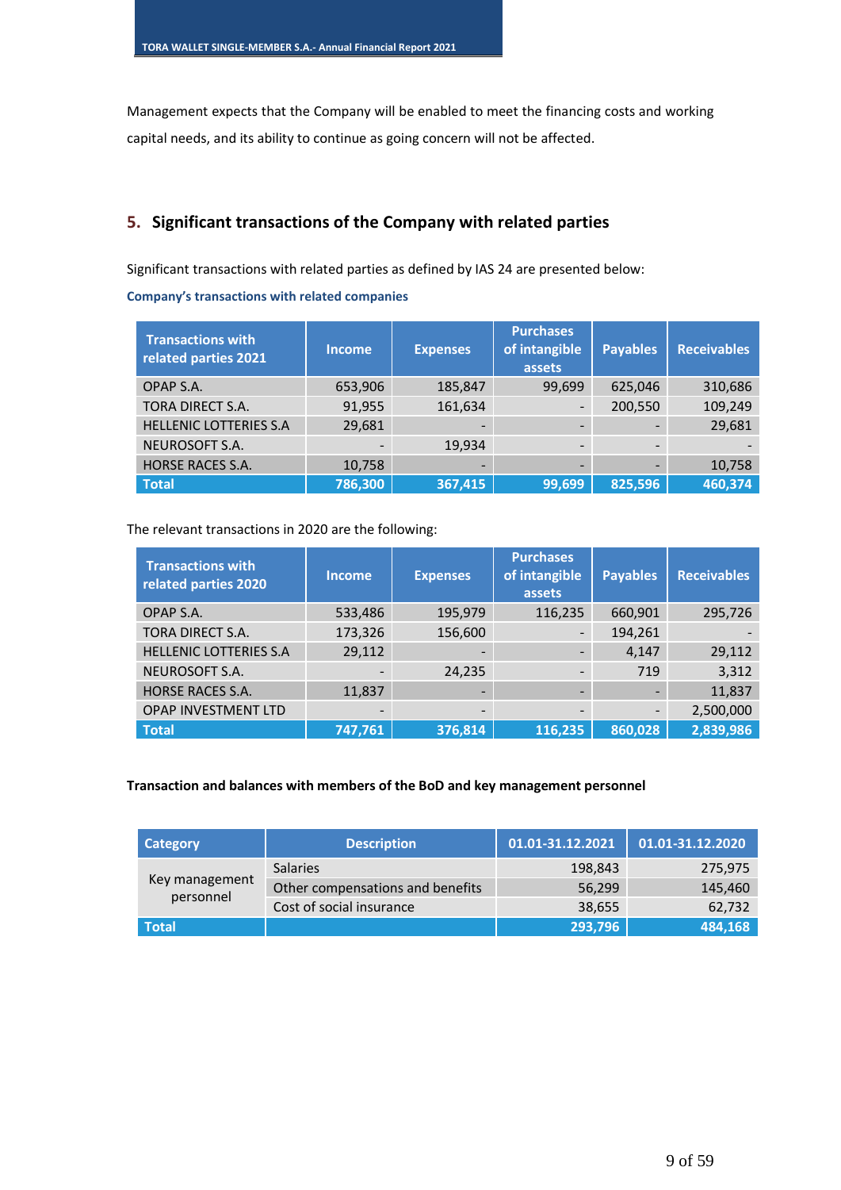Management expects that the Company will be enabled to meet the financing costs and working capital needs, and its ability to continue as going concern will not be affected.

## 5. Significant transactions of the Company with related parties

Significant transactions with related parties as defined by IAS 24 are presented below:

**Company's transactions with related companies**

| Transactions with related parties 2021 | Income | Expenses | Purchases of intangible assets | Payables | Receivables |
|---|---|---|---|---|---|
| OPAP S.A. | 653,906 | 185,847 | 99,699 | 625,046 | 310,686 |
| TORA DIRECT S.A. | 91,955 | 161,634 | - | 200,550 | 109,249 |
| HELLENIC LOTTERIES S.A | 29,681 | - | - | - | 29,681 |
| NEUROSOFT S.A. | - | 19,934 | - | - | - |
| HORSE RACES S.A. | 10,758 | - | - | - | 10,758 |
| **Total** | **786,300** | **367,415** | **99,699** | **825,596** | **460,374** |

The relevant transactions in 2020 are the following:

| Transactions with related parties 2020 | Income | Expenses | Purchases of intangible assets | Payables | Receivables |
|---|---|---|---|---|---|
| OPAP S.A. | 533,486 | 195,979 | 116,235 | 660,901 | 295,726 |
| TORA DIRECT S.A. | 173,326 | 156,600 | - | 194,261 | - |
| HELLENIC LOTTERIES S.A | 29,112 | - | - | 4,147 | 29,112 |
| NEUROSOFT S.A. | - | 24,235 | - | 719 | 3,312 |
| HORSE RACES S.A. | 11,837 | - | - | - | 11,837 |
| OPAP INVESTMENT LTD | - | - | - | - | 2,500,000 |
| **Total** | **747,761** | **376,814** | **116,235** | **860,028** | **2,839,986** |

**Transaction and balances with members of the BoD and key management personnel**

| Category | Description | 01.01-31.12.2021 | 01.01-31.12.2020 |
|---|---|---|---|
| Key management personnel | Salaries | 198,843 | 275,975 |
| | Other compensations and benefits | 56,299 | 145,460 |
| | Cost of social insurance | 38,655 | 62,732 |
| **Total** | | **293,796** | **484,168** |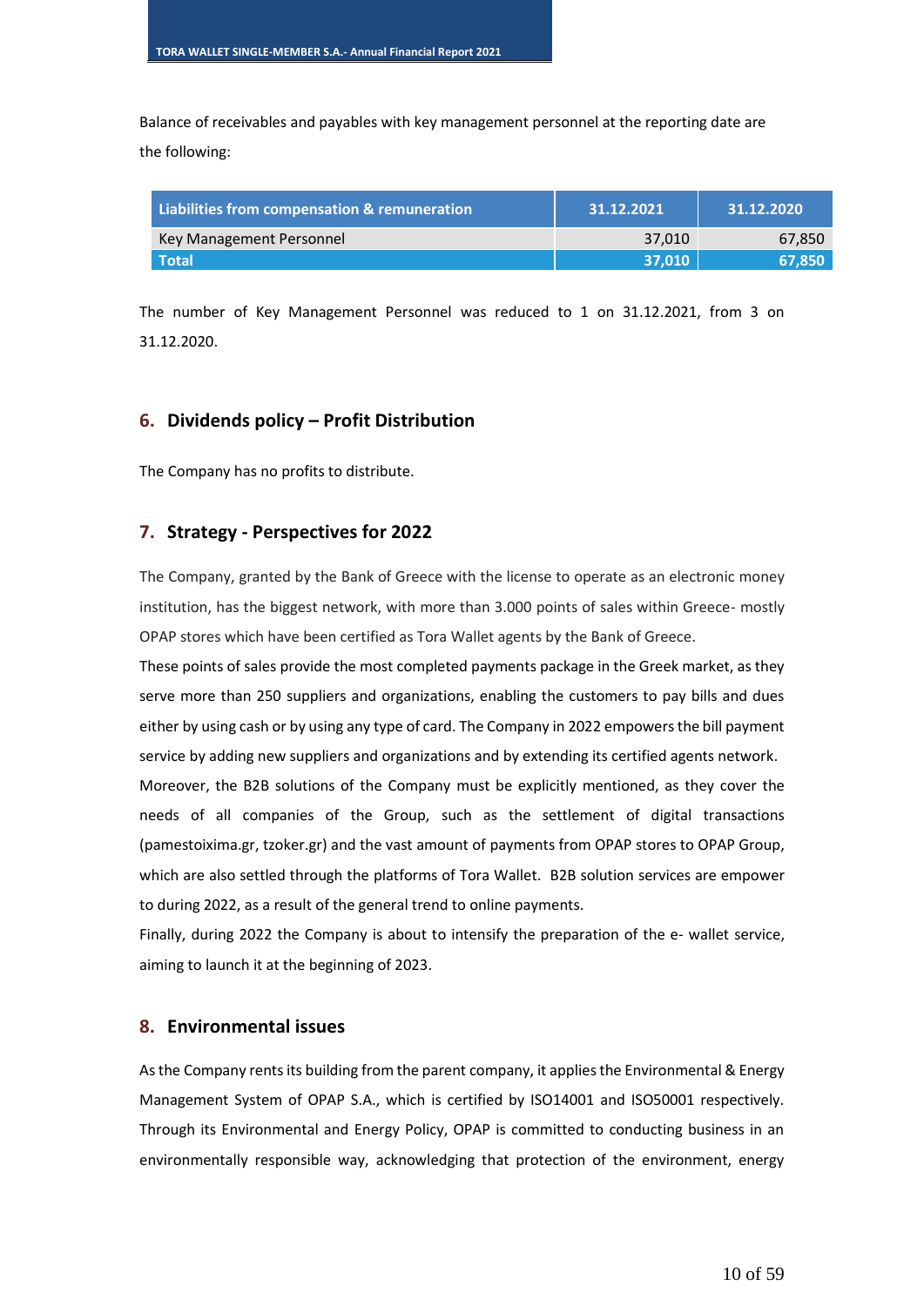Balance of receivables and payables with key management personnel at the reporting date are the following:

| Liabilities from compensation & remuneration | 31.12.2021 | 31.12.2020 |
|---|---|---|
| Key Management Personnel | 37,010 | 67,850 |
| **Total** | **37,010** | **67,850** |

The number of Key Management Personnel was reduced to 1 on 31.12.2021, from 3 on 31.12.2020.

## 6. Dividends policy – Profit Distribution

The Company has no profits to distribute.

## 7. Strategy - Perspectives for 2022

The Company, granted by the Bank of Greece with the license to operate as an electronic money institution, has the biggest network, with more than 3.000 points of sales within Greece- mostly OPAP stores which have been certified as Tora Wallet agents by the Bank of Greece.

These points of sales provide the most completed payments package in the Greek market, as they serve more than 250 suppliers and organizations, enabling the customers to pay bills and dues either by using cash or by using any type of card. The Company in 2022 empowers the bill payment service by adding new suppliers and organizations and by extending its certified agents network.

Moreover, the B2B solutions of the Company must be explicitly mentioned, as they cover the needs of all companies of the Group, such as the settlement of digital transactions (pamestoixima.gr, tzoker.gr) and the vast amount of payments from OPAP stores to OPAP Group, which are also settled through the platforms of Tora Wallet. B2B solution services are empower to during 2022, as a result of the general trend to online payments.

Finally, during 2022 the Company is about to intensify the preparation of the e- wallet service, aiming to launch it at the beginning of 2023.

## 8. Environmental issues

As the Company rents its building from the parent company, it applies the Environmental & Energy Management System of OPAP S.A., which is certified by ISO14001 and ISO50001 respectively. Through its Environmental and Energy Policy, OPAP is committed to conducting business in an environmentally responsible way, acknowledging that protection of the environment, energy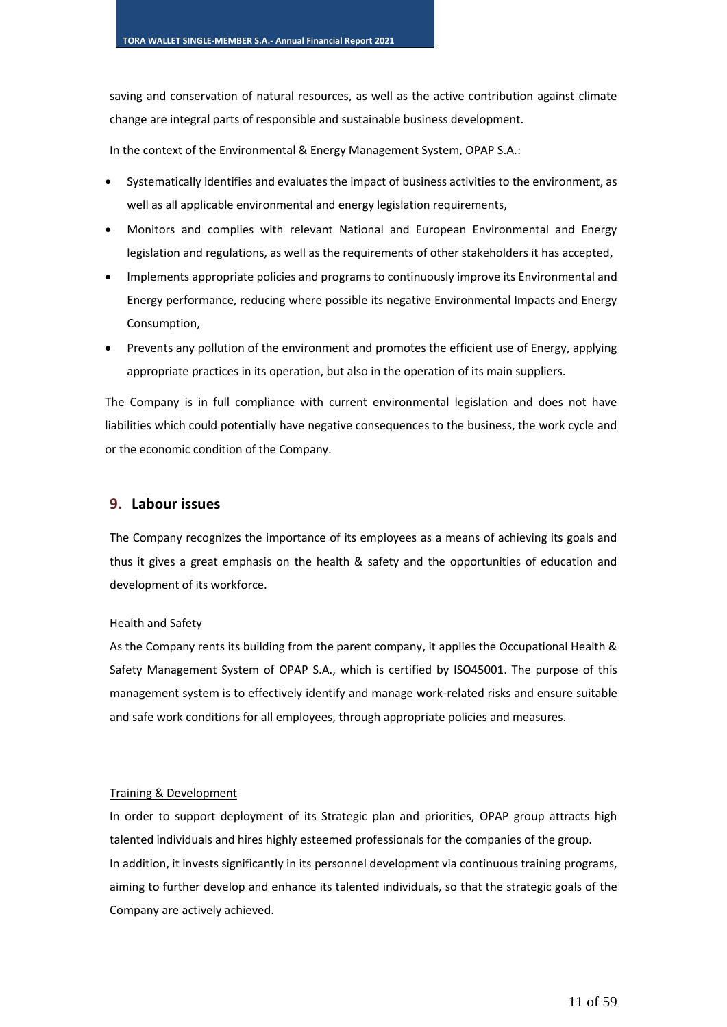saving and conservation of natural resources, as well as the active contribution against climate change are integral parts of responsible and sustainable business development.

In the context of the Environmental & Energy Management System, OPAP S.A.:

- Systematically identifies and evaluates the impact of business activities to the environment, as well as all applicable environmental and energy legislation requirements,
- Monitors and complies with relevant National and European Environmental and Energy legislation and regulations, as well as the requirements of other stakeholders it has accepted,
- Implements appropriate policies and programs to continuously improve its Environmental and Energy performance, reducing where possible its negative Environmental Impacts and Energy Consumption,
- Prevents any pollution of the environment and promotes the efficient use of Energy, applying appropriate practices in its operation, but also in the operation of its main suppliers.

The Company is in full compliance with current environmental legislation and does not have liabilities which could potentially have negative consequences to the business, the work cycle and or the economic condition of the Company.

## 9. Labour issues

The Company recognizes the importance of its employees as a means of achieving its goals and thus it gives a great emphasis on the health & safety and the opportunities of education and development of its workforce.

Health and Safety

As the Company rents its building from the parent company, it applies the Occupational Health & Safety Management System of OPAP S.A., which is certified by ISO45001. The purpose of this management system is to effectively identify and manage work-related risks and ensure suitable and safe work conditions for all employees, through appropriate policies and measures.

Training & Development

In order to support deployment of its Strategic plan and priorities, OPAP group attracts high talented individuals and hires highly esteemed professionals for the companies of the group.

In addition, it invests significantly in its personnel development via continuous training programs, aiming to further develop and enhance its talented individuals, so that the strategic goals of the Company are actively achieved.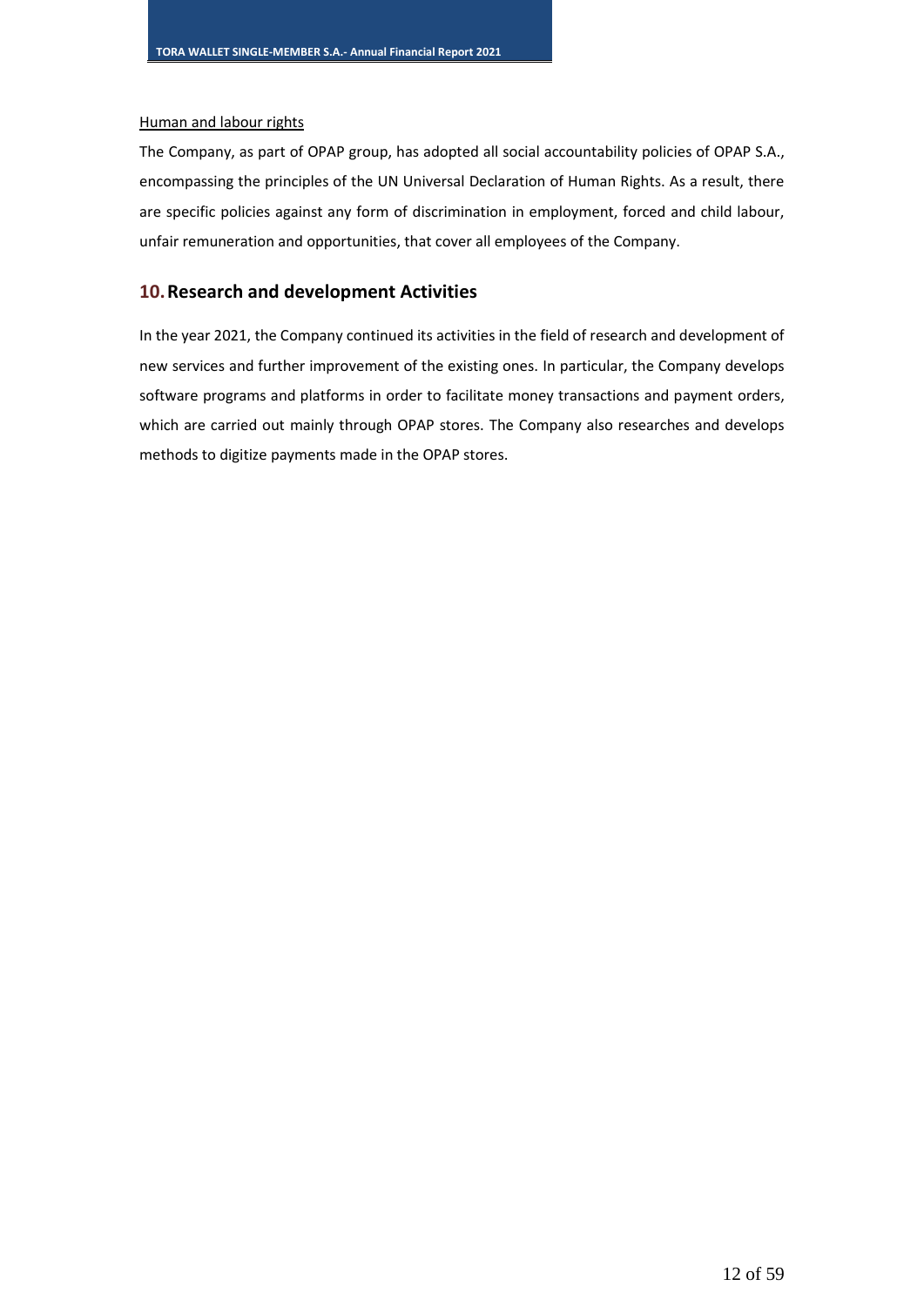Human and labour rights

The Company, as part of OPAP group, has adopted all social accountability policies of OPAP S.A., encompassing the principles of the UN Universal Declaration of Human Rights. As a result, there are specific policies against any form of discrimination in employment, forced and child labour, unfair remuneration and opportunities, that cover all employees of the Company.

## 10. Research and development Activities

In the year 2021, the Company continued its activities in the field of research and development of new services and further improvement of the existing ones. In particular, the Company develops software programs and platforms in order to facilitate money transactions and payment orders, which are carried out mainly through OPAP stores. The Company also researches and develops methods to digitize payments made in the OPAP stores.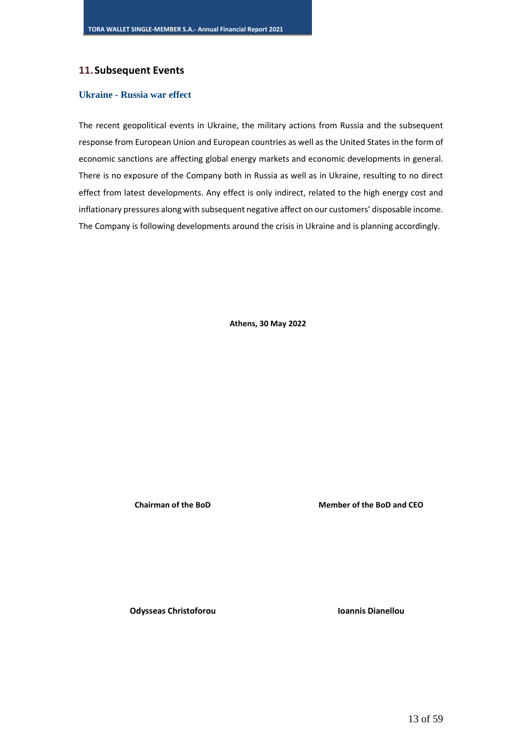## 11. Subsequent Events

### Ukraine - Russia war effect

The recent geopolitical events in Ukraine, the military actions from Russia and the subsequent response from European Union and European countries as well as the United States in the form of economic sanctions are affecting global energy markets and economic developments in general. There is no exposure of the Company both in Russia as well as in Ukraine, resulting to no direct effect from latest developments. Any effect is only indirect, related to the high energy cost and inflationary pressures along with subsequent negative affect on our customers' disposable income. The Company is following developments around the crisis in Ukraine and is planning accordingly.

**Athens, 30 May 2022**

| **Chairman of the BoD** | **Member of the BoD and CEO** |
|---|---|
| **Odysseas Christoforou** | **Ioannis Dianellou** |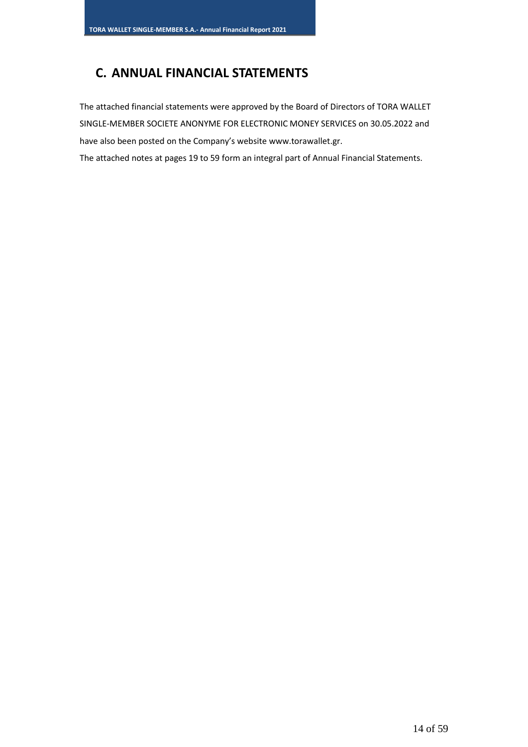## C. ANNUAL FINANCIAL STATEMENTS

The attached financial statements were approved by the Board of Directors of TORA WALLET SINGLE-MEMBER SOCIETE ANONYME FOR ELECTRONIC MONEY SERVICES on 30.05.2022 and have also been posted on the Company's website www.torawallet.gr.

The attached notes at pages 19 to 59 form an integral part of Annual Financial Statements.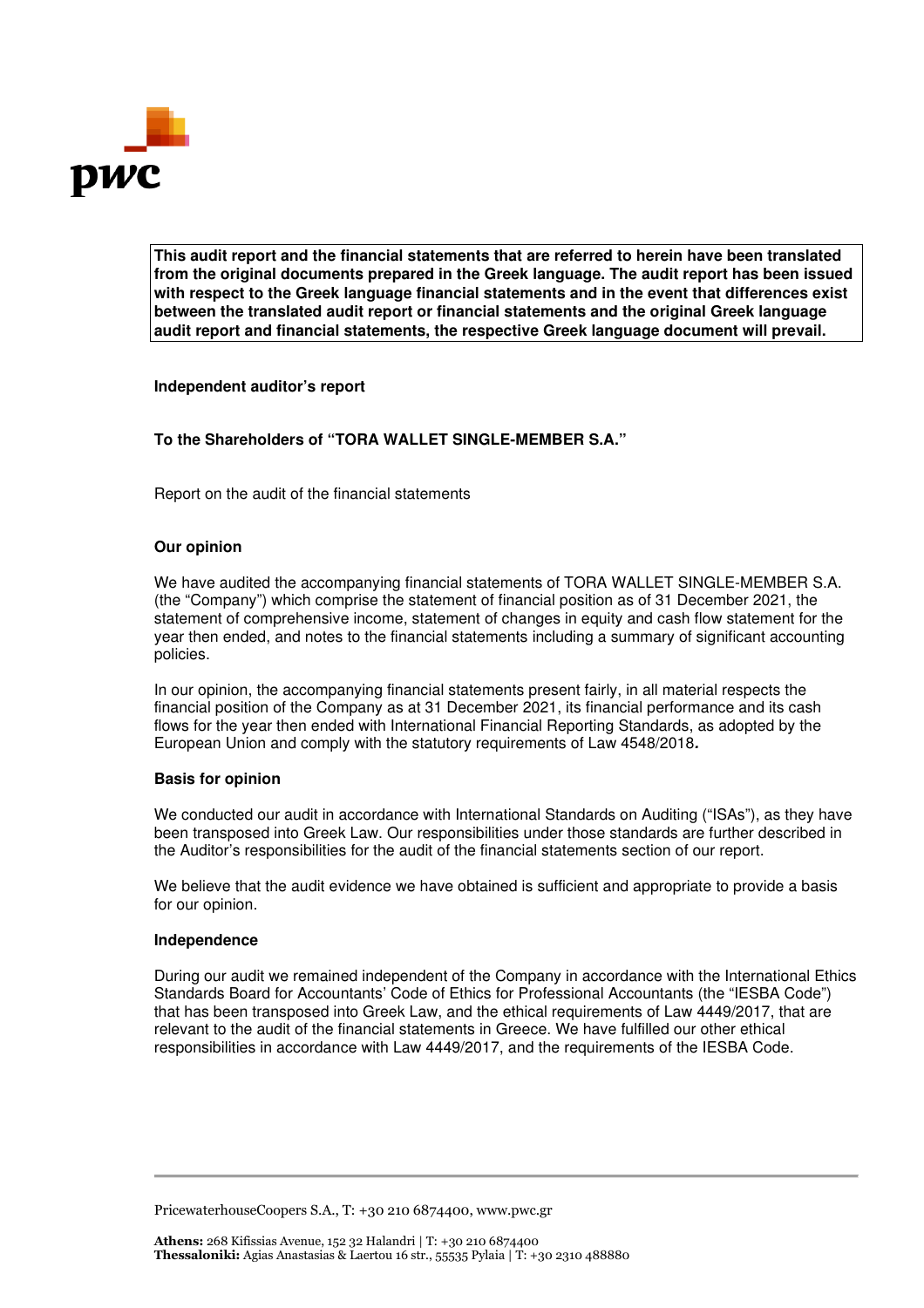**This audit report and the financial statements that are referred to herein have been translated from the original documents prepared in the Greek language. The audit report has been issued with respect to the Greek language financial statements and in the event that differences exist between the translated audit report or financial statements and the original Greek language audit report and financial statements, the respective Greek language document will prevail.**

## Independent auditor's report

## To the Shareholders of "TORA WALLET SINGLE-MEMBER S.A."

Report on the audit of the financial statements

### Our opinion

We have audited the accompanying financial statements of TORA WALLET SINGLE-MEMBER S.A. (the "Company") which comprise the statement of financial position as of 31 December 2021, the statement of comprehensive income, statement of changes in equity and cash flow statement for the year then ended, and notes to the financial statements including a summary of significant accounting policies.

In our opinion, the accompanying financial statements present fairly, in all material respects the financial position of the Company as at 31 December 2021, its financial performance and its cash flows for the year then ended with International Financial Reporting Standards, as adopted by the European Union and comply with the statutory requirements of Law 4548/2018*.*

### Basis for opinion

We conducted our audit in accordance with International Standards on Auditing ("ISAs"), as they have been transposed into Greek Law. Our responsibilities under those standards are further described in the Auditor's responsibilities for the audit of the financial statements section of our report.

We believe that the audit evidence we have obtained is sufficient and appropriate to provide a basis for our opinion.

### Independence

During our audit we remained independent of the Company in accordance with the International Ethics Standards Board for Accountants' Code of Ethics for Professional Accountants (the "IESBA Code") that has been transposed into Greek Law, and the ethical requirements of Law 4449/2017, that are relevant to the audit of the financial statements in Greece. We have fulfilled our other ethical responsibilities in accordance with Law 4449/2017, and the requirements of the IESBA Code.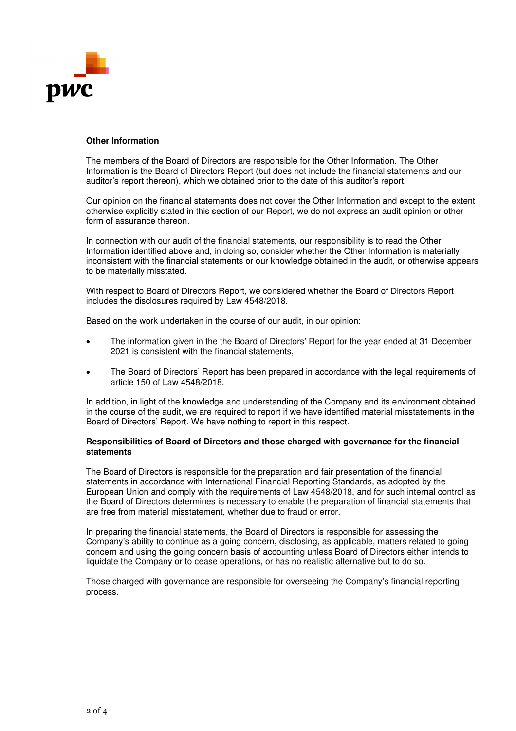**Other Information**

The members of the Board of Directors are responsible for the Other Information. The Other Information is the Board of Directors Report (but does not include the financial statements and our auditor's report thereon), which we obtained prior to the date of this auditor's report.

Our opinion on the financial statements does not cover the Other Information and except to the extent otherwise explicitly stated in this section of our Report, we do not express an audit opinion or other form of assurance thereon.

In connection with our audit of the financial statements, our responsibility is to read the Other Information identified above and, in doing so, consider whether the Other Information is materially inconsistent with the financial statements or our knowledge obtained in the audit, or otherwise appears to be materially misstated.

With respect to Board of Directors Report, we considered whether the Board of Directors Report includes the disclosures required by Law 4548/2018.

Based on the work undertaken in the course of our audit, in our opinion:

- The information given in the the Board of Directors' Report for the year ended at 31 December 2021 is consistent with the financial statements,
- The Board of Directors' Report has been prepared in accordance with the legal requirements of article 150 of Law 4548/2018.

In addition, in light of the knowledge and understanding of the Company and its environment obtained in the course of the audit, we are required to report if we have identified material misstatements in the Board of Directors' Report. We have nothing to report in this respect.

**Responsibilities of Board of Directors and those charged with governance for the financial statements**

The Board of Directors is responsible for the preparation and fair presentation of the financial statements in accordance with International Financial Reporting Standards, as adopted by the European Union and comply with the requirements of Law 4548/2018, and for such internal control as the Board of Directors determines is necessary to enable the preparation of financial statements that are free from material misstatement, whether due to fraud or error.

In preparing the financial statements, the Board of Directors is responsible for assessing the Company's ability to continue as a going concern, disclosing, as applicable, matters related to going concern and using the going concern basis of accounting unless Board of Directors either intends to liquidate the Company or to cease operations, or has no realistic alternative but to do so.

Those charged with governance are responsible for overseeing the Company's financial reporting process.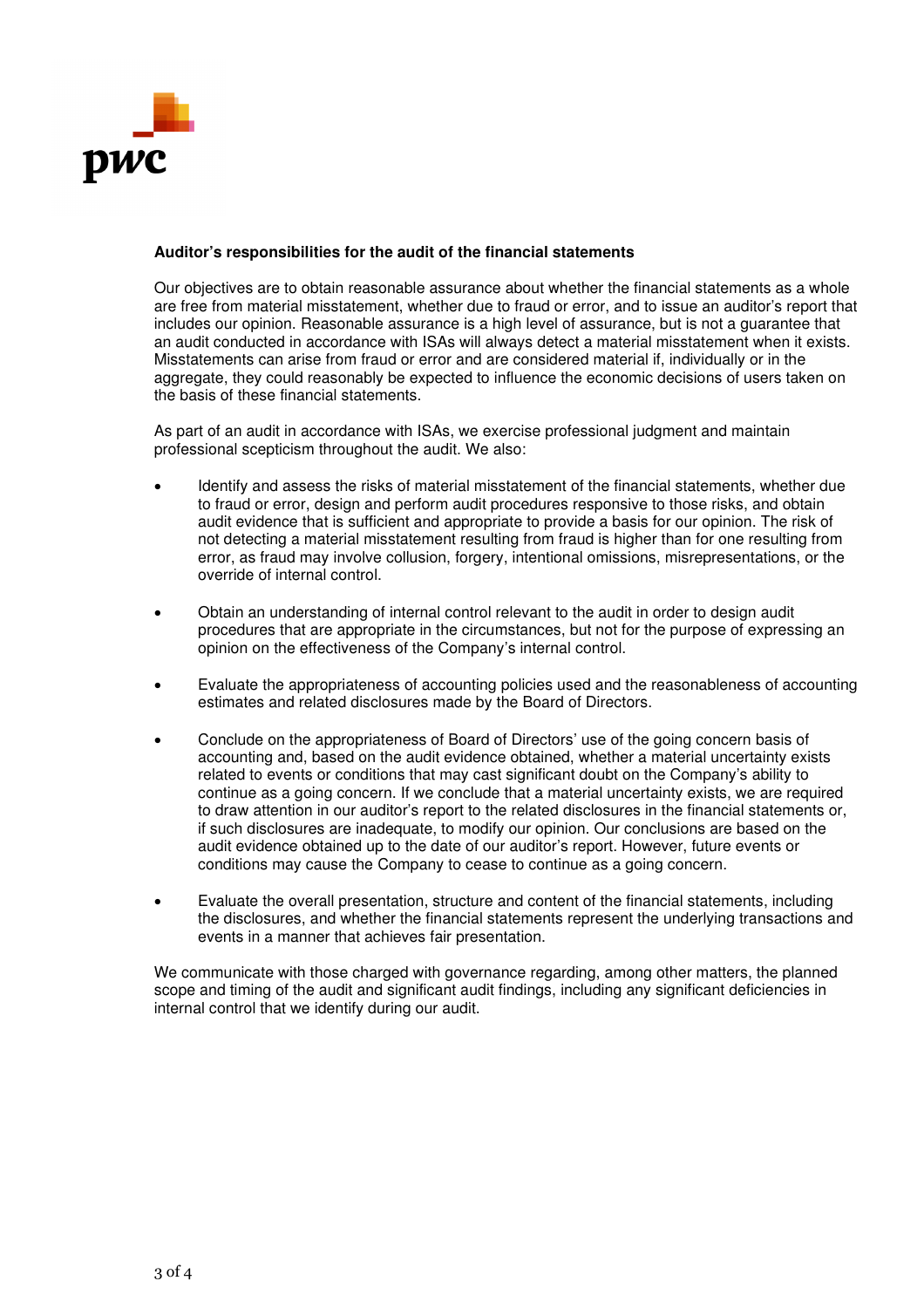**Auditor's responsibilities for the audit of the financial statements**

Our objectives are to obtain reasonable assurance about whether the financial statements as a whole are free from material misstatement, whether due to fraud or error, and to issue an auditor's report that includes our opinion. Reasonable assurance is a high level of assurance, but is not a guarantee that an audit conducted in accordance with ISAs will always detect a material misstatement when it exists. Misstatements can arise from fraud or error and are considered material if, individually or in the aggregate, they could reasonably be expected to influence the economic decisions of users taken on the basis of these financial statements.

As part of an audit in accordance with ISAs, we exercise professional judgment and maintain professional scepticism throughout the audit. We also:

- Identify and assess the risks of material misstatement of the financial statements, whether due to fraud or error, design and perform audit procedures responsive to those risks, and obtain audit evidence that is sufficient and appropriate to provide a basis for our opinion. The risk of not detecting a material misstatement resulting from fraud is higher than for one resulting from error, as fraud may involve collusion, forgery, intentional omissions, misrepresentations, or the override of internal control.

- Obtain an understanding of internal control relevant to the audit in order to design audit procedures that are appropriate in the circumstances, but not for the purpose of expressing an opinion on the effectiveness of the Company's internal control.

- Evaluate the appropriateness of accounting policies used and the reasonableness of accounting estimates and related disclosures made by the Board of Directors.

- Conclude on the appropriateness of Board of Directors' use of the going concern basis of accounting and, based on the audit evidence obtained, whether a material uncertainty exists related to events or conditions that may cast significant doubt on the Company's ability to continue as a going concern. If we conclude that a material uncertainty exists, we are required to draw attention in our auditor's report to the related disclosures in the financial statements or, if such disclosures are inadequate, to modify our opinion. Our conclusions are based on the audit evidence obtained up to the date of our auditor's report. However, future events or conditions may cause the Company to cease to continue as a going concern.

- Evaluate the overall presentation, structure and content of the financial statements, including the disclosures, and whether the financial statements represent the underlying transactions and events in a manner that achieves fair presentation.

We communicate with those charged with governance regarding, among other matters, the planned scope and timing of the audit and significant audit findings, including any significant deficiencies in internal control that we identify during our audit.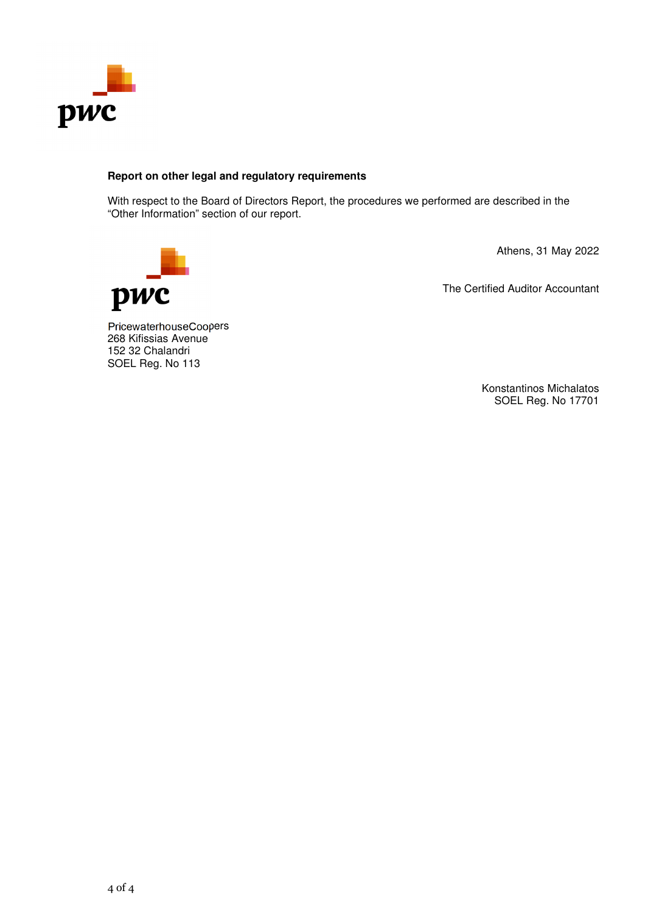**Report on other legal and regulatory requirements**

With respect to the Board of Directors Report, the procedures we performed are described in the "Other Information" section of our report.

Athens, 31 May 2022

The Certified Auditor Accountant

PricewaterhouseCoopers
268 Kifissias Avenue
152 32 Chalandri
SOEL Reg. No 113

Konstantinos Michalatos
SOEL Reg. No 17701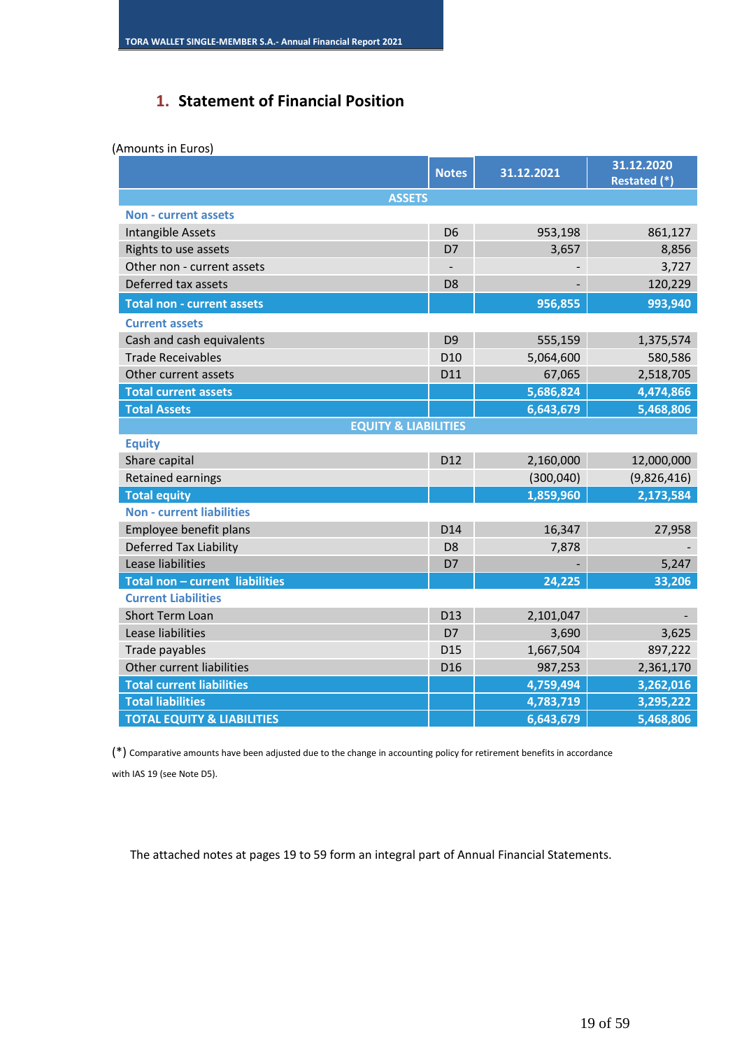## 1. Statement of Financial Position

(Amounts in Euros)

| | Notes | 31.12.2021 | 31.12.2020 Restated (*) |
|---|---|---|---|
| **ASSETS** | | | |
| **Non - current assets** | | | |
| Intangible Assets | D6 | 953,198 | 861,127 |
| Rights to use assets | D7 | 3,657 | 8,856 |
| Other non - current assets | - | - | 3,727 |
| Deferred tax assets | D8 | - | 120,229 |
| **Total non - current assets** | | **956,855** | **993,940** |
| **Current assets** | | | |
| Cash and cash equivalents | D9 | 555,159 | 1,375,574 |
| Trade Receivables | D10 | 5,064,600 | 580,586 |
| Other current assets | D11 | 67,065 | 2,518,705 |
| **Total current assets** | | **5,686,824** | **4,474,866** |
| **Total Assets** | | **6,643,679** | **5,468,806** |
| **EQUITY & LIABILITIES** | | | |
| **Equity** | | | |
| Share capital | D12 | 2,160,000 | 12,000,000 |
| Retained earnings | | (300,040) | (9,826,416) |
| **Total equity** | | **1,859,960** | **2,173,584** |
| **Non - current liabilities** | | | |
| Employee benefit plans | D14 | 16,347 | 27,958 |
| Deferred Tax Liability | D8 | 7,878 | - |
| Lease liabilities | D7 | - | 5,247 |
| **Total non – current liabilities** | | **24,225** | **33,206** |
| **Current Liabilities** | | | |
| Short Term Loan | D13 | 2,101,047 | - |
| Lease liabilities | D7 | 3,690 | 3,625 |
| Trade payables | D15 | 1,667,504 | 897,222 |
| Other current liabilities | D16 | 987,253 | 2,361,170 |
| **Total current liabilities** | | **4,759,494** | **3,262,016** |
| **Total liabilities** | | **4,783,719** | **3,295,222** |
| **TOTAL EQUITY & LIABILITIES** | | **6,643,679** | **5,468,806** |

(*) Comparative amounts have been adjusted due to the change in accounting policy for retirement benefits in accordance with IAS 19 (see Note D5).

The attached notes at pages 19 to 59 form an integral part of Annual Financial Statements.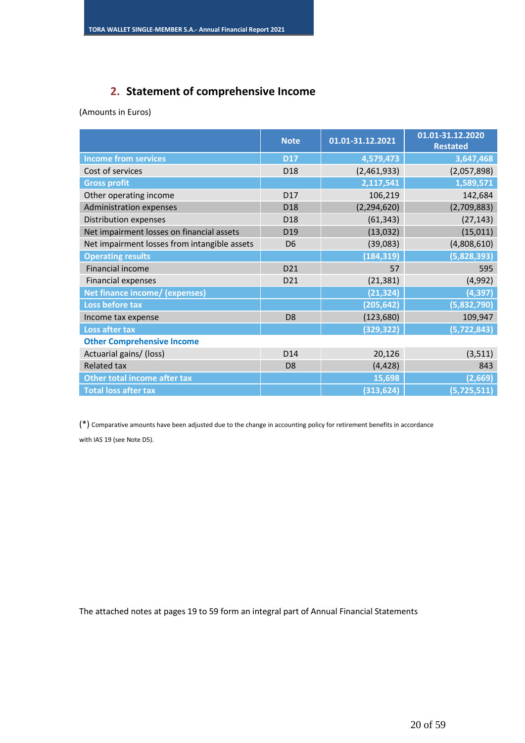## 2. Statement of comprehensive Income

(Amounts in Euros)

| | Note | 01.01-31.12.2021 | 01.01-31.12.2020 Restated |
|---|---|---|---|
| **Income from services** | **D17** | **4,579,473** | **3,647,468** |
| Cost of services | D18 | (2,461,933) | (2,057,898) |
| **Gross profit** | | **2,117,541** | **1,589,571** |
| Other operating income | D17 | 106,219 | 142,684 |
| Administration expenses | D18 | (2,294,620) | (2,709,883) |
| Distribution expenses | D18 | (61,343) | (27,143) |
| Net impairment losses on financial assets | D19 | (13,032) | (15,011) |
| Net impairment losses from intangible assets | D6 | (39,083) | (4,808,610) |
| **Operating results** | | **(184,319)** | **(5,828,393)** |
| Financial income | D21 | 57 | 595 |
| Financial expenses | D21 | (21,381) | (4,992) |
| **Net finance income/ (expenses)** | | **(21,324)** | **(4,397)** |
| **Loss before tax** | | **(205,642)** | **(5,832,790)** |
| Income tax expense | D8 | (123,680) | 109,947 |
| **Loss after tax** | | **(329,322)** | **(5,722,843)** |
| **Other Comprehensive Income** | | | |
| Actuarial gains/ (loss) | D14 | 20,126 | (3,511) |
| Related tax | D8 | (4,428) | 843 |
| **Other total income after tax** | | **15,698** | **(2,669)** |
| **Total loss after tax** | | **(313,624)** | **(5,725,511)** |

(*) Comparative amounts have been adjusted due to the change in accounting policy for retirement benefits in accordance with IAS 19 (see Note D5).

The attached notes at pages 19 to 59 form an integral part of Annual Financial Statements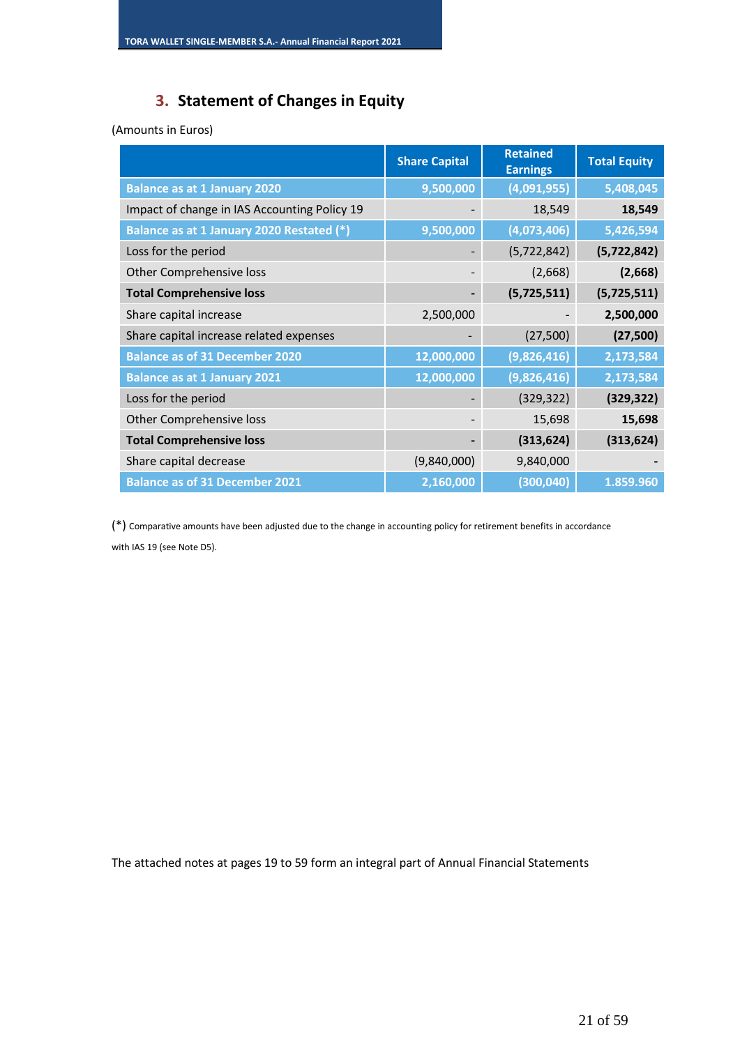## 3. Statement of Changes in Equity

(Amounts in Euros)

| | Share Capital | Retained Earnings | Total Equity |
|---|---|---|---|
| **Balance as at 1 January 2020** | **9,500,000** | **(4,091,955)** | **5,408,045** |
| Impact of change in IAS Accounting Policy 19 | - | 18,549 | **18,549** |
| **Balance as at 1 January 2020 Restated (*)** | **9,500,000** | **(4,073,406)** | **5,426,594** |
| Loss for the period | - | (5,722,842) | **(5,722,842)** |
| Other Comprehensive loss | - | (2,668) | **(2,668)** |
| **Total Comprehensive loss** | **-** | **(5,725,511)** | **(5,725,511)** |
| Share capital increase | 2,500,000 | - | **2,500,000** |
| Share capital increase related expenses | - | (27,500) | **(27,500)** |
| **Balance as of 31 December 2020** | **12,000,000** | **(9,826,416)** | **2,173,584** |
| **Balance as at 1 January 2021** | **12,000,000** | **(9,826,416)** | **2,173,584** |
| Loss for the period | - | (329,322) | **(329,322)** |
| Other Comprehensive loss | - | 15,698 | **15,698** |
| **Total Comprehensive loss** | **-** | **(313,624)** | **(313,624)** |
| Share capital decrease | (9,840,000) | 9,840,000 | **-** |
| **Balance as of 31 December 2021** | **2,160,000** | **(300,040)** | **1.859.960** |

(*) Comparative amounts have been adjusted due to the change in accounting policy for retirement benefits in accordance with IAS 19 (see Note D5).

The attached notes at pages 19 to 59 form an integral part of Annual Financial Statements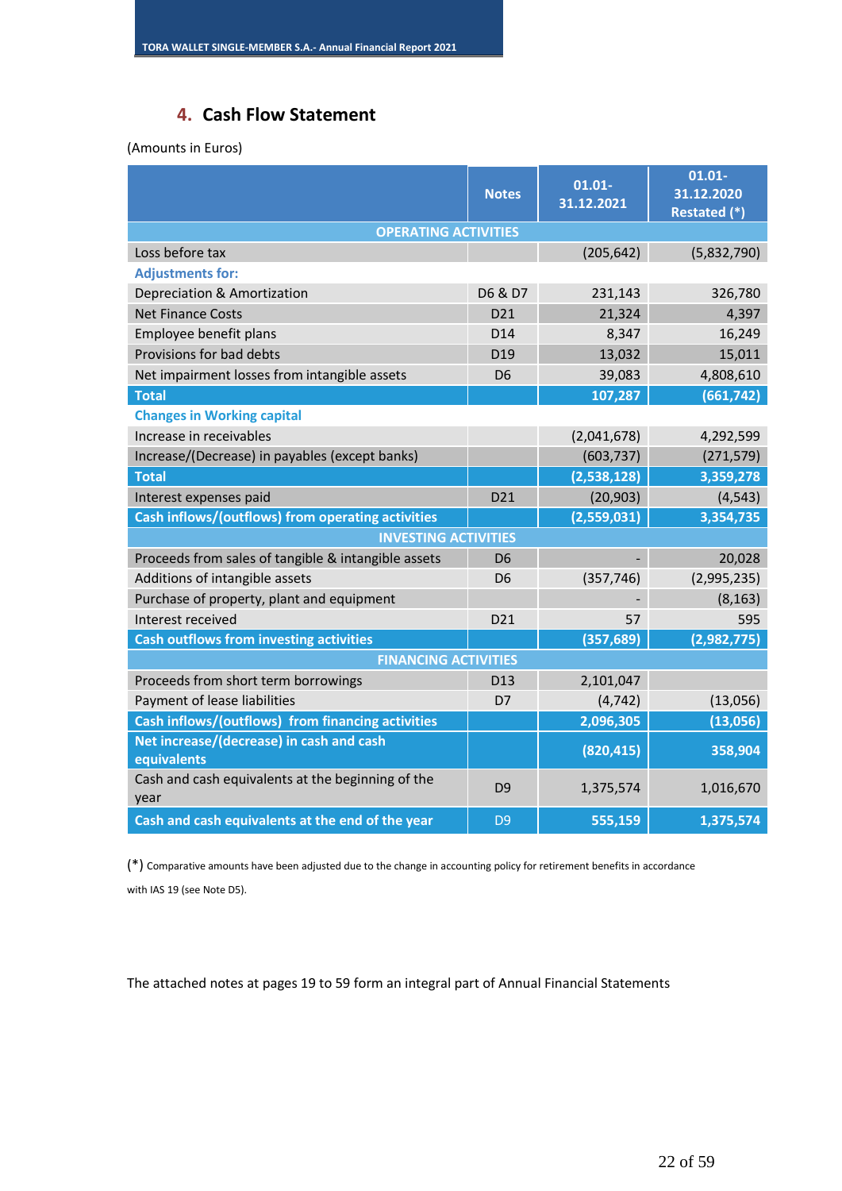## 4. Cash Flow Statement

(Amounts in Euros)

| | Notes | 01.01-31.12.2021 | 01.01-31.12.2020 Restated (*) |
|---|---|---|---|
| **OPERATING ACTIVITIES** | | | |
| Loss before tax | | (205,642) | (5,832,790) |
| **Adjustments for:** | | | |
| Depreciation & Amortization | D6 & D7 | 231,143 | 326,780 |
| Net Finance Costs | D21 | 21,324 | 4,397 |
| Employee benefit plans | D14 | 8,347 | 16,249 |
| Provisions for bad debts | D19 | 13,032 | 15,011 |
| Net impairment losses from intangible assets | D6 | 39,083 | 4,808,610 |
| **Total** | | **107,287** | **(661,742)** |
| **Changes in Working capital** | | | |
| Increase in receivables | | (2,041,678) | 4,292,599 |
| Increase/(Decrease) in payables (except banks) | | (603,737) | (271,579) |
| **Total** | | **(2,538,128)** | **3,359,278** |
| Interest expenses paid | D21 | (20,903) | (4,543) |
| **Cash inflows/(outflows) from operating activities** | | **(2,559,031)** | **3,354,735** |
| **INVESTING ACTIVITIES** | | | |
| Proceeds from sales of tangible & intangible assets | D6 | - | 20,028 |
| Additions of intangible assets | D6 | (357,746) | (2,995,235) |
| Purchase of property, plant and equipment | | - | (8,163) |
| Interest received | D21 | 57 | 595 |
| **Cash outflows from investing activities** | | **(357,689)** | **(2,982,775)** |
| **FINANCING ACTIVITIES** | | | |
| Proceeds from short term borrowings | D13 | 2,101,047 | |
| Payment of lease liabilities | D7 | (4,742) | (13,056) |
| **Cash inflows/(outflows) from financing activities** | | **2,096,305** | **(13,056)** |
| **Net increase/(decrease) in cash and cash equivalents** | | **(820,415)** | **358,904** |
| Cash and cash equivalents at the beginning of the year | D9 | 1,375,574 | 1,016,670 |
| **Cash and cash equivalents at the end of the year** | D9 | **555,159** | **1,375,574** |

(*) Comparative amounts have been adjusted due to the change in accounting policy for retirement benefits in accordance with IAS 19 (see Note D5).

The attached notes at pages 19 to 59 form an integral part of Annual Financial Statements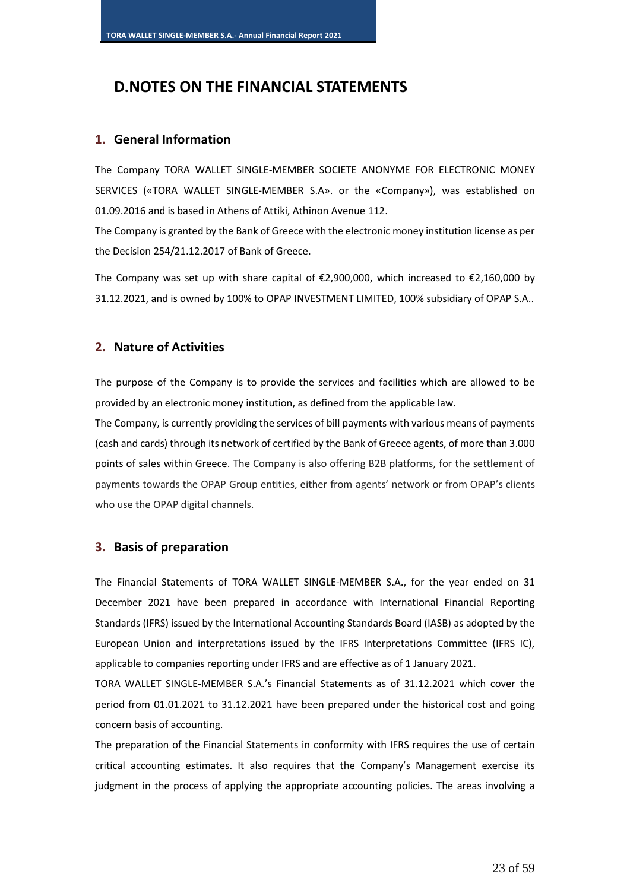# D.NOTES ON THE FINANCIAL STATEMENTS

## 1. General Information

The Company TORA WALLET SINGLE-MEMBER SOCIETE ANONYME FOR ELECTRONIC MONEY SERVICES («TORA WALLET SINGLE-MEMBER S.A». or the «Company»), was established on 01.09.2016 and is based in Athens of Attiki, Athinon Avenue 112.

The Company is granted by the Bank of Greece with the electronic money institution license as per the Decision 254/21.12.2017 of Bank of Greece.

The Company was set up with share capital of €2,900,000, which increased to €2,160,000 by 31.12.2021, and is owned by 100% to OPAP INVESTMENT LIMITED, 100% subsidiary of OPAP S.A..

## 2. Nature of Activities

The purpose of the Company is to provide the services and facilities which are allowed to be provided by an electronic money institution, as defined from the applicable law.

The Company, is currently providing the services of bill payments with various means of payments (cash and cards) through its network of certified by the Bank of Greece agents, of more than 3.000 points of sales within Greece. The Company is also offering B2B platforms, for the settlement of payments towards the OPAP Group entities, either from agents' network or from OPAP's clients who use the OPAP digital channels.

## 3. Basis of preparation

The Financial Statements of TORA WALLET SINGLE-MEMBER S.A., for the year ended on 31 December 2021 have been prepared in accordance with International Financial Reporting Standards (IFRS) issued by the International Accounting Standards Board (IASB) as adopted by the European Union and interpretations issued by the IFRS Interpretations Committee (IFRS IC), applicable to companies reporting under IFRS and are effective as of 1 January 2021.

TORA WALLET SINGLE-MEMBER S.A.'s Financial Statements as of 31.12.2021 which cover the period from 01.01.2021 to 31.12.2021 have been prepared under the historical cost and going concern basis of accounting.

The preparation of the Financial Statements in conformity with IFRS requires the use of certain critical accounting estimates. It also requires that the Company's Management exercise its judgment in the process of applying the appropriate accounting policies. The areas involving a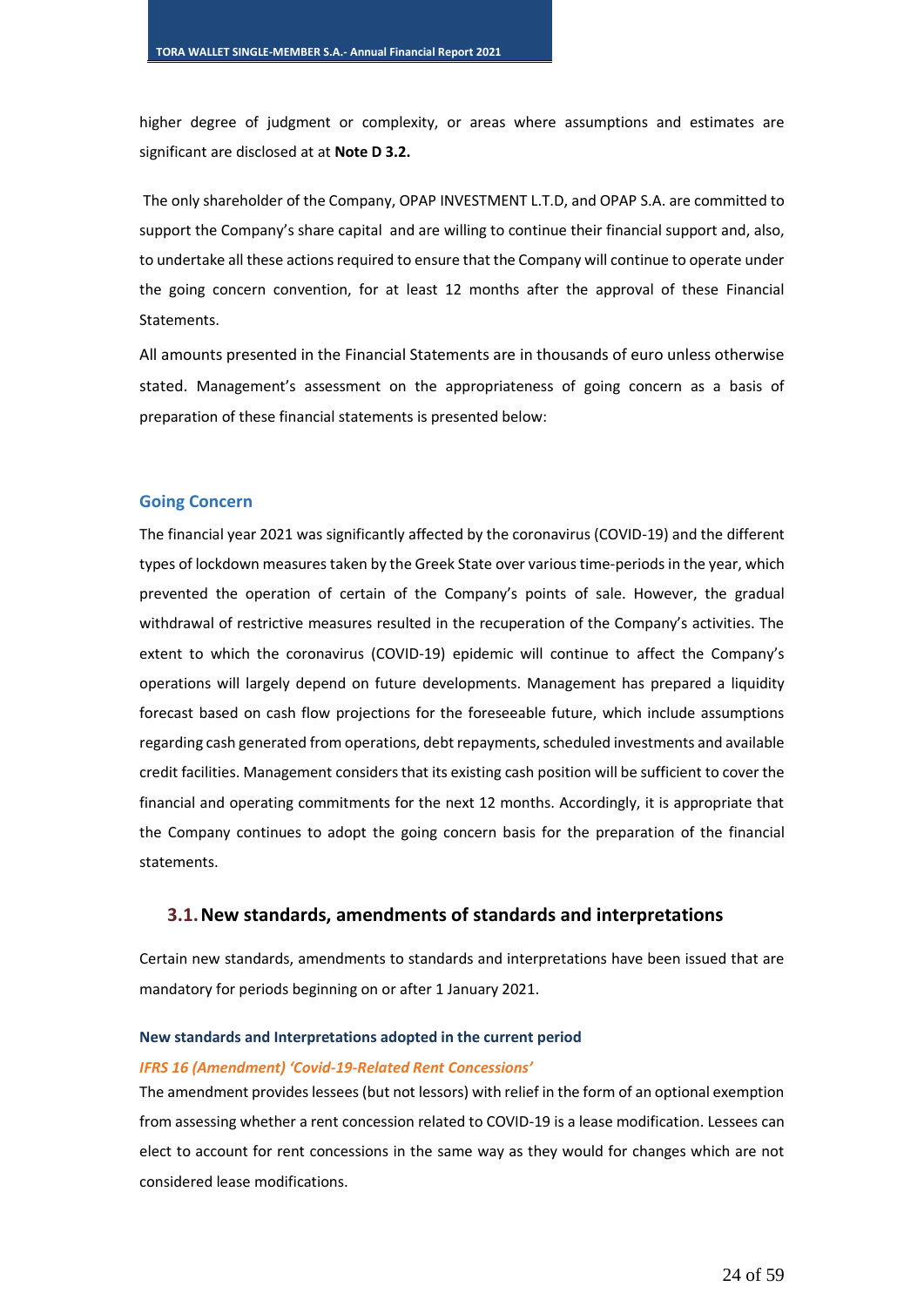higher degree of judgment or complexity, or areas where assumptions and estimates are significant are disclosed at at **Note D 3.2.**

The only shareholder of the Company, OPAP INVESTMENT L.T.D, and OPAP S.A. are committed to support the Company's share capital and are willing to continue their financial support and, also, to undertake all these actions required to ensure that the Company will continue to operate under the going concern convention, for at least 12 months after the approval of these Financial Statements.

All amounts presented in the Financial Statements are in thousands of euro unless otherwise stated. Management's assessment on the appropriateness of going concern as a basis of preparation of these financial statements is presented below:

### Going Concern

The financial year 2021 was significantly affected by the coronavirus (COVID-19) and the different types of lockdown measures taken by the Greek State over various time-periods in the year, which prevented the operation of certain of the Company's points of sale. However, the gradual withdrawal of restrictive measures resulted in the recuperation of the Company's activities. The extent to which the coronavirus (COVID-19) epidemic will continue to affect the Company's operations will largely depend on future developments. Management has prepared a liquidity forecast based on cash flow projections for the foreseeable future, which include assumptions regarding cash generated from operations, debt repayments, scheduled investments and available credit facilities. Management considers that its existing cash position will be sufficient to cover the financial and operating commitments for the next 12 months. Accordingly, it is appropriate that the Company continues to adopt the going concern basis for the preparation of the financial statements.

## 3.1. New standards, amendments of standards and interpretations

Certain new standards, amendments to standards and interpretations have been issued that are mandatory for periods beginning on or after 1 January 2021.

#### New standards and Interpretations adopted in the current period

***IFRS 16 (Amendment) 'Covid-19-Related Rent Concessions'***

The amendment provides lessees (but not lessors) with relief in the form of an optional exemption from assessing whether a rent concession related to COVID-19 is a lease modification. Lessees can elect to account for rent concessions in the same way as they would for changes which are not considered lease modifications.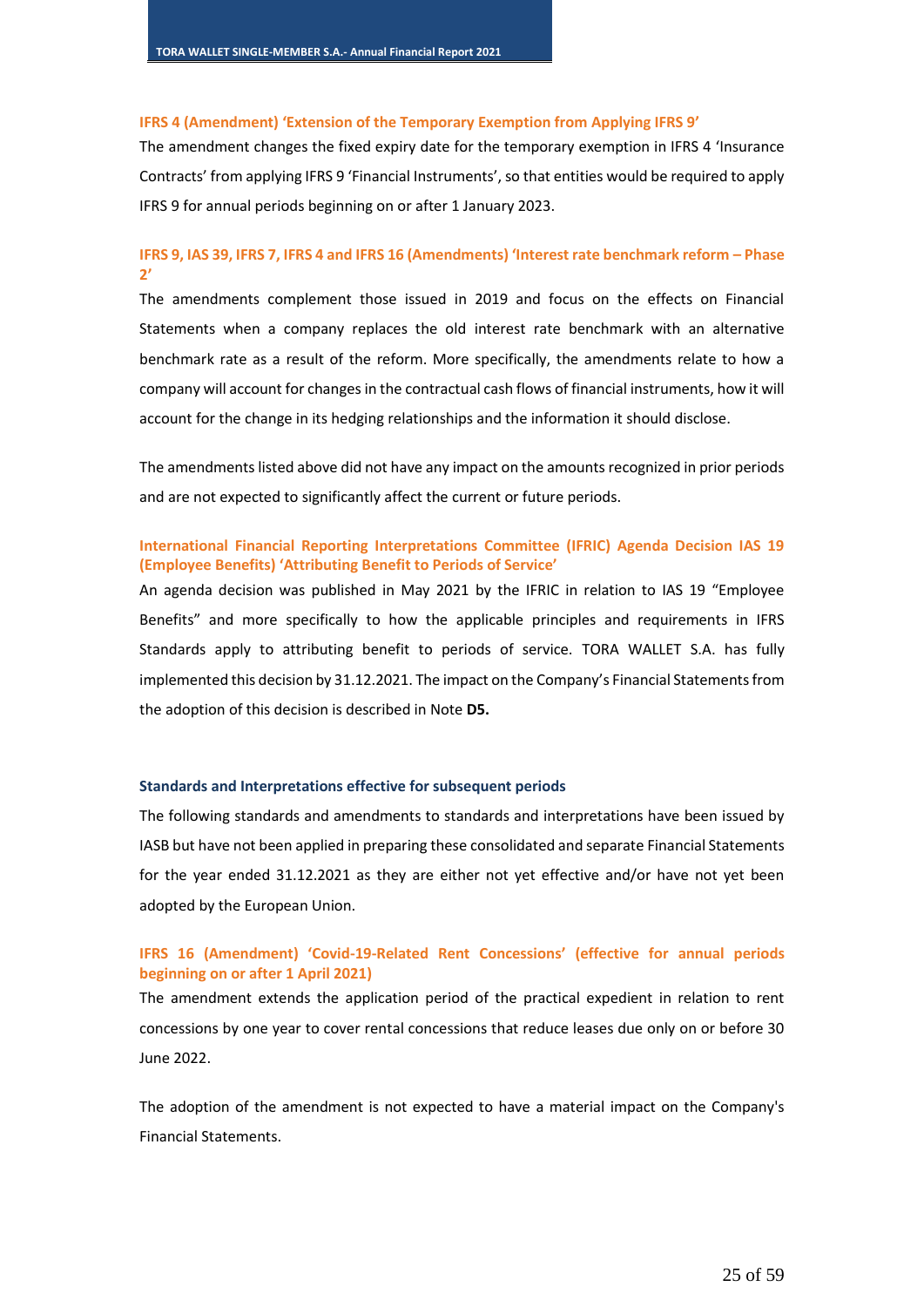#### IFRS 4 (Amendment) 'Extension of the Temporary Exemption from Applying IFRS 9'

The amendment changes the fixed expiry date for the temporary exemption in IFRS 4 'Insurance Contracts' from applying IFRS 9 'Financial Instruments', so that entities would be required to apply IFRS 9 for annual periods beginning on or after 1 January 2023.

#### IFRS 9, IAS 39, IFRS 7, IFRS 4 and IFRS 16 (Amendments) 'Interest rate benchmark reform – Phase 2'

The amendments complement those issued in 2019 and focus on the effects on Financial Statements when a company replaces the old interest rate benchmark with an alternative benchmark rate as a result of the reform. More specifically, the amendments relate to how a company will account for changes in the contractual cash flows of financial instruments, how it will account for the change in its hedging relationships and the information it should disclose.

The amendments listed above did not have any impact on the amounts recognized in prior periods and are not expected to significantly affect the current or future periods.

#### International Financial Reporting Interpretations Committee (IFRIC) Agenda Decision IAS 19 (Employee Benefits) 'Attributing Benefit to Periods of Service'

An agenda decision was published in May 2021 by the IFRIC in relation to IAS 19 "Employee Benefits" and more specifically to how the applicable principles and requirements in IFRS Standards apply to attributing benefit to periods of service. TORA WALLET S.A. has fully implemented this decision by 31.12.2021. The impact on the Company's Financial Statements from the adoption of this decision is described in Note **D5.**

### Standards and Interpretations effective for subsequent periods

The following standards and amendments to standards and interpretations have been issued by IASB but have not been applied in preparing these consolidated and separate Financial Statements for the year ended 31.12.2021 as they are either not yet effective and/or have not yet been adopted by the European Union.

#### IFRS 16 (Amendment) 'Covid-19-Related Rent Concessions' (effective for annual periods beginning on or after 1 April 2021)

The amendment extends the application period of the practical expedient in relation to rent concessions by one year to cover rental concessions that reduce leases due only on or before 30 June 2022.

The adoption of the amendment is not expected to have a material impact on the Company's Financial Statements.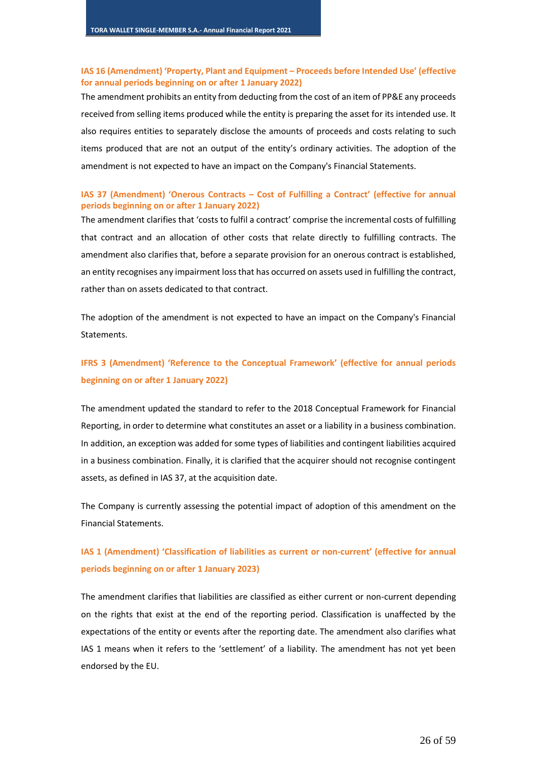### IAS 16 (Amendment) 'Property, Plant and Equipment – Proceeds before Intended Use' (effective for annual periods beginning on or after 1 January 2022)

The amendment prohibits an entity from deducting from the cost of an item of PP&E any proceeds received from selling items produced while the entity is preparing the asset for its intended use. It also requires entities to separately disclose the amounts of proceeds and costs relating to such items produced that are not an output of the entity's ordinary activities. The adoption of the amendment is not expected to have an impact on the Company's Financial Statements.

### IAS 37 (Amendment) 'Onerous Contracts – Cost of Fulfilling a Contract' (effective for annual periods beginning on or after 1 January 2022)

The amendment clarifies that 'costs to fulfil a contract' comprise the incremental costs of fulfilling that contract and an allocation of other costs that relate directly to fulfilling contracts. The amendment also clarifies that, before a separate provision for an onerous contract is established, an entity recognises any impairment loss that has occurred on assets used in fulfilling the contract, rather than on assets dedicated to that contract.

The adoption of the amendment is not expected to have an impact on the Company's Financial Statements.

### IFRS 3 (Amendment) 'Reference to the Conceptual Framework' (effective for annual periods beginning on or after 1 January 2022)

The amendment updated the standard to refer to the 2018 Conceptual Framework for Financial Reporting, in order to determine what constitutes an asset or a liability in a business combination. In addition, an exception was added for some types of liabilities and contingent liabilities acquired in a business combination. Finally, it is clarified that the acquirer should not recognise contingent assets, as defined in IAS 37, at the acquisition date.

The Company is currently assessing the potential impact of adoption of this amendment on the Financial Statements.

### IAS 1 (Amendment) 'Classification of liabilities as current or non-current' (effective for annual periods beginning on or after 1 January 2023)

The amendment clarifies that liabilities are classified as either current or non-current depending on the rights that exist at the end of the reporting period. Classification is unaffected by the expectations of the entity or events after the reporting date. The amendment also clarifies what IAS 1 means when it refers to the 'settlement' of a liability. The amendment has not yet been endorsed by the EU.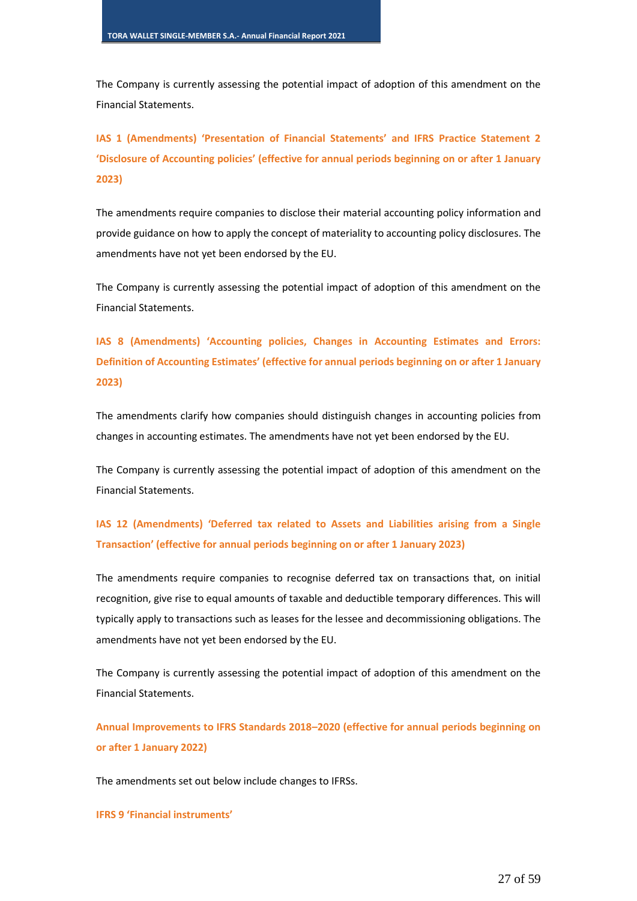The Company is currently assessing the potential impact of adoption of this amendment on the Financial Statements.

### IAS 1 (Amendments) 'Presentation of Financial Statements' and IFRS Practice Statement 2 'Disclosure of Accounting policies' (effective for annual periods beginning on or after 1 January 2023)

The amendments require companies to disclose their material accounting policy information and provide guidance on how to apply the concept of materiality to accounting policy disclosures. The amendments have not yet been endorsed by the EU.

The Company is currently assessing the potential impact of adoption of this amendment on the Financial Statements.

### IAS 8 (Amendments) 'Accounting policies, Changes in Accounting Estimates and Errors: Definition of Accounting Estimates' (effective for annual periods beginning on or after 1 January 2023)

The amendments clarify how companies should distinguish changes in accounting policies from changes in accounting estimates. The amendments have not yet been endorsed by the EU.

The Company is currently assessing the potential impact of adoption of this amendment on the Financial Statements.

### IAS 12 (Amendments) 'Deferred tax related to Assets and Liabilities arising from a Single Transaction' (effective for annual periods beginning on or after 1 January 2023)

The amendments require companies to recognise deferred tax on transactions that, on initial recognition, give rise to equal amounts of taxable and deductible temporary differences. This will typically apply to transactions such as leases for the lessee and decommissioning obligations. The amendments have not yet been endorsed by the EU.

The Company is currently assessing the potential impact of adoption of this amendment on the Financial Statements.

### Annual Improvements to IFRS Standards 2018–2020 (effective for annual periods beginning on or after 1 January 2022)

The amendments set out below include changes to IFRSs.

#### IFRS 9 'Financial instruments'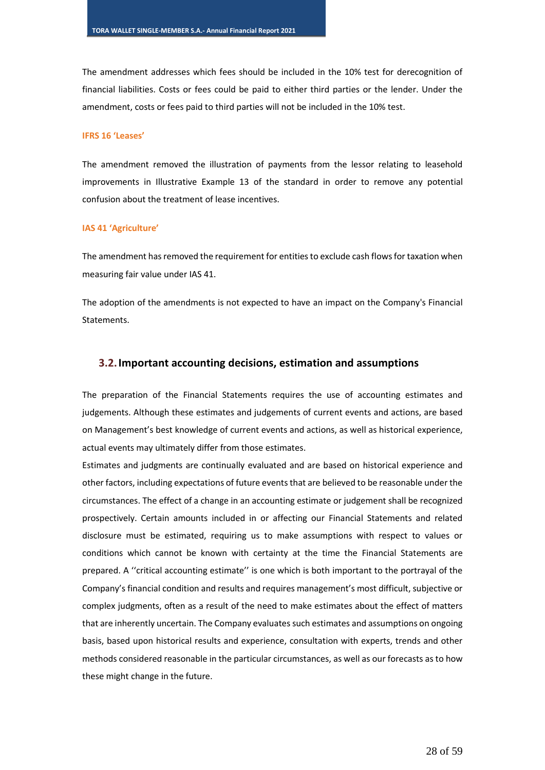The amendment addresses which fees should be included in the 10% test for derecognition of financial liabilities. Costs or fees could be paid to either third parties or the lender. Under the amendment, costs or fees paid to third parties will not be included in the 10% test.

#### IFRS 16 'Leases'

The amendment removed the illustration of payments from the lessor relating to leasehold improvements in Illustrative Example 13 of the standard in order to remove any potential confusion about the treatment of lease incentives.

#### IAS 41 'Agriculture'

The amendment has removed the requirement for entities to exclude cash flows for taxation when measuring fair value under IAS 41.

The adoption of the amendments is not expected to have an impact on the Company's Financial Statements.

## 3.2. Important accounting decisions, estimation and assumptions

The preparation of the Financial Statements requires the use of accounting estimates and judgements. Although these estimates and judgements of current events and actions, are based on Management's best knowledge of current events and actions, as well as historical experience, actual events may ultimately differ from those estimates.

Estimates and judgments are continually evaluated and are based on historical experience and other factors, including expectations of future events that are believed to be reasonable under the circumstances. The effect of a change in an accounting estimate or judgement shall be recognized prospectively. Certain amounts included in or affecting our Financial Statements and related disclosure must be estimated, requiring us to make assumptions with respect to values or conditions which cannot be known with certainty at the time the Financial Statements are prepared. A ''critical accounting estimate'' is one which is both important to the portrayal of the Company's financial condition and results and requires management's most difficult, subjective or complex judgments, often as a result of the need to make estimates about the effect of matters that are inherently uncertain. The Company evaluates such estimates and assumptions on ongoing basis, based upon historical results and experience, consultation with experts, trends and other methods considered reasonable in the particular circumstances, as well as our forecasts as to how these might change in the future.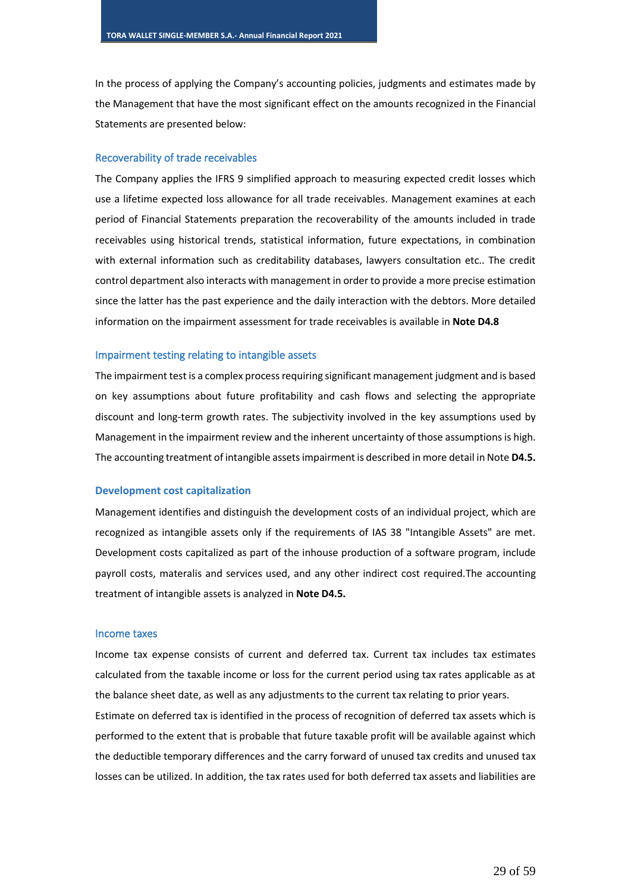In the process of applying the Company's accounting policies, judgments and estimates made by the Management that have the most significant effect on the amounts recognized in the Financial Statements are presented below:

### Recoverability of trade receivables

The Company applies the IFRS 9 simplified approach to measuring expected credit losses which use a lifetime expected loss allowance for all trade receivables. Management examines at each period of Financial Statements preparation the recoverability of the amounts included in trade receivables using historical trends, statistical information, future expectations, in combination with external information such as creditability databases, lawyers consultation etc.. The credit control department also interacts with management in order to provide a more precise estimation since the latter has the past experience and the daily interaction with the debtors. More detailed information on the impairment assessment for trade receivables is available in **Note D4.8**

### Impairment testing relating to intangible assets

The impairment test is a complex process requiring significant management judgment and is based on key assumptions about future profitability and cash flows and selecting the appropriate discount and long-term growth rates. The subjectivity involved in the key assumptions used by Management in the impairment review and the inherent uncertainty of those assumptions is high. The accounting treatment of intangible assets impairment is described in more detail in Note **D4.5.**

### **Development cost capitalization**

Management identifies and distinguish the development costs of an individual project, which are recognized as intangible assets only if the requirements of IAS 38 "Intangible Assets" are met. Development costs capitalized as part of the inhouse production of a software program, include payroll costs, materalis and services used, and any other indirect cost required.The accounting treatment of intangible assets is analyzed in **Note D4.5.**

### Income taxes

Income tax expense consists of current and deferred tax. Current tax includes tax estimates calculated from the taxable income or loss for the current period using tax rates applicable as at the balance sheet date, as well as any adjustments to the current tax relating to prior years.

Estimate on deferred tax is identified in the process of recognition of deferred tax assets which is performed to the extent that is probable that future taxable profit will be available against which the deductible temporary differences and the carry forward of unused tax credits and unused tax losses can be utilized. In addition, the tax rates used for both deferred tax assets and liabilities are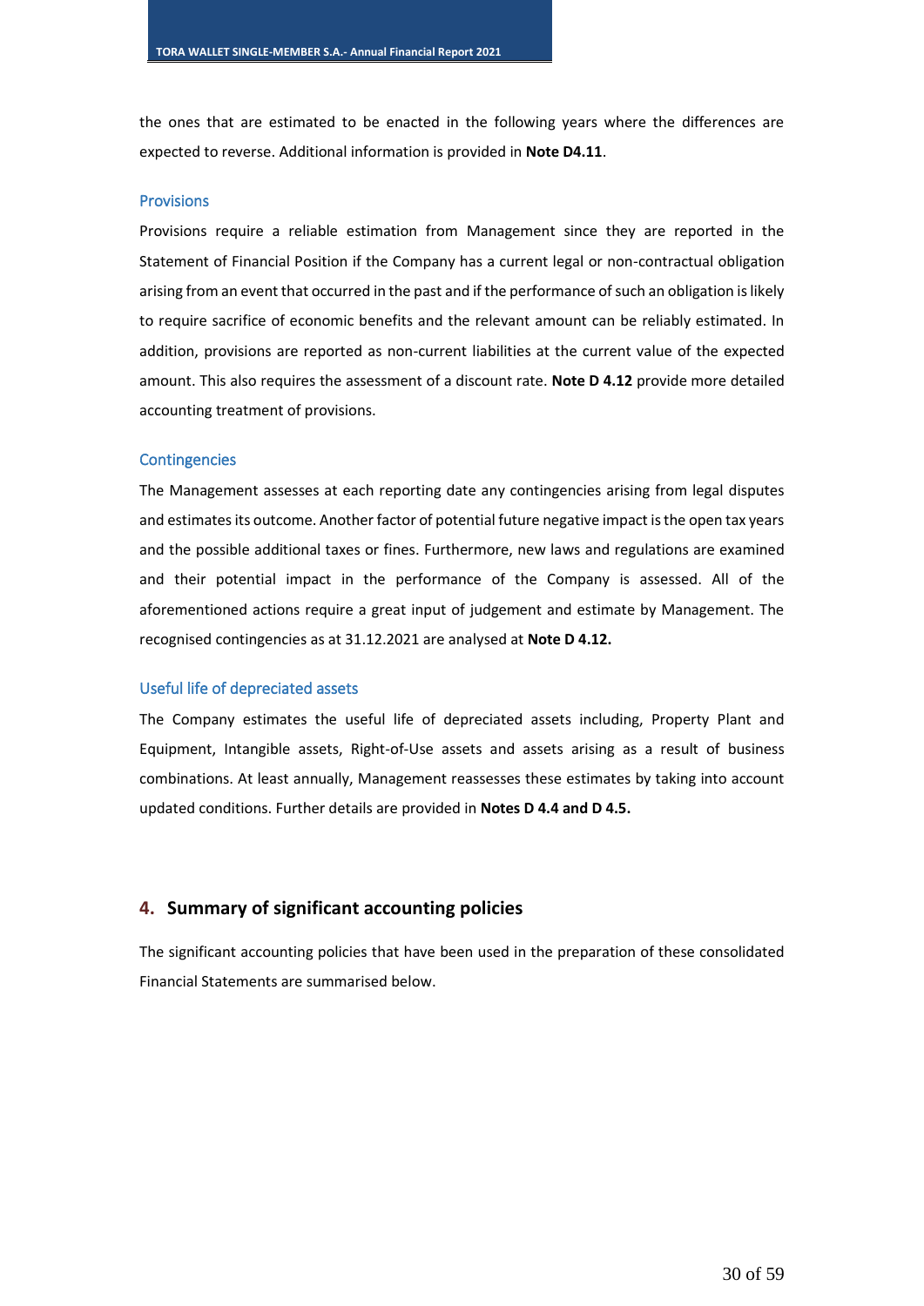the ones that are estimated to be enacted in the following years where the differences are expected to reverse. Additional information is provided in **Note D4.11**.

### Provisions

Provisions require a reliable estimation from Management since they are reported in the Statement of Financial Position if the Company has a current legal or non-contractual obligation arising from an event that occurred in the past and if the performance of such an obligation is likely to require sacrifice of economic benefits and the relevant amount can be reliably estimated. In addition, provisions are reported as non-current liabilities at the current value of the expected amount. This also requires the assessment of a discount rate. **Note D 4.12** provide more detailed accounting treatment of provisions.

### Contingencies

The Management assesses at each reporting date any contingencies arising from legal disputes and estimates its outcome. Another factor of potential future negative impact is the open tax years and the possible additional taxes or fines. Furthermore, new laws and regulations are examined and their potential impact in the performance of the Company is assessed. All of the aforementioned actions require a great input of judgement and estimate by Management. The recognised contingencies as at 31.12.2021 are analysed at **Note D 4.12.**

### Useful life of depreciated assets

The Company estimates the useful life of depreciated assets including, Property Plant and Equipment, Intangible assets, Right-of-Use assets and assets arising as a result of business combinations. At least annually, Management reassesses these estimates by taking into account updated conditions. Further details are provided in **Notes D 4.4 and D 4.5.**

## 4. Summary of significant accounting policies

The significant accounting policies that have been used in the preparation of these consolidated Financial Statements are summarised below.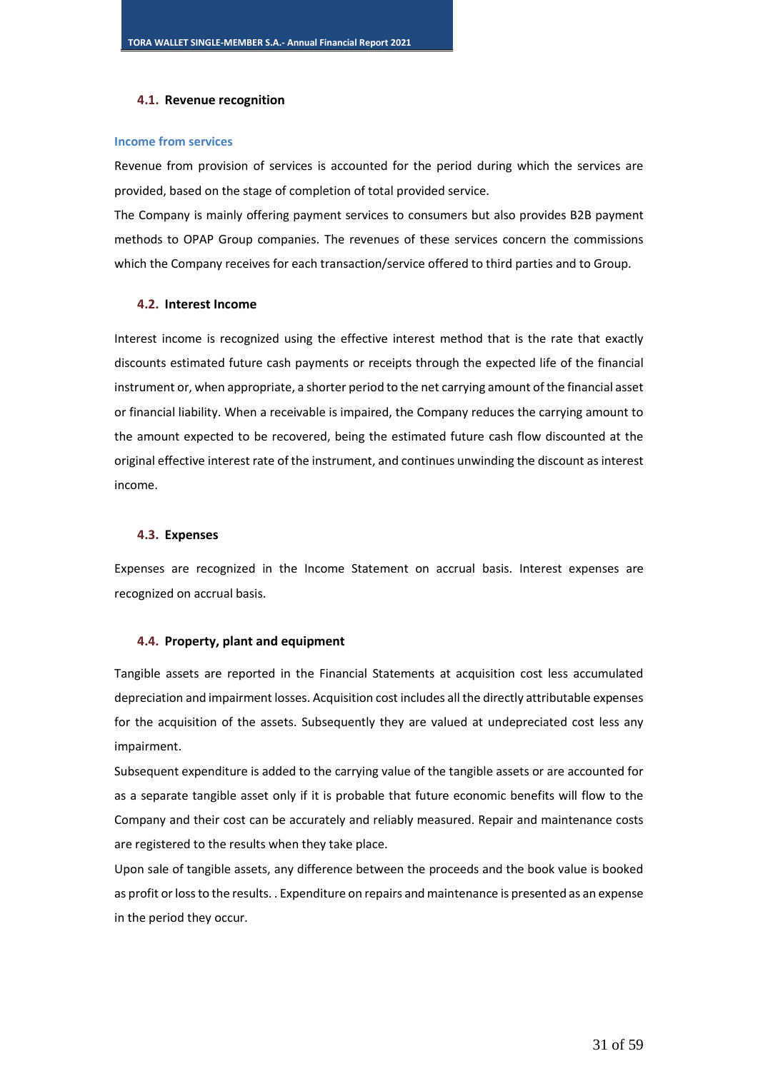### 4.1. Revenue recognition

#### Income from services

Revenue from provision of services is accounted for the period during which the services are provided, based on the stage of completion of total provided service.

The Company is mainly offering payment services to consumers but also provides B2B payment methods to OPAP Group companies. The revenues of these services concern the commissions which the Company receives for each transaction/service offered to third parties and to Group.

### 4.2. Interest Income

Interest income is recognized using the effective interest method that is the rate that exactly discounts estimated future cash payments or receipts through the expected life of the financial instrument or, when appropriate, a shorter period to the net carrying amount of the financial asset or financial liability. When a receivable is impaired, the Company reduces the carrying amount to the amount expected to be recovered, being the estimated future cash flow discounted at the original effective interest rate of the instrument, and continues unwinding the discount as interest income.

### 4.3. Expenses

Expenses are recognized in the Income Statement on accrual basis. Interest expenses are recognized on accrual basis.

### 4.4. Property, plant and equipment

Tangible assets are reported in the Financial Statements at acquisition cost less accumulated depreciation and impairment losses. Acquisition cost includes all the directly attributable expenses for the acquisition of the assets. Subsequently they are valued at undepreciated cost less any impairment.

Subsequent expenditure is added to the carrying value of the tangible assets or are accounted for as a separate tangible asset only if it is probable that future economic benefits will flow to the Company and their cost can be accurately and reliably measured. Repair and maintenance costs are registered to the results when they take place.

Upon sale of tangible assets, any difference between the proceeds and the book value is booked as profit or loss to the results. . Expenditure on repairs and maintenance is presented as an expense in the period they occur.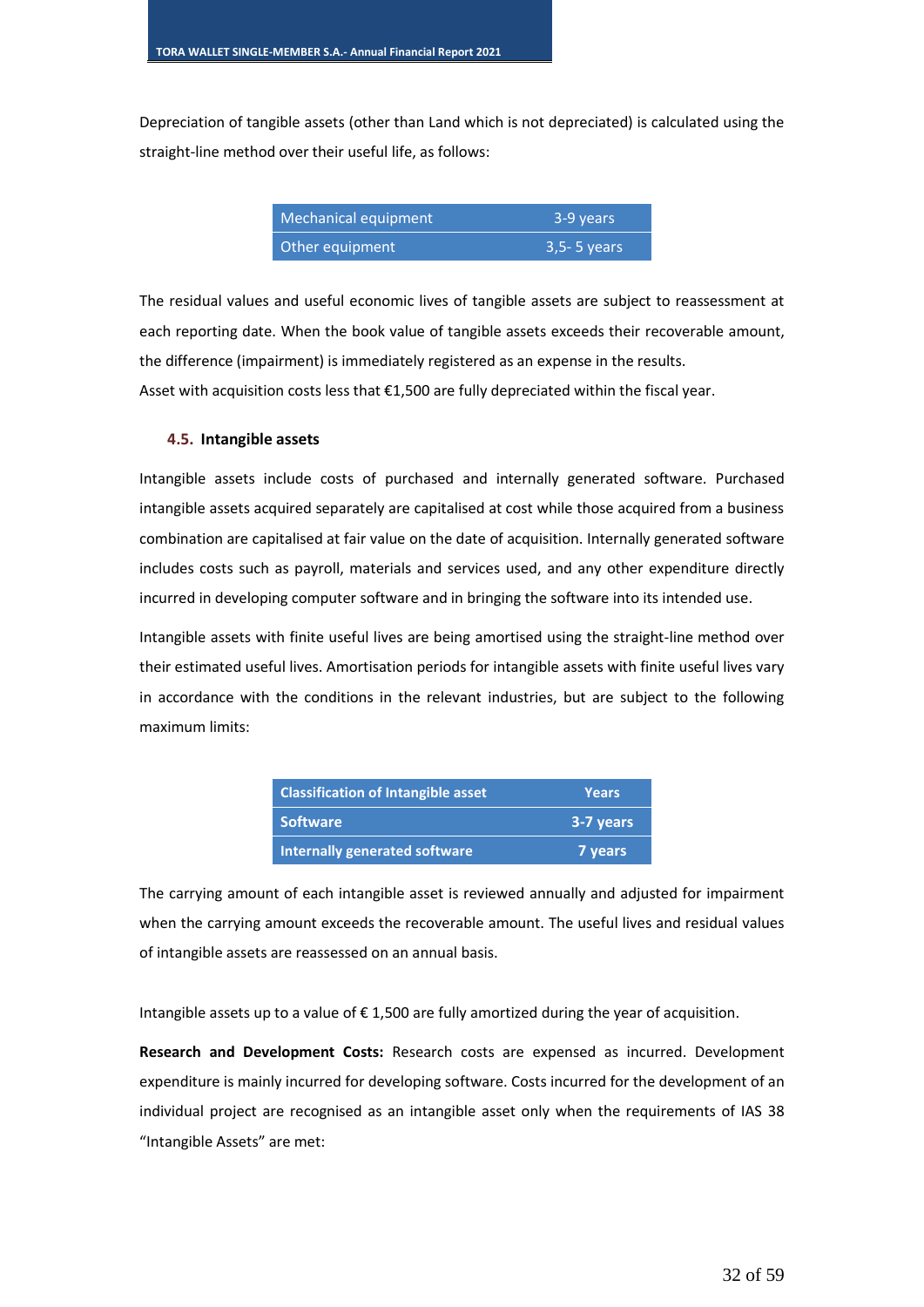Depreciation of tangible assets (other than Land which is not depreciated) is calculated using the straight-line method over their useful life, as follows:

| Mechanical equipment | 3-9 years |
|---|---|
| Other equipment | 3,5- 5 years |

The residual values and useful economic lives of tangible assets are subject to reassessment at each reporting date. When the book value of tangible assets exceeds their recoverable amount, the difference (impairment) is immediately registered as an expense in the results.
Asset with acquisition costs less that €1,500 are fully depreciated within the fiscal year.

### 4.5. Intangible assets

Intangible assets include costs of purchased and internally generated software. Purchased intangible assets acquired separately are capitalised at cost while those acquired from a business combination are capitalised at fair value on the date of acquisition. Internally generated software includes costs such as payroll, materials and services used, and any other expenditure directly incurred in developing computer software and in bringing the software into its intended use.

Intangible assets with finite useful lives are being amortised using the straight-line method over their estimated useful lives. Amortisation periods for intangible assets with finite useful lives vary in accordance with the conditions in the relevant industries, but are subject to the following maximum limits:

| Classification of Intangible asset | Years |
|---|---|
| **Software** | **3-7 years** |
| **Internally generated software** | **7 years** |

The carrying amount of each intangible asset is reviewed annually and adjusted for impairment when the carrying amount exceeds the recoverable amount. The useful lives and residual values of intangible assets are reassessed on an annual basis.

Intangible assets up to a value of € 1,500 are fully amortized during the year of acquisition.

**Research and Development Costs:** Research costs are expensed as incurred. Development expenditure is mainly incurred for developing software. Costs incurred for the development of an individual project are recognised as an intangible asset only when the requirements of IAS 38 "Intangible Assets" are met: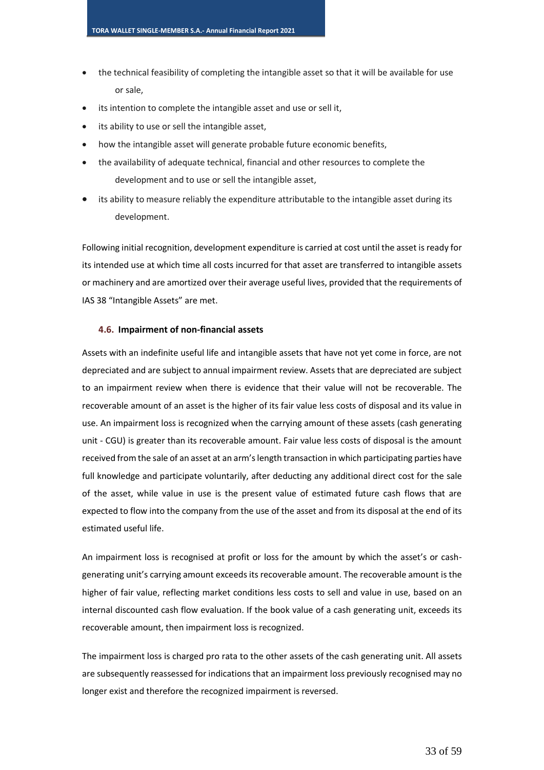- the technical feasibility of completing the intangible asset so that it will be available for use or sale,
- its intention to complete the intangible asset and use or sell it,
- its ability to use or sell the intangible asset,
- how the intangible asset will generate probable future economic benefits,
- the availability of adequate technical, financial and other resources to complete the development and to use or sell the intangible asset,
- its ability to measure reliably the expenditure attributable to the intangible asset during its development.

Following initial recognition, development expenditure is carried at cost until the asset is ready for its intended use at which time all costs incurred for that asset are transferred to intangible assets or machinery and are amortized over their average useful lives, provided that the requirements of IAS 38 "Intangible Assets" are met.

### 4.6. Impairment of non-financial assets

Assets with an indefinite useful life and intangible assets that have not yet come in force, are not depreciated and are subject to annual impairment review. Assets that are depreciated are subject to an impairment review when there is evidence that their value will not be recoverable. The recoverable amount of an asset is the higher of its fair value less costs of disposal and its value in use. An impairment loss is recognized when the carrying amount of these assets (cash generating unit - CGU) is greater than its recoverable amount. Fair value less costs of disposal is the amount received from the sale of an asset at an arm's length transaction in which participating parties have full knowledge and participate voluntarily, after deducting any additional direct cost for the sale of the asset, while value in use is the present value of estimated future cash flows that are expected to flow into the company from the use of the asset and from its disposal at the end of its estimated useful life.

An impairment loss is recognised at profit or loss for the amount by which the asset's or cash-generating unit's carrying amount exceeds its recoverable amount. The recoverable amount is the higher of fair value, reflecting market conditions less costs to sell and value in use, based on an internal discounted cash flow evaluation. If the book value of a cash generating unit, exceeds its recoverable amount, then impairment loss is recognized.

The impairment loss is charged pro rata to the other assets of the cash generating unit. All assets are subsequently reassessed for indications that an impairment loss previously recognised may no longer exist and therefore the recognized impairment is reversed.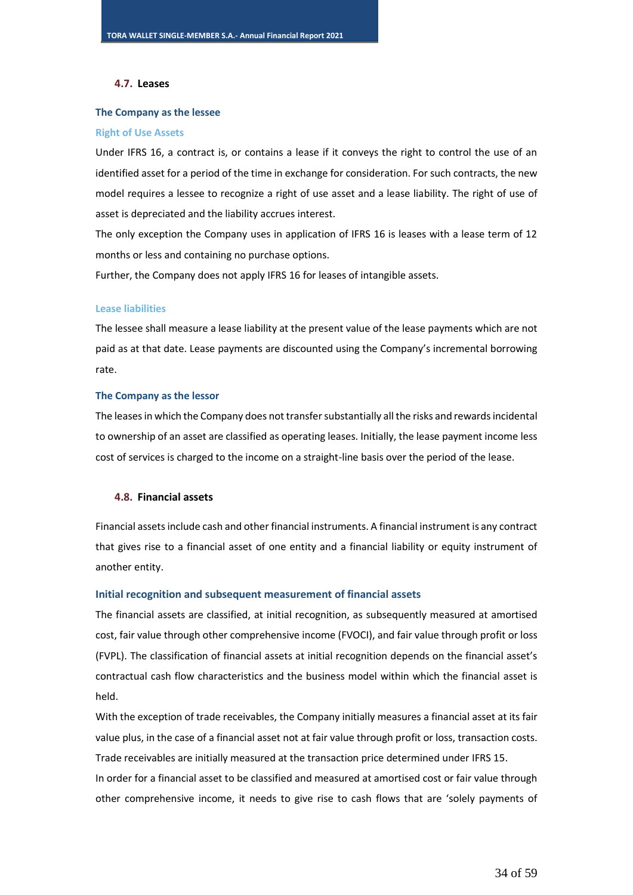## 4.7. Leases

### The Company as the lessee

#### Right of Use Assets

Under IFRS 16, a contract is, or contains a lease if it conveys the right to control the use of an identified asset for a period of the time in exchange for consideration. For such contracts, the new model requires a lessee to recognize a right of use asset and a lease liability. The right of use of asset is depreciated and the liability accrues interest.

The only exception the Company uses in application of IFRS 16 is leases with a lease term of 12 months or less and containing no purchase options.

Further, the Company does not apply IFRS 16 for leases of intangible assets.

#### Lease liabilities

The lessee shall measure a lease liability at the present value of the lease payments which are not paid as at that date. Lease payments are discounted using the Company's incremental borrowing rate.

### The Company as the lessor

The leases in which the Company does not transfer substantially all the risks and rewards incidental to ownership of an asset are classified as operating leases. Initially, the lease payment income less cost of services is charged to the income on a straight-line basis over the period of the lease.

## 4.8. Financial assets

Financial assets include cash and other financial instruments. A financial instrument is any contract that gives rise to a financial asset of one entity and a financial liability or equity instrument of another entity.

### Initial recognition and subsequent measurement of financial assets

The financial assets are classified, at initial recognition, as subsequently measured at amortised cost, fair value through other comprehensive income (FVOCI), and fair value through profit or loss (FVPL). The classification of financial assets at initial recognition depends on the financial asset's contractual cash flow characteristics and the business model within which the financial asset is held.

With the exception of trade receivables, the Company initially measures a financial asset at its fair value plus, in the case of a financial asset not at fair value through profit or loss, transaction costs. Trade receivables are initially measured at the transaction price determined under IFRS 15.

In order for a financial asset to be classified and measured at amortised cost or fair value through other comprehensive income, it needs to give rise to cash flows that are 'solely payments of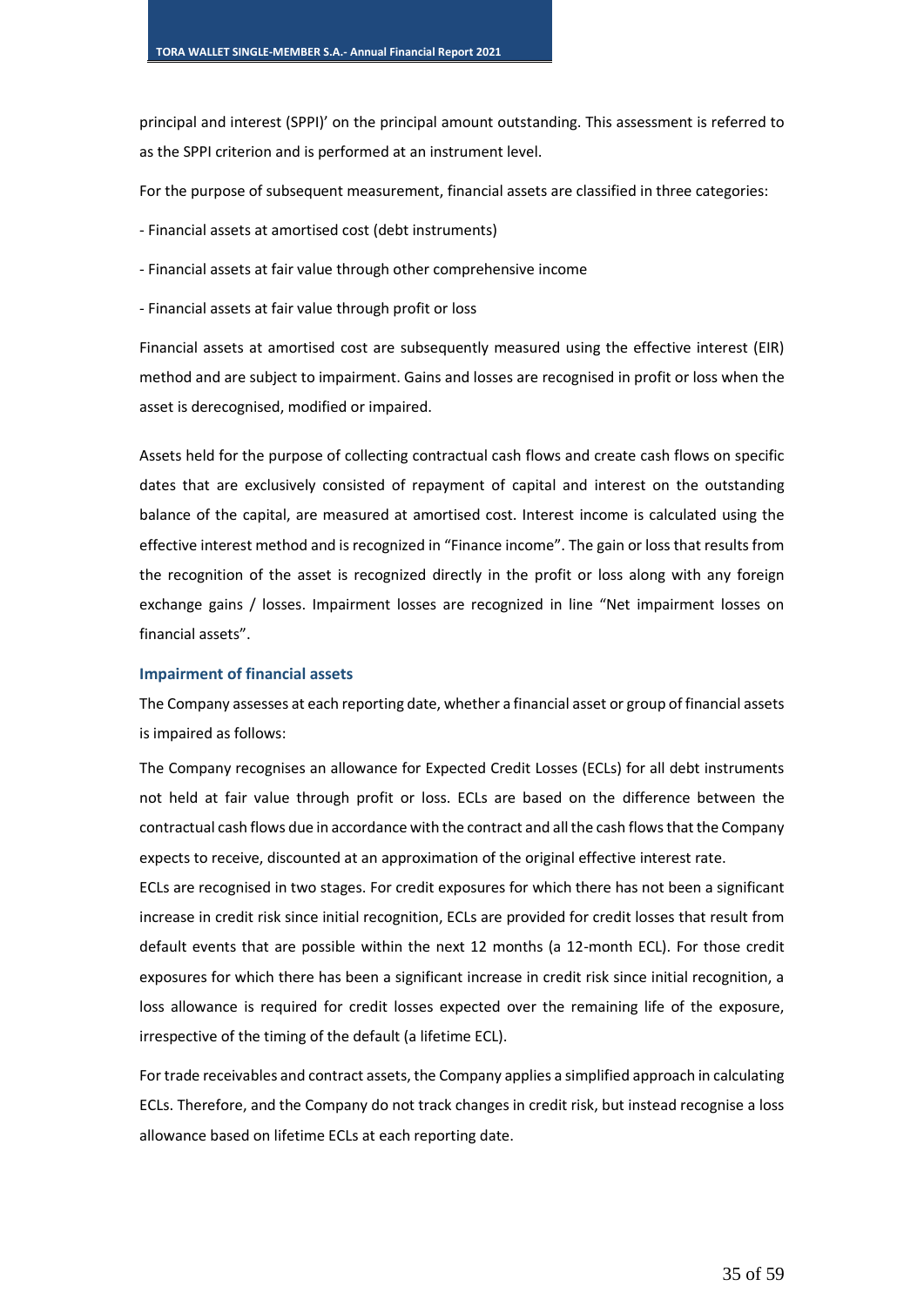principal and interest (SPPI)' on the principal amount outstanding. This assessment is referred to as the SPPI criterion and is performed at an instrument level.

For the purpose of subsequent measurement, financial assets are classified in three categories:

- Financial assets at amortised cost (debt instruments)

- Financial assets at fair value through other comprehensive income

- Financial assets at fair value through profit or loss

Financial assets at amortised cost are subsequently measured using the effective interest (EIR) method and are subject to impairment. Gains and losses are recognised in profit or loss when the asset is derecognised, modified or impaired.

Assets held for the purpose of collecting contractual cash flows and create cash flows on specific dates that are exclusively consisted of repayment of capital and interest on the outstanding balance of the capital, are measured at amortised cost. Interest income is calculated using the effective interest method and is recognized in "Finance income". The gain or loss that results from the recognition of the asset is recognized directly in the profit or loss along with any foreign exchange gains / losses. Impairment losses are recognized in line "Net impairment losses on financial assets".

### Impairment of financial assets

The Company assesses at each reporting date, whether a financial asset or group of financial assets is impaired as follows:

The Company recognises an allowance for Expected Credit Losses (ECLs) for all debt instruments not held at fair value through profit or loss. ECLs are based on the difference between the contractual cash flows due in accordance with the contract and all the cash flows that the Company expects to receive, discounted at an approximation of the original effective interest rate.

ECLs are recognised in two stages. For credit exposures for which there has not been a significant increase in credit risk since initial recognition, ECLs are provided for credit losses that result from default events that are possible within the next 12 months (a 12-month ECL). For those credit exposures for which there has been a significant increase in credit risk since initial recognition, a loss allowance is required for credit losses expected over the remaining life of the exposure, irrespective of the timing of the default (a lifetime ECL).

For trade receivables and contract assets, the Company applies a simplified approach in calculating ECLs. Therefore, and the Company do not track changes in credit risk, but instead recognise a loss allowance based on lifetime ECLs at each reporting date.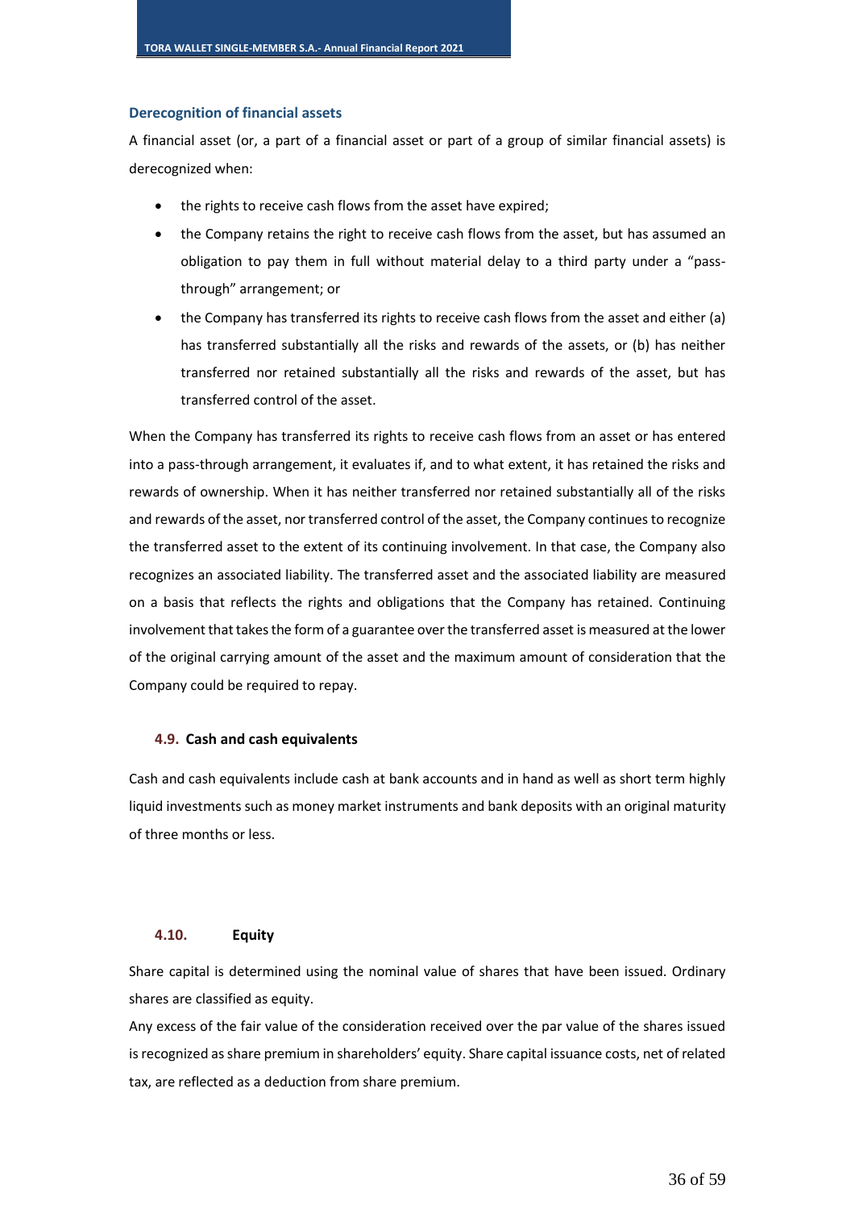### Derecognition of financial assets

A financial asset (or, a part of a financial asset or part of a group of similar financial assets) is derecognized when:

- the rights to receive cash flows from the asset have expired;
- the Company retains the right to receive cash flows from the asset, but has assumed an obligation to pay them in full without material delay to a third party under a "pass-through" arrangement; or
- the Company has transferred its rights to receive cash flows from the asset and either (a) has transferred substantially all the risks and rewards of the assets, or (b) has neither transferred nor retained substantially all the risks and rewards of the asset, but has transferred control of the asset.

When the Company has transferred its rights to receive cash flows from an asset or has entered into a pass-through arrangement, it evaluates if, and to what extent, it has retained the risks and rewards of ownership. When it has neither transferred nor retained substantially all of the risks and rewards of the asset, nor transferred control of the asset, the Company continues to recognize the transferred asset to the extent of its continuing involvement. In that case, the Company also recognizes an associated liability. The transferred asset and the associated liability are measured on a basis that reflects the rights and obligations that the Company has retained. Continuing involvement that takes the form of a guarantee over the transferred asset is measured at the lower of the original carrying amount of the asset and the maximum amount of consideration that the Company could be required to repay.

## 4.9. Cash and cash equivalents

Cash and cash equivalents include cash at bank accounts and in hand as well as short term highly liquid investments such as money market instruments and bank deposits with an original maturity of three months or less.

## 4.10. Equity

Share capital is determined using the nominal value of shares that have been issued. Ordinary shares are classified as equity.

Any excess of the fair value of the consideration received over the par value of the shares issued is recognized as share premium in shareholders' equity. Share capital issuance costs, net of related tax, are reflected as a deduction from share premium.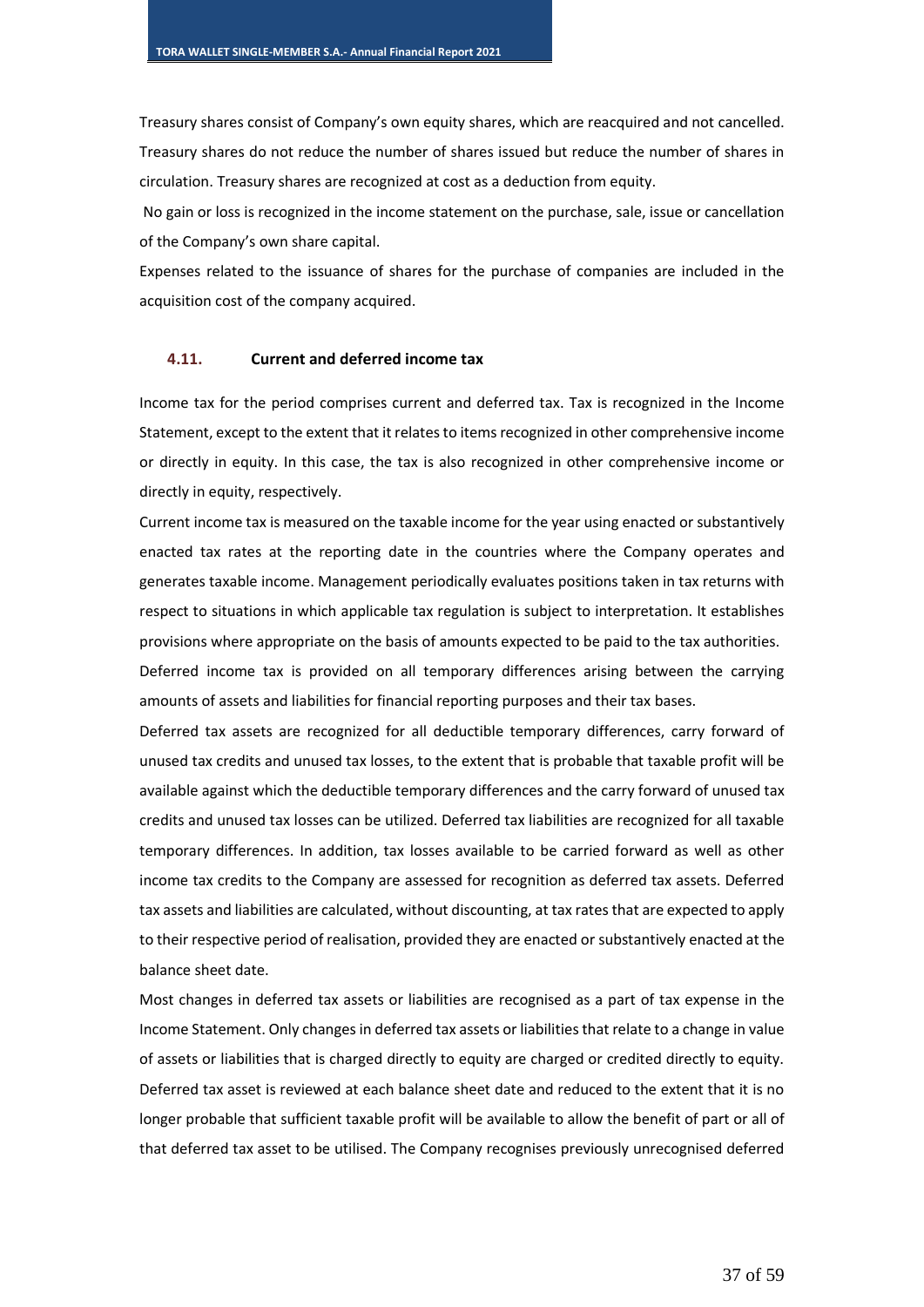Treasury shares consist of Company's own equity shares, which are reacquired and not cancelled. Treasury shares do not reduce the number of shares issued but reduce the number of shares in circulation. Treasury shares are recognized at cost as a deduction from equity.

No gain or loss is recognized in the income statement on the purchase, sale, issue or cancellation of the Company's own share capital.

Expenses related to the issuance of shares for the purchase of companies are included in the acquisition cost of the company acquired.

### 4.11. Current and deferred income tax

Income tax for the period comprises current and deferred tax. Tax is recognized in the Income Statement, except to the extent that it relates to items recognized in other comprehensive income or directly in equity. In this case, the tax is also recognized in other comprehensive income or directly in equity, respectively.

Current income tax is measured on the taxable income for the year using enacted or substantively enacted tax rates at the reporting date in the countries where the Company operates and generates taxable income. Management periodically evaluates positions taken in tax returns with respect to situations in which applicable tax regulation is subject to interpretation. It establishes provisions where appropriate on the basis of amounts expected to be paid to the tax authorities.

Deferred income tax is provided on all temporary differences arising between the carrying amounts of assets and liabilities for financial reporting purposes and their tax bases.

Deferred tax assets are recognized for all deductible temporary differences, carry forward of unused tax credits and unused tax losses, to the extent that is probable that taxable profit will be available against which the deductible temporary differences and the carry forward of unused tax credits and unused tax losses can be utilized. Deferred tax liabilities are recognized for all taxable temporary differences. In addition, tax losses available to be carried forward as well as other income tax credits to the Company are assessed for recognition as deferred tax assets. Deferred tax assets and liabilities are calculated, without discounting, at tax rates that are expected to apply to their respective period of realisation, provided they are enacted or substantively enacted at the balance sheet date.

Most changes in deferred tax assets or liabilities are recognised as a part of tax expense in the Income Statement. Only changes in deferred tax assets or liabilities that relate to a change in value of assets or liabilities that is charged directly to equity are charged or credited directly to equity. Deferred tax asset is reviewed at each balance sheet date and reduced to the extent that it is no longer probable that sufficient taxable profit will be available to allow the benefit of part or all of that deferred tax asset to be utilised. The Company recognises previously unrecognised deferred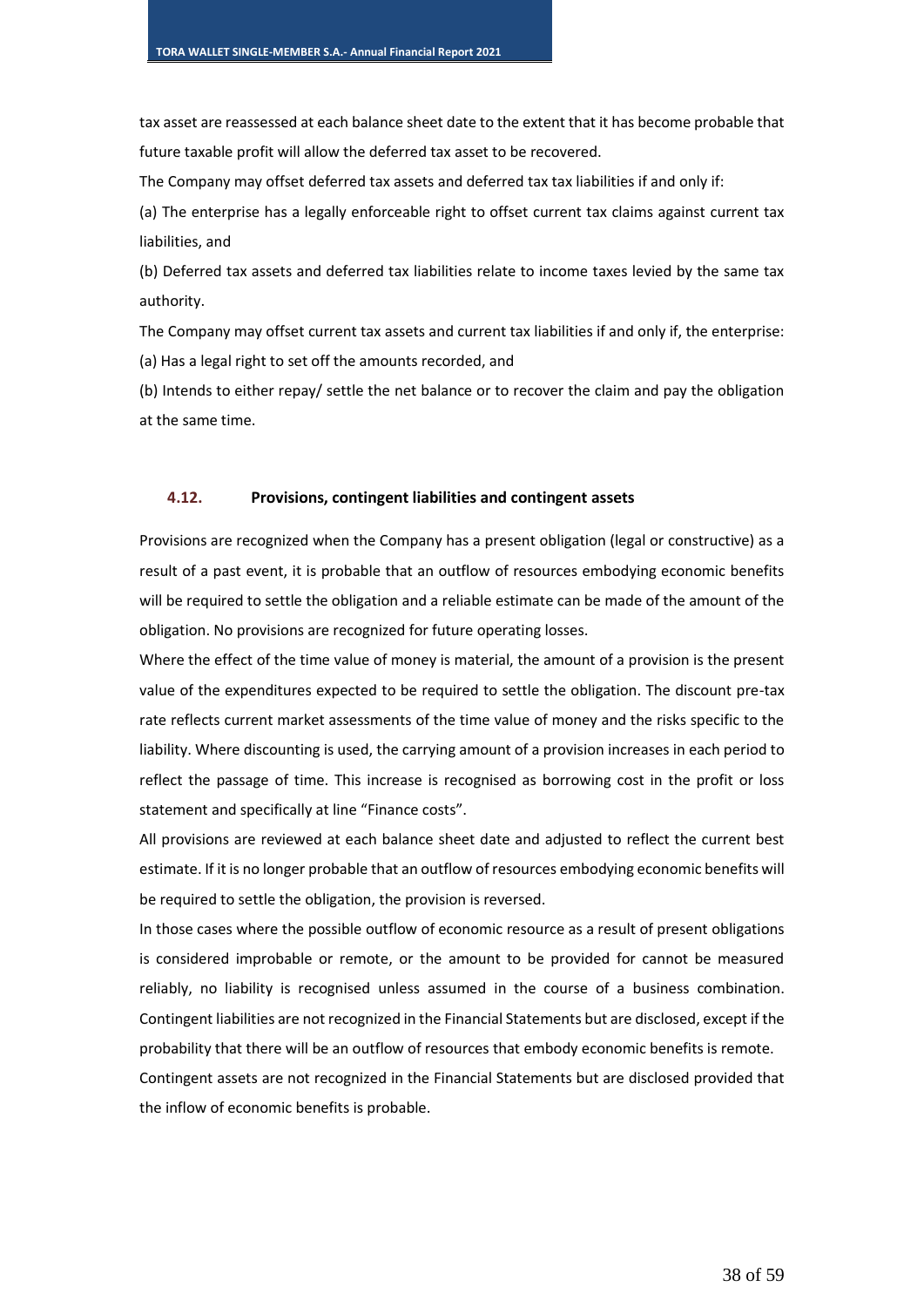tax asset are reassessed at each balance sheet date to the extent that it has become probable that future taxable profit will allow the deferred tax asset to be recovered.

The Company may offset deferred tax assets and deferred tax tax liabilities if and only if:

(a) The enterprise has a legally enforceable right to offset current tax claims against current tax liabilities, and

(b) Deferred tax assets and deferred tax liabilities relate to income taxes levied by the same tax authority.

The Company may offset current tax assets and current tax liabilities if and only if, the enterprise:

(a) Has a legal right to set off the amounts recorded, and

(b) Intends to either repay/ settle the net balance or to recover the claim and pay the obligation at the same time.

### 4.12. Provisions, contingent liabilities and contingent assets

Provisions are recognized when the Company has a present obligation (legal or constructive) as a result of a past event, it is probable that an outflow of resources embodying economic benefits will be required to settle the obligation and a reliable estimate can be made of the amount of the obligation. No provisions are recognized for future operating losses.

Where the effect of the time value of money is material, the amount of a provision is the present value of the expenditures expected to be required to settle the obligation. The discount pre-tax rate reflects current market assessments of the time value of money and the risks specific to the liability. Where discounting is used, the carrying amount of a provision increases in each period to reflect the passage of time. This increase is recognised as borrowing cost in the profit or loss statement and specifically at line "Finance costs".

All provisions are reviewed at each balance sheet date and adjusted to reflect the current best estimate. If it is no longer probable that an outflow of resources embodying economic benefits will be required to settle the obligation, the provision is reversed.

In those cases where the possible outflow of economic resource as a result of present obligations is considered improbable or remote, or the amount to be provided for cannot be measured reliably, no liability is recognised unless assumed in the course of a business combination. Contingent liabilities are not recognized in the Financial Statements but are disclosed, except if the probability that there will be an outflow of resources that embody economic benefits is remote.

Contingent assets are not recognized in the Financial Statements but are disclosed provided that the inflow of economic benefits is probable.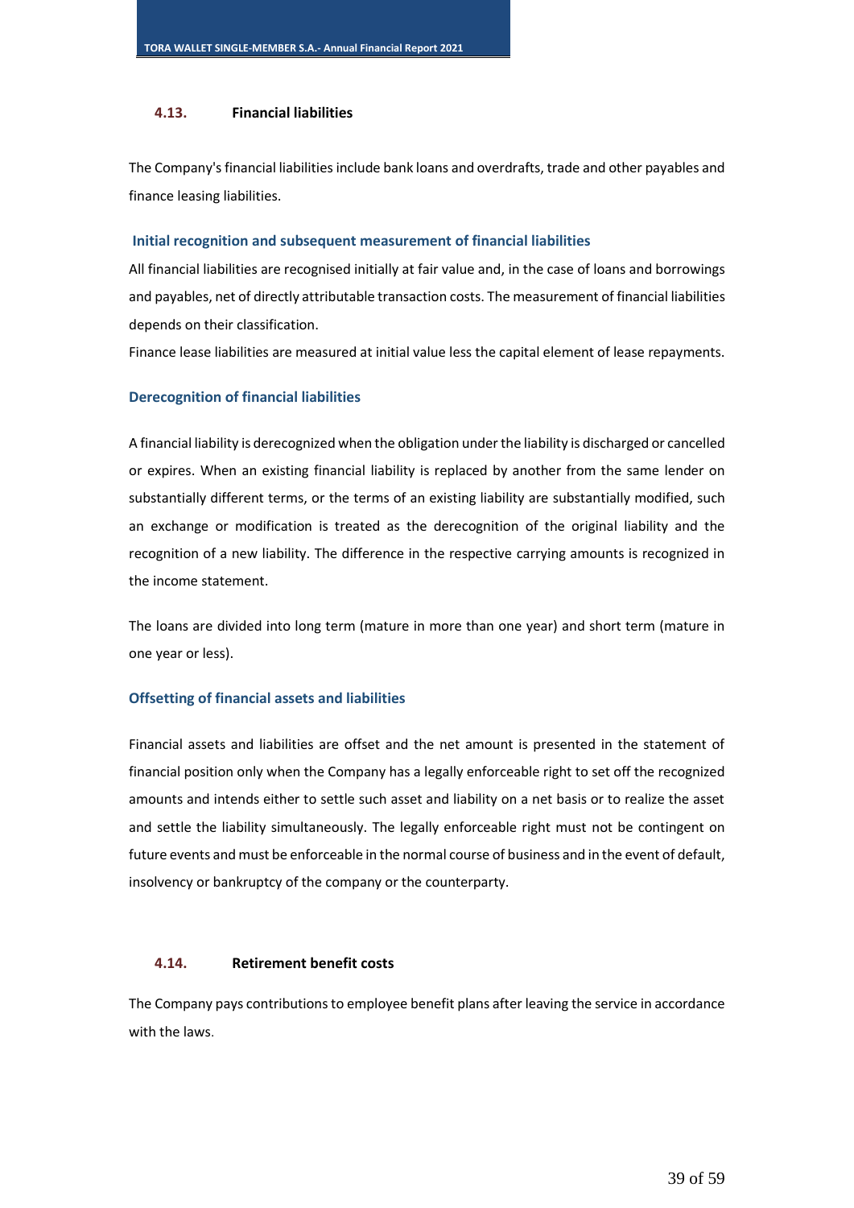### 4.13. Financial liabilities

The Company's financial liabilities include bank loans and overdrafts, trade and other payables and finance leasing liabilities.

#### Initial recognition and subsequent measurement of financial liabilities

All financial liabilities are recognised initially at fair value and, in the case of loans and borrowings and payables, net of directly attributable transaction costs. The measurement of financial liabilities depends on their classification.

Finance lease liabilities are measured at initial value less the capital element of lease repayments.

#### Derecognition of financial liabilities

A financial liability is derecognized when the obligation under the liability is discharged or cancelled or expires. When an existing financial liability is replaced by another from the same lender on substantially different terms, or the terms of an existing liability are substantially modified, such an exchange or modification is treated as the derecognition of the original liability and the recognition of a new liability. The difference in the respective carrying amounts is recognized in the income statement.

The loans are divided into long term (mature in more than one year) and short term (mature in one year or less).

#### Offsetting of financial assets and liabilities

Financial assets and liabilities are offset and the net amount is presented in the statement of financial position only when the Company has a legally enforceable right to set off the recognized amounts and intends either to settle such asset and liability on a net basis or to realize the asset and settle the liability simultaneously. The legally enforceable right must not be contingent on future events and must be enforceable in the normal course of business and in the event of default, insolvency or bankruptcy of the company or the counterparty.

### 4.14. Retirement benefit costs

The Company pays contributions to employee benefit plans after leaving the service in accordance with the laws.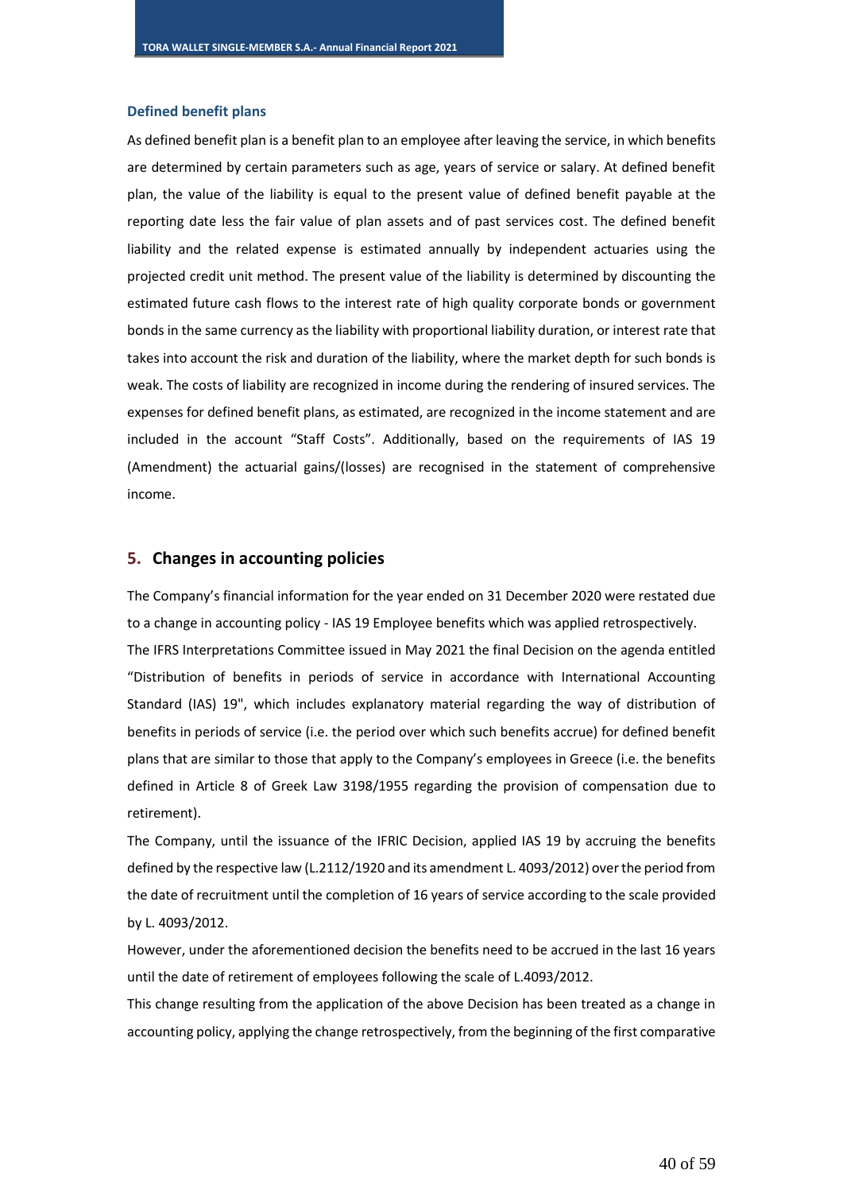### Defined benefit plans

As defined benefit plan is a benefit plan to an employee after leaving the service, in which benefits are determined by certain parameters such as age, years of service or salary. At defined benefit plan, the value of the liability is equal to the present value of defined benefit payable at the reporting date less the fair value of plan assets and of past services cost. The defined benefit liability and the related expense is estimated annually by independent actuaries using the projected credit unit method. The present value of the liability is determined by discounting the estimated future cash flows to the interest rate of high quality corporate bonds or government bonds in the same currency as the liability with proportional liability duration, or interest rate that takes into account the risk and duration of the liability, where the market depth for such bonds is weak. The costs of liability are recognized in income during the rendering of insured services. The expenses for defined benefit plans, as estimated, are recognized in the income statement and are included in the account "Staff Costs". Additionally, based on the requirements of IAS 19 (Amendment) the actuarial gains/(losses) are recognised in the statement of comprehensive income.

## 5. Changes in accounting policies

The Company's financial information for the year ended on 31 December 2020 were restated due to a change in accounting policy - IAS 19 Employee benefits which was applied retrospectively.

The IFRS Interpretations Committee issued in May 2021 the final Decision on the agenda entitled "Distribution of benefits in periods of service in accordance with International Accounting Standard (IAS) 19", which includes explanatory material regarding the way of distribution of benefits in periods of service (i.e. the period over which such benefits accrue) for defined benefit plans that are similar to those that apply to the Company's employees in Greece (i.e. the benefits defined in Article 8 of Greek Law 3198/1955 regarding the provision of compensation due to retirement).

The Company, until the issuance of the IFRIC Decision, applied IAS 19 by accruing the benefits defined by the respective law (L.2112/1920 and its amendment L. 4093/2012) over the period from the date of recruitment until the completion of 16 years of service according to the scale provided by L. 4093/2012.

However, under the aforementioned decision the benefits need to be accrued in the last 16 years until the date of retirement of employees following the scale of L.4093/2012.

This change resulting from the application of the above Decision has been treated as a change in accounting policy, applying the change retrospectively, from the beginning of the first comparative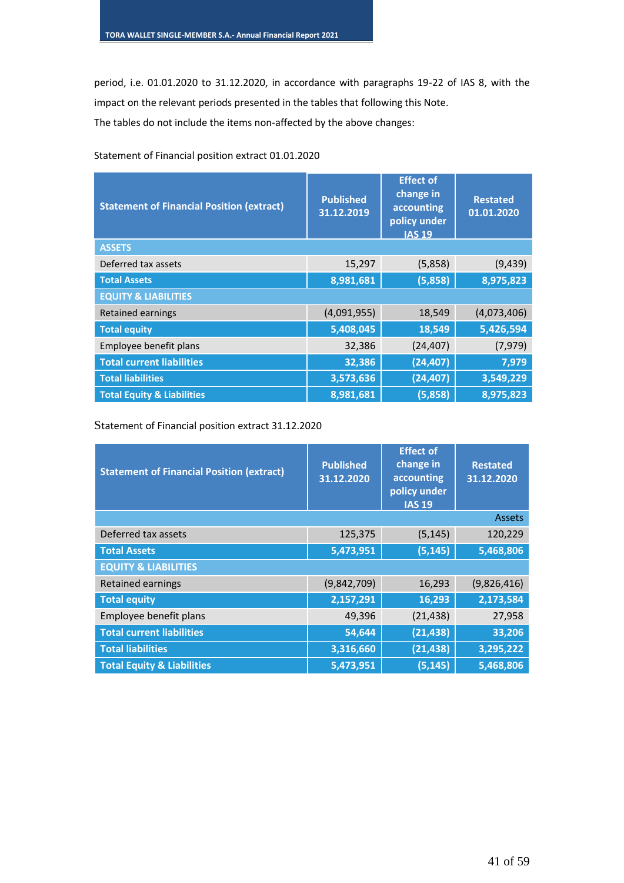period, i.e. 01.01.2020 to 31.12.2020, in accordance with paragraphs 19-22 of IAS 8, with the impact on the relevant periods presented in the tables that following this Note.

The tables do not include the items non-affected by the above changes:

Statement of Financial position extract 01.01.2020

| Statement of Financial Position (extract) | Published 31.12.2019 | Effect of change in accounting policy under IAS 19 | Restated 01.01.2020 |
|---|---|---|---|
| **ASSETS** | | | |
| Deferred tax assets | 15,297 | (5,858) | (9,439) |
| **Total Assets** | **8,981,681** | **(5,858)** | **8,975,823** |
| **EQUITY & LIABILITIES** | | | |
| Retained earnings | (4,091,955) | 18,549 | (4,073,406) |
| **Total equity** | **5,408,045** | **18,549** | **5,426,594** |
| Employee benefit plans | 32,386 | (24,407) | (7,979) |
| **Total current liabilities** | **32,386** | **(24,407)** | **7,979** |
| **Total liabilities** | **3,573,636** | **(24,407)** | **3,549,229** |
| **Total Equity & Liabilities** | **8,981,681** | **(5,858)** | **8,975,823** |

Statement of Financial position extract 31.12.2020

| Statement of Financial Position (extract) | Published 31.12.2020 | Effect of change in accounting policy under IAS 19 | Restated 31.12.2020 |
|---|---|---|---|
| | | | Assets |
| Deferred tax assets | 125,375 | (5,145) | 120,229 |
| **Total Assets** | **5,473,951** | **(5,145)** | **5,468,806** |
| **EQUITY & LIABILITIES** | | | |
| Retained earnings | (9,842,709) | 16,293 | (9,826,416) |
| **Total equity** | **2,157,291** | **16,293** | **2,173,584** |
| Employee benefit plans | 49,396 | (21,438) | 27,958 |
| **Total current liabilities** | **54,644** | **(21,438)** | **33,206** |
| **Total liabilities** | **3,316,660** | **(21,438)** | **3,295,222** |
| **Total Equity & Liabilities** | **5,473,951** | **(5,145)** | **5,468,806** |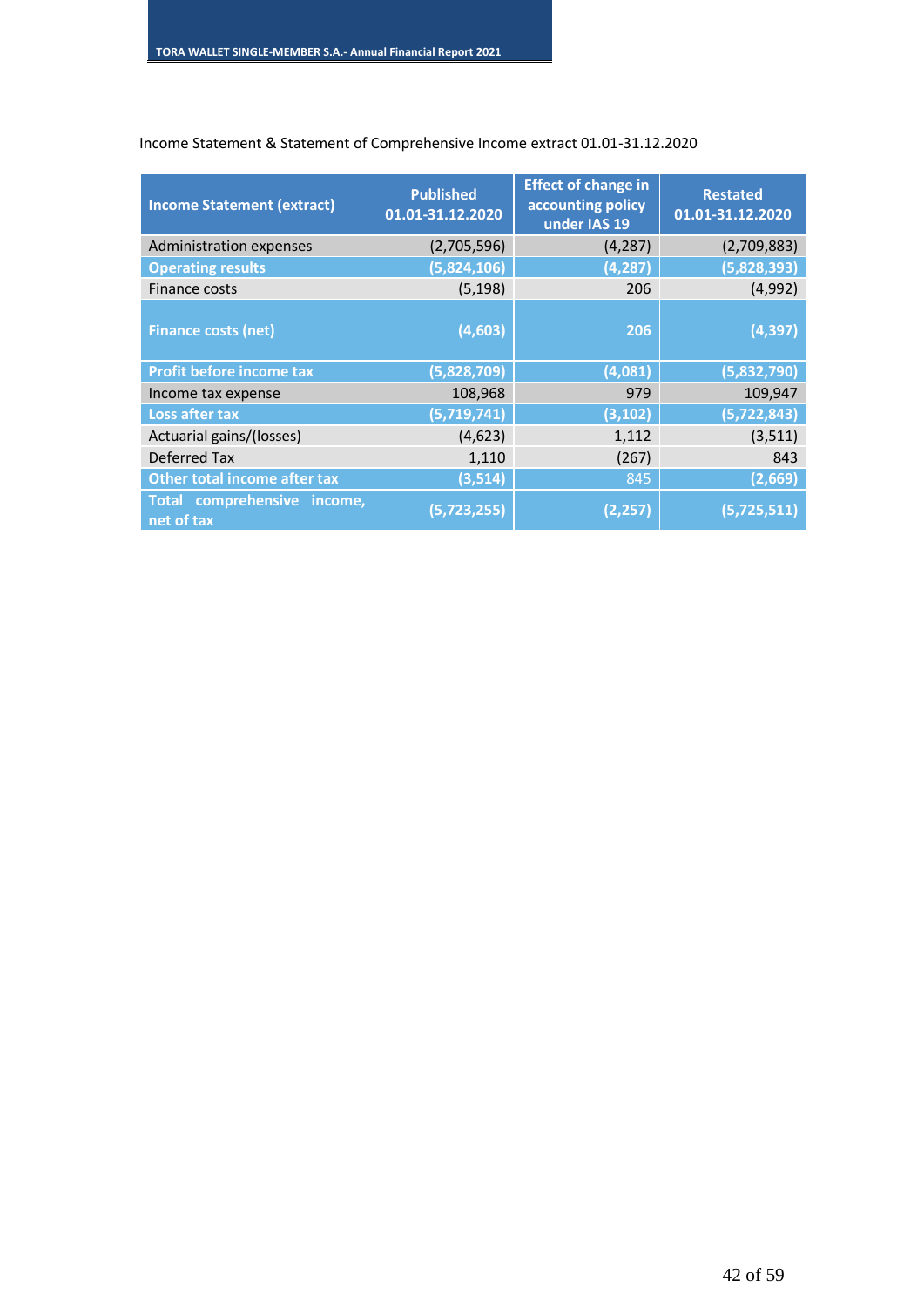Income Statement & Statement of Comprehensive Income extract 01.01-31.12.2020

| Income Statement (extract) | Published 01.01-31.12.2020 | Effect of change in accounting policy under IAS 19 | Restated 01.01-31.12.2020 |
|---|---|---|---|
| Administration expenses | (2,705,596) | (4,287) | (2,709,883) |
| **Operating results** | **(5,824,106)** | **(4,287)** | **(5,828,393)** |
| Finance costs | (5,198) | 206 | (4,992) |
| **Finance costs (net)** | **(4,603)** | **206** | **(4,397)** |
| **Profit before income tax** | **(5,828,709)** | **(4,081)** | **(5,832,790)** |
| Income tax expense | 108,968 | 979 | 109,947 |
| **Loss after tax** | **(5,719,741)** | **(3,102)** | **(5,722,843)** |
| Actuarial gains/(losses) | (4,623) | 1,112 | (3,511) |
| Deferred Tax | 1,110 | (267) | 843 |
| **Other total income after tax** | **(3,514)** | 845 | **(2,669)** |
| **Total comprehensive income, net of tax** | **(5,723,255)** | **(2,257)** | **(5,725,511)** |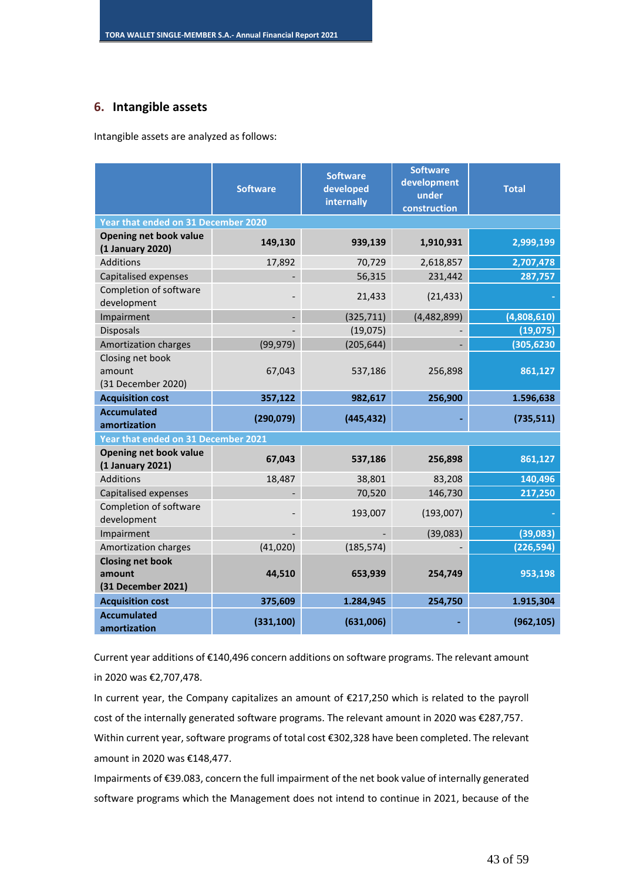## 6. Intangible assets

Intangible assets are analyzed as follows:

| | Software | Software developed internally | Software development under construction | Total |
|---|---|---|---|---|
| **Year that ended on 31 December 2020** | | | | |
| **Opening net book value (1 January 2020)** | **149,130** | **939,139** | **1,910,931** | **2,999,199** |
| Additions | 17,892 | 70,729 | 2,618,857 | **2,707,478** |
| Capitalised expenses | - | 56,315 | 231,442 | **287,757** |
| Completion of software development | - | 21,433 | (21,433) | **-** |
| Impairment | - | (325,711) | (4,482,899) | **(4,808,610)** |
| Disposals | - | (19,075) | - | **(19,075)** |
| Amortization charges | (99,979) | (205,644) | - | **(305,6230** |
| Closing net book amount (31 December 2020) | 67,043 | 537,186 | 256,898 | **861,127** |
| **Acquisition cost** | **357,122** | **982,617** | **256,900** | **1.596,638** |
| **Accumulated amortization** | **(290,079)** | **(445,432)** | **-** | **(735,511)** |
| **Year that ended on 31 December 2021** | | | | |
| **Opening net book value (1 January 2021)** | **67,043** | **537,186** | **256,898** | **861,127** |
| Additions | 18,487 | 38,801 | 83,208 | **140,496** |
| Capitalised expenses | - | 70,520 | 146,730 | **217,250** |
| Completion of software development | - | 193,007 | (193,007) | **-** |
| Impairment | - | - | (39,083) | **(39,083)** |
| Amortization charges | (41,020) | (185,574) | - | **(226,594)** |
| **Closing net book amount (31 December 2021)** | **44,510** | **653,939** | **254,749** | **953,198** |
| **Acquisition cost** | **375,609** | **1.284,945** | **254,750** | **1.915,304** |
| **Accumulated amortization** | **(331,100)** | **(631,006)** | **-** | **(962,105)** |

Current year additions of €140,496 concern additions on software programs. The relevant amount in 2020 was €2,707,478.

In current year, the Company capitalizes an amount of €217,250 which is related to the payroll cost of the internally generated software programs. The relevant amount in 2020 was €287,757.

Within current year, software programs of total cost €302,328 have been completed. The relevant amount in 2020 was €148,477.

Impairments of €39.083, concern the full impairment of the net book value of internally generated software programs which the Management does not intend to continue in 2021, because of the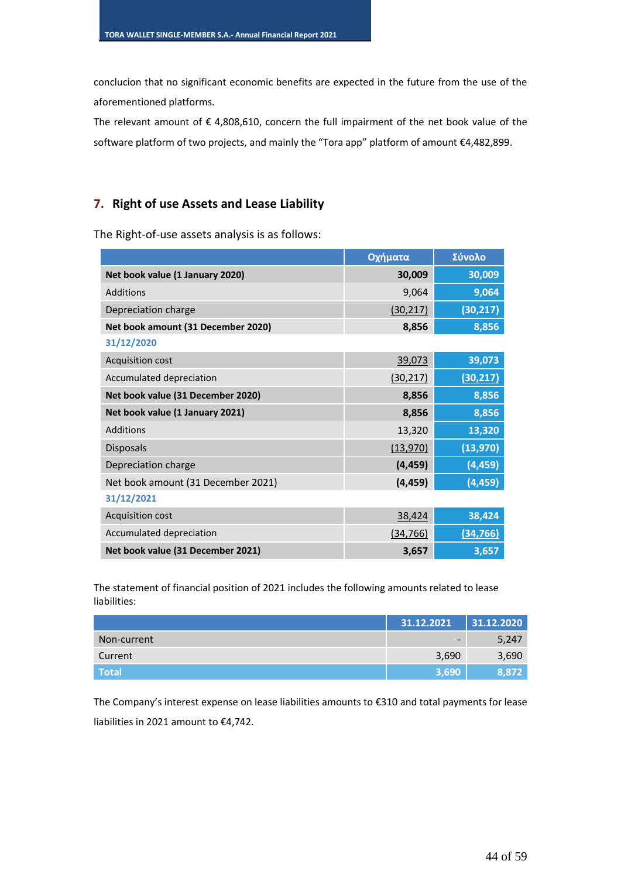conclucion that no significant economic benefits are expected in the future from the use of the aforementioned platforms.

The relevant amount of € 4,808,610, concern the full impairment of the net book value of the software platform of two projects, and mainly the "Tora app" platform of amount €4,482,899.

## 7. Right of use Assets and Lease Liability

The Right-of-use assets analysis is as follows:

| | Οχήματα | Σύνολο |
|---|---|---|
| **Net book value (1 January 2020)** | **30,009** | **30,009** |
| Additions | 9,064 | 9,064 |
| Depreciation charge | (30,217) | (30,217) |
| **Net book amount (31 December 2020)** | **8,856** | **8,856** |
| **31/12/2020** | | |
| Acquisition cost | 39,073 | 39,073 |
| Accumulated depreciation | (30,217) | (30,217) |
| **Net book value (31 December 2020)** | **8,856** | **8,856** |
| **Net book value (1 January 2021)** | **8,856** | **8,856** |
| Additions | 13,320 | 13,320 |
| Disposals | (13,970) | (13,970) |
| Depreciation charge | **(4,459)** | (4,459) |
| Net book amount (31 December 2021) | **(4,459)** | (4,459) |
| **31/12/2021** | | |
| Acquisition cost | 38,424 | 38,424 |
| Accumulated depreciation | (34,766) | (34,766) |
| **Net book value (31 December 2021)** | **3,657** | **3,657** |

The statement of financial position of 2021 includes the following amounts related to lease liabilities:

| | 31.12.2021 | 31.12.2020 |
|---|---|---|
| Non-current | - | 5,247 |
| Current | 3,690 | 3,690 |
| **Total** | **3,690** | **8,872** |

The Company's interest expense on lease liabilities amounts to €310 and total payments for lease liabilities in 2021 amount to €4,742.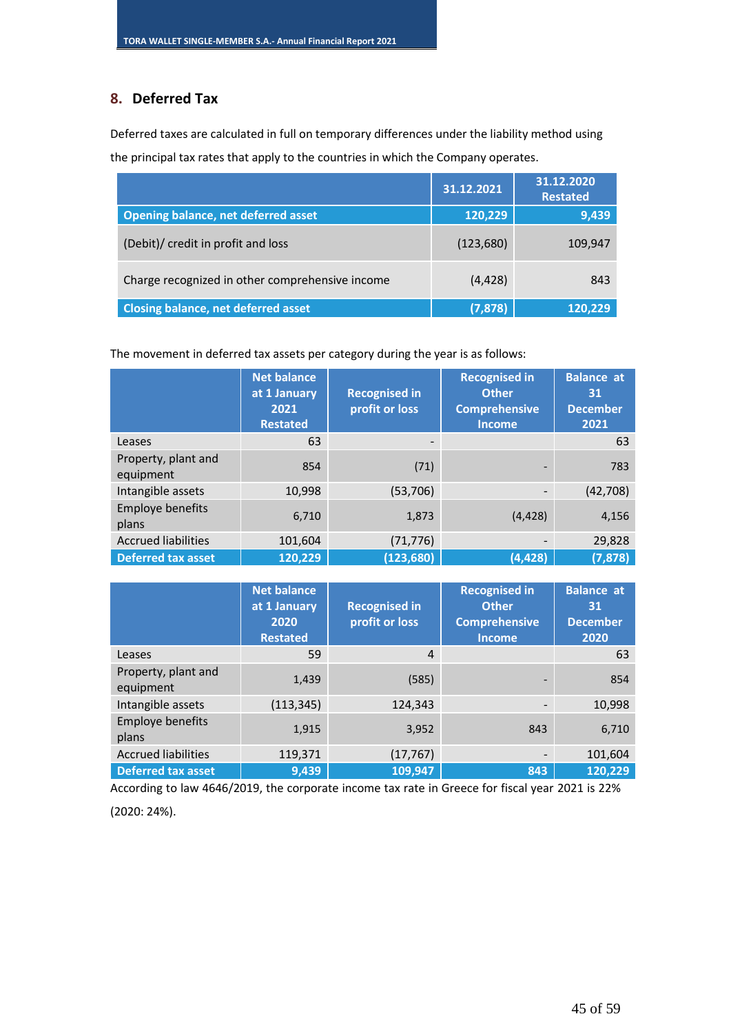## 8. Deferred Tax

Deferred taxes are calculated in full on temporary differences under the liability method using the principal tax rates that apply to the countries in which the Company operates.

| | 31.12.2021 | 31.12.2020 Restated |
|---|---|---|
| **Opening balance, net deferred asset** | **120,229** | **9,439** |
| (Debit)/ credit in profit and loss | (123,680) | 109,947 |
| Charge recognized in other comprehensive income | (4,428) | 843 |
| **Closing balance, net deferred asset** | **(7,878)** | **120,229** |

The movement in deferred tax assets per category during the year is as follows:

| | Net balance at 1 January 2021 Restated | Recognised in profit or loss | Recognised in Other Comprehensive Income | Balance at 31 December 2021 |
|---|---|---|---|---|
| Leases | 63 | - | | 63 |
| Property, plant and equipment | 854 | (71) | - | 783 |
| Intangible assets | 10,998 | (53,706) | - | (42,708) |
| Employe benefits plans | 6,710 | 1,873 | (4,428) | 4,156 |
| Accrued liabilities | 101,604 | (71,776) | - | 29,828 |
| **Deferred tax asset** | **120,229** | **(123,680)** | **(4,428)** | **(7,878)** |

| | Net balance at 1 January 2020 Restated | Recognised in profit or loss | Recognised in Other Comprehensive Income | Balance at 31 December 2020 |
|---|---|---|---|---|
| Leases | 59 | 4 | | 63 |
| Property, plant and equipment | 1,439 | (585) | - | 854 |
| Intangible assets | (113,345) | 124,343 | - | 10,998 |
| Employe benefits plans | 1,915 | 3,952 | 843 | 6,710 |
| Accrued liabilities | 119,371 | (17,767) | - | 101,604 |
| **Deferred tax asset** | **9,439** | **109,947** | **843** | **120,229** |

According to law 4646/2019, the corporate income tax rate in Greece for fiscal year 2021 is 22% (2020: 24%).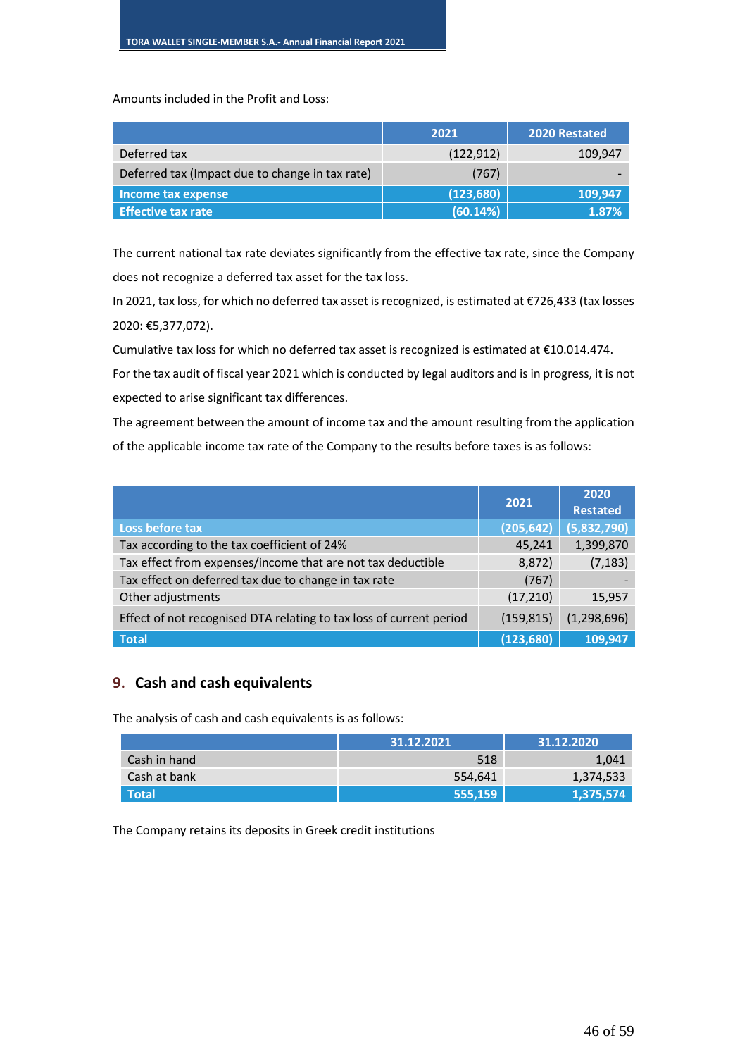Amounts included in the Profit and Loss:

| | 2021 | 2020 Restated |
|---|---|---|
| Deferred tax | (122,912) | 109,947 |
| Deferred tax (Impact due to change in tax rate) | (767) | - |
| **Income tax expense** | **(123,680)** | **109,947** |
| **Effective tax rate** | **(60.14%)** | **1.87%** |

The current national tax rate deviates significantly from the effective tax rate, since the Company does not recognize a deferred tax asset for the tax loss.

In 2021, tax loss, for which no deferred tax asset is recognized, is estimated at €726,433 (tax losses 2020: €5,377,072).

Cumulative tax loss for which no deferred tax asset is recognized is estimated at €10.014.474.

For the tax audit of fiscal year 2021 which is conducted by legal auditors and is in progress, it is not expected to arise significant tax differences.

The agreement between the amount of income tax and the amount resulting from the application of the applicable income tax rate of the Company to the results before taxes is as follows:

| | 2021 | 2020 Restated |
|---|---|---|
| **Loss before tax** | **(205,642)** | **(5,832,790)** |
| Tax according to the tax coefficient of 24% | 45,241 | 1,399,870 |
| Tax effect from expenses/income that are not tax deductible | 8,872) | (7,183) |
| Tax effect on deferred tax due to change in tax rate | (767) | - |
| Other adjustments | (17,210) | 15,957 |
| Effect of not recognised DTA relating to tax loss of current period | (159,815) | (1,298,696) |
| **Total** | **(123,680)** | **109,947** |

## 9. Cash and cash equivalents

The analysis of cash and cash equivalents is as follows:

| | 31.12.2021 | 31.12.2020 |
|---|---|---|
| Cash in hand | 518 | 1,041 |
| Cash at bank | 554,641 | 1,374,533 |
| **Total** | **555,159** | **1,375,574** |

The Company retains its deposits in Greek credit institutions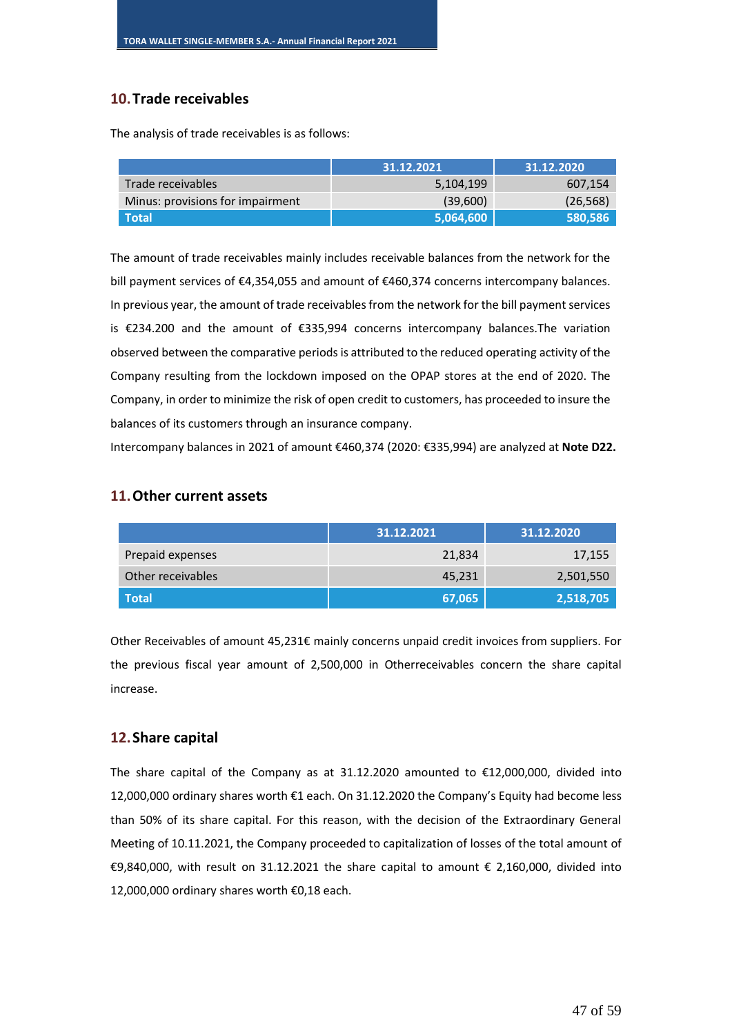## 10. Trade receivables

The analysis of trade receivables is as follows:

| | 31.12.2021 | 31.12.2020 |
|---|---|---|
| Trade receivables | 5,104,199 | 607,154 |
| Minus: provisions for impairment | (39,600) | (26,568) |
| **Total** | **5,064,600** | **580,586** |

The amount of trade receivables mainly includes receivable balances from the network for the bill payment services of €4,354,055 and amount of €460,374 concerns intercompany balances. In previous year, the amount of trade receivables from the network for the bill payment services is €234.200 and the amount of €335,994 concerns intercompany balances.The variation observed between the comparative periods is attributed to the reduced operating activity of the Company resulting from the lockdown imposed on the OPAP stores at the end of 2020. The Company, in order to minimize the risk of open credit to customers, has proceeded to insure the balances of its customers through an insurance company.

Intercompany balances in 2021 of amount €460,374 (2020: €335,994) are analyzed at **Note D22.**

## 11. Other current assets

| | 31.12.2021 | 31.12.2020 |
|---|---|---|
| Prepaid expenses | 21,834 | 17,155 |
| Other receivables | 45,231 | 2,501,550 |
| **Total** | **67,065** | **2,518,705** |

Other Receivables of amount 45,231€ mainly concerns unpaid credit invoices from suppliers. For the previous fiscal year amount of 2,500,000 in Otherreceivables concern the share capital increase.

## 12. Share capital

The share capital of the Company as at 31.12.2020 amounted to €12,000,000, divided into 12,000,000 ordinary shares worth €1 each. On 31.12.2020 the Company's Equity had become less than 50% of its share capital. For this reason, with the decision of the Extraordinary General Meeting of 10.11.2021, the Company proceeded to capitalization of losses of the total amount of €9,840,000, with result on 31.12.2021 the share capital to amount € 2,160,000, divided into 12,000,000 ordinary shares worth €0,18 each.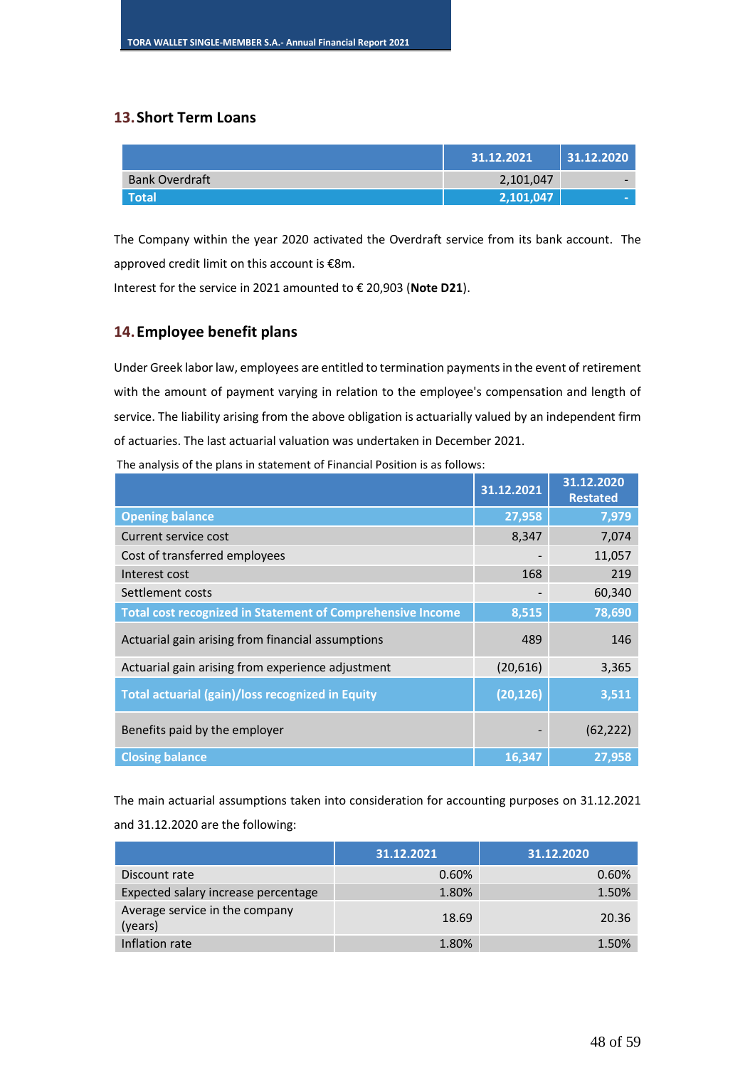## 13. Short Term Loans

| | 31.12.2021 | 31.12.2020 |
|---|---|---|
| Bank Overdraft | 2,101,047 | - |
| **Total** | **2,101,047** | **-** |

The Company within the year 2020 activated the Overdraft service from its bank account. The approved credit limit on this account is €8m.

Interest for the service in 2021 amounted to € 20,903 (**Note D21**).

## 14. Employee benefit plans

Under Greek labor law, employees are entitled to termination payments in the event of retirement with the amount of payment varying in relation to the employee's compensation and length of service. The liability arising from the above obligation is actuarially valued by an independent firm of actuaries. The last actuarial valuation was undertaken in December 2021.

The analysis of the plans in statement of Financial Position is as follows:

| | 31.12.2021 | 31.12.2020 Restated |
|---|---|---|
| **Opening balance** | **27,958** | **7,979** |
| Current service cost | 8,347 | 7,074 |
| Cost of transferred employees | - | 11,057 |
| Interest cost | 168 | 219 |
| Settlement costs | - | 60,340 |
| **Total cost recognized in Statement of Comprehensive Income** | **8,515** | **78,690** |
| Actuarial gain arising from financial assumptions | 489 | 146 |
| Actuarial gain arising from experience adjustment | (20,616) | 3,365 |
| **Total actuarial (gain)/loss recognized in Equity** | **(20,126)** | **3,511** |
| Benefits paid by the employer | - | (62,222) |
| **Closing balance** | **16,347** | **27,958** |

The main actuarial assumptions taken into consideration for accounting purposes on 31.12.2021 and 31.12.2020 are the following:

| | 31.12.2021 | 31.12.2020 |
|---|---|---|
| Discount rate | 0.60% | 0.60% |
| Expected salary increase percentage | 1.80% | 1.50% |
| Average service in the company (years) | 18.69 | 20.36 |
| Inflation rate | 1.80% | 1.50% |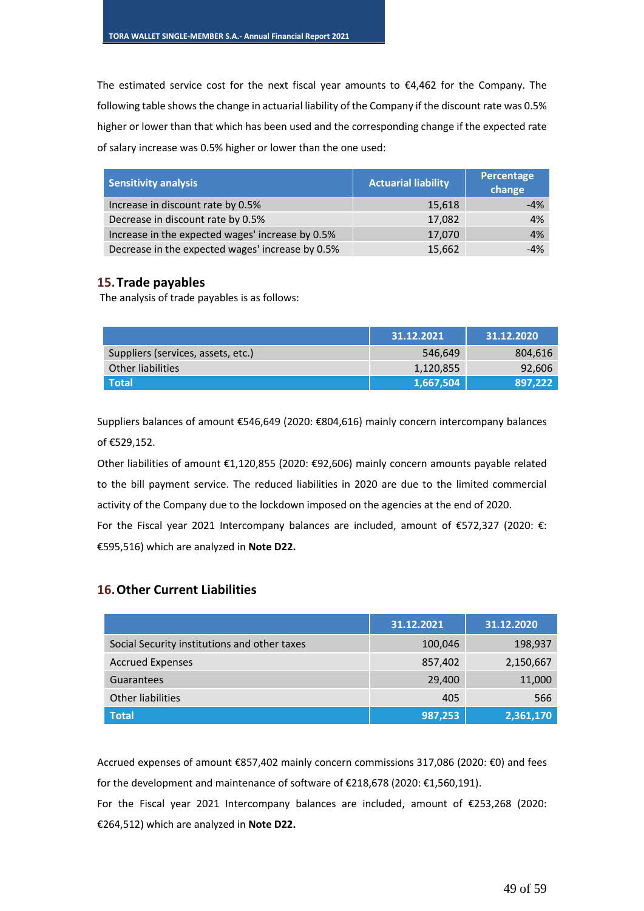The estimated service cost for the next fiscal year amounts to €4,462 for the Company. The following table shows the change in actuarial liability of the Company if the discount rate was 0.5% higher or lower than that which has been used and the corresponding change if the expected rate of salary increase was 0.5% higher or lower than the one used:

| Sensitivity analysis | Actuarial liability | Percentage change |
|---|---|---|
| Increase in discount rate by 0.5% | 15,618 | -4% |
| Decrease in discount rate by 0.5% | 17,082 | 4% |
| Increase in the expected wages' increase by 0.5% | 17,070 | 4% |
| Decrease in the expected wages' increase by 0.5% | 15,662 | -4% |

## 15. Trade payables

The analysis of trade payables is as follows:

| | 31.12.2021 | 31.12.2020 |
|---|---|---|
| Suppliers (services, assets, etc.) | 546,649 | 804,616 |
| Other liabilities | 1,120,855 | 92,606 |
| **Total** | **1,667,504** | **897,222** |

Suppliers balances of amount €546,649 (2020: €804,616) mainly concern intercompany balances of €529,152.

Other liabilities of amount €1,120,855 (2020: €92,606) mainly concern amounts payable related to the bill payment service. The reduced liabilities in 2020 are due to the limited commercial activity of the Company due to the lockdown imposed on the agencies at the end of 2020.

For the Fiscal year 2021 Intercompany balances are included, amount of €572,327 (2020: €: €595,516) which are analyzed in **Note D22.**

## 16. Other Current Liabilities

| | 31.12.2021 | 31.12.2020 |
|---|---|---|
| Social Security institutions and other taxes | 100,046 | 198,937 |
| Accrued Expenses | 857,402 | 2,150,667 |
| Guarantees | 29,400 | 11,000 |
| Other liabilities | 405 | 566 |
| **Total** | **987,253** | **2,361,170** |

Accrued expenses of amount €857,402 mainly concern commissions 317,086 (2020: €0) and fees for the development and maintenance of software of €218,678 (2020: €1,560,191).

For the Fiscal year 2021 Intercompany balances are included, amount of €253,268 (2020: €264,512) which are analyzed in **Note D22.**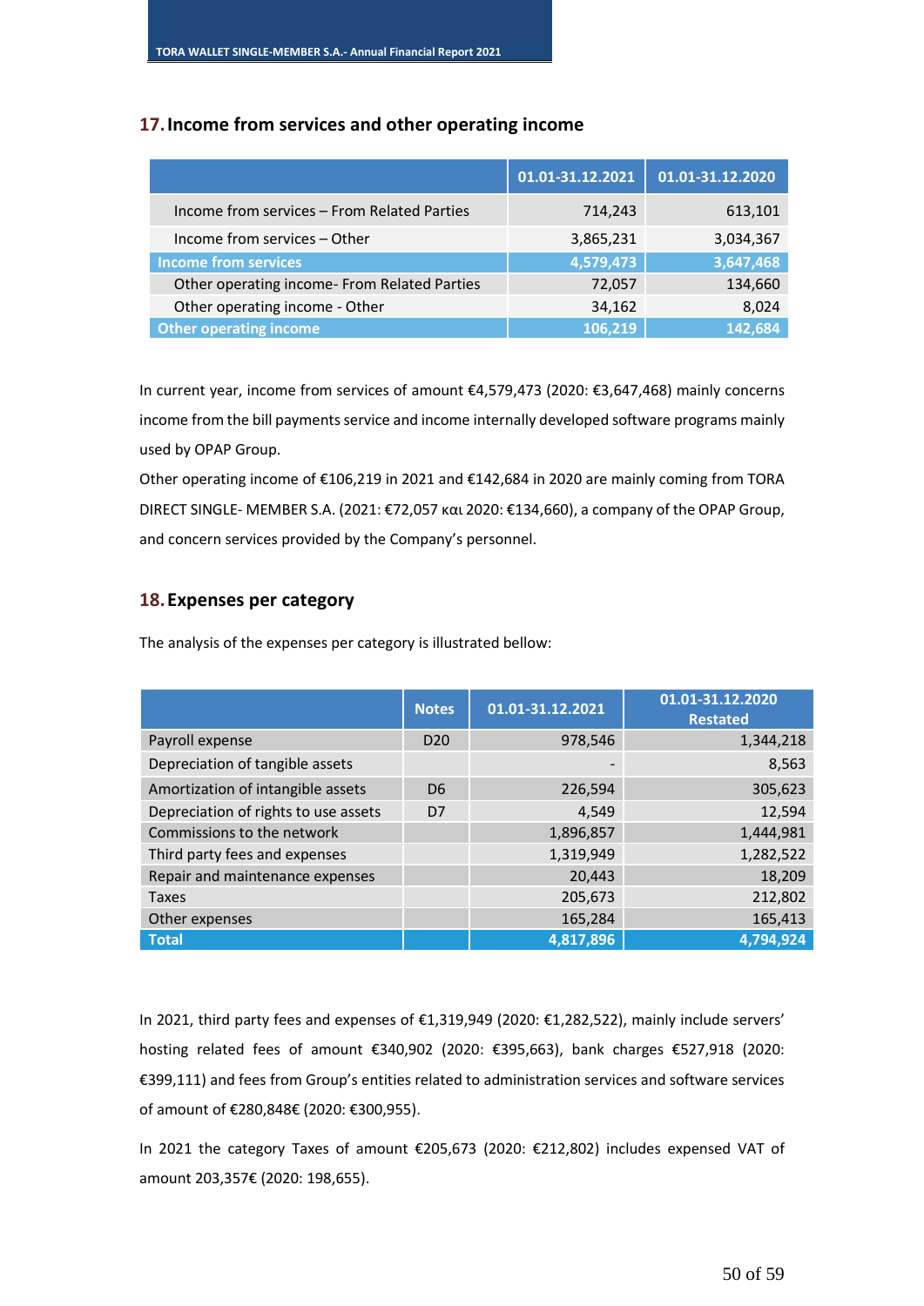## 17. Income from services and other operating income

| | 01.01-31.12.2021 | 01.01-31.12.2020 |
|---|---|---|
| Income from services – From Related Parties | 714,243 | 613,101 |
| Income from services – Other | 3,865,231 | 3,034,367 |
| **Income from services** | **4,579,473** | **3,647,468** |
| Other operating income- From Related Parties | 72,057 | 134,660 |
| Other operating income - Other | 34,162 | 8,024 |
| **Other operating income** | **106,219** | **142,684** |

In current year, income from services of amount €4,579,473 (2020: €3,647,468) mainly concerns income from the bill payments service and income internally developed software programs mainly used by OPAP Group.

Other operating income of €106,219 in 2021 and €142,684 in 2020 are mainly coming from TORA DIRECT SINGLE- MEMBER S.A. (2021: €72,057 και 2020: €134,660), a company of the OPAP Group, and concern services provided by the Company's personnel.

## 18. Expenses per category

The analysis of the expenses per category is illustrated bellow:

| | Notes | 01.01-31.12.2021 | 01.01-31.12.2020 Restated |
|---|---|---|---|
| Payroll expense | D20 | 978,546 | 1,344,218 |
| Depreciation of tangible assets | | - | 8,563 |
| Amortization of intangible assets | D6 | 226,594 | 305,623 |
| Depreciation of rights to use assets | D7 | 4,549 | 12,594 |
| Commissions to the network | | 1,896,857 | 1,444,981 |
| Third party fees and expenses | | 1,319,949 | 1,282,522 |
| Repair and maintenance expenses | | 20,443 | 18,209 |
| Taxes | | 205,673 | 212,802 |
| Other expenses | | 165,284 | 165,413 |
| **Total** | | **4,817,896** | **4,794,924** |

In 2021, third party fees and expenses of €1,319,949 (2020: €1,282,522), mainly include servers' hosting related fees of amount €340,902 (2020: €395,663), bank charges €527,918 (2020: €399,111) and fees from Group's entities related to administration services and software services of amount of €280,848€ (2020: €300,955).

In 2021 the category Taxes of amount €205,673 (2020: €212,802) includes expensed VAT of amount 203,357€ (2020: 198,655).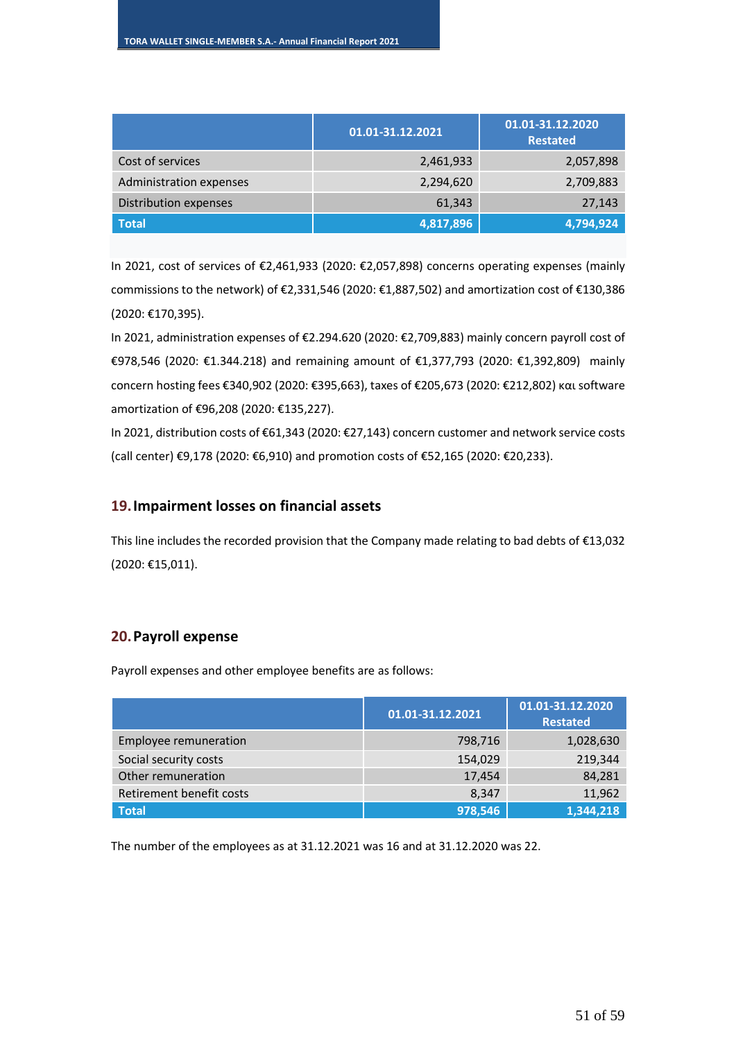| | 01.01-31.12.2021 | 01.01-31.12.2020 Restated |
|---|---|---|
| Cost of services | 2,461,933 | 2,057,898 |
| Administration expenses | 2,294,620 | 2,709,883 |
| Distribution expenses | 61,343 | 27,143 |
| **Total** | **4,817,896** | **4,794,924** |

In 2021, cost of services of €2,461,933 (2020: €2,057,898) concerns operating expenses (mainly commissions to the network) of €2,331,546 (2020: €1,887,502) and amortization cost of €130,386 (2020: €170,395).

In 2021, administration expenses of €2.294.620 (2020: €2,709,883) mainly concern payroll cost of €978,546 (2020: €1.344.218) and remaining amount of €1,377,793 (2020: €1,392,809) mainly concern hosting fees €340,902 (2020: €395,663), taxes of €205,673 (2020: €212,802) και software amortization of €96,208 (2020: €135,227).

In 2021, distribution costs of €61,343 (2020: €27,143) concern customer and network service costs (call center) €9,178 (2020: €6,910) and promotion costs of €52,165 (2020: €20,233).

## 19. Impairment losses on financial assets

This line includes the recorded provision that the Company made relating to bad debts of €13,032 (2020: €15,011).

## 20. Payroll expense

Payroll expenses and other employee benefits are as follows:

| | 01.01-31.12.2021 | 01.01-31.12.2020 Restated |
|---|---|---|
| Employee remuneration | 798,716 | 1,028,630 |
| Social security costs | 154,029 | 219,344 |
| Other remuneration | 17,454 | 84,281 |
| Retirement benefit costs | 8,347 | 11,962 |
| **Total** | **978,546** | **1,344,218** |

The number of the employees as at 31.12.2021 was 16 and at 31.12.2020 was 22.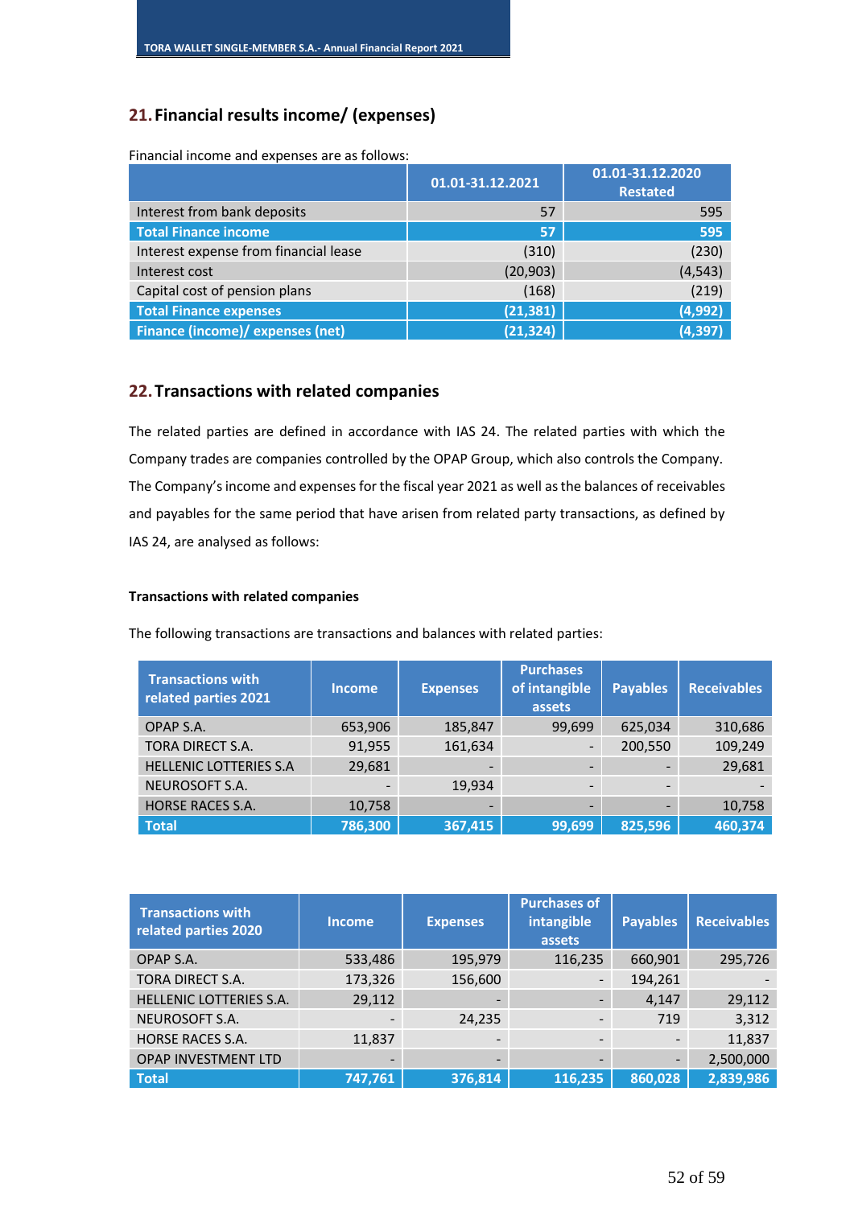## 21. Financial results income/ (expenses)

Financial income and expenses are as follows:

| | 01.01-31.12.2021 | 01.01-31.12.2020 Restated |
|---|---|---|
| Interest from bank deposits | 57 | 595 |
| **Total Finance income** | **57** | **595** |
| Interest expense from financial lease | (310) | (230) |
| Interest cost | (20,903) | (4,543) |
| Capital cost of pension plans | (168) | (219) |
| **Total Finance expenses** | **(21,381)** | **(4,992)** |
| **Finance (income)/ expenses (net)** | **(21,324)** | **(4,397)** |

## 22. Transactions with related companies

The related parties are defined in accordance with IAS 24. The related parties with which the Company trades are companies controlled by the OPAP Group, which also controls the Company. The Company's income and expenses for the fiscal year 2021 as well as the balances of receivables and payables for the same period that have arisen from related party transactions, as defined by IAS 24, are analysed as follows:

**Transactions with related companies**

The following transactions are transactions and balances with related parties:

| Transactions with related parties 2021 | Income | Expenses | Purchases of intangible assets | Payables | Receivables |
|---|---|---|---|---|---|
| OPAP S.A. | 653,906 | 185,847 | 99,699 | 625,034 | 310,686 |
| TORA DIRECT S.A. | 91,955 | 161,634 | - | 200,550 | 109,249 |
| HELLENIC LOTTERIES S.A | 29,681 | - | - | - | 29,681 |
| NEUROSOFT S.A. | - | 19,934 | - | - | - |
| HORSE RACES S.A. | 10,758 | - | - | - | 10,758 |
| **Total** | **786,300** | **367,415** | **99,699** | **825,596** | **460,374** |

| Transactions with related parties 2020 | Income | Expenses | Purchases of intangible assets | Payables | Receivables |
|---|---|---|---|---|---|
| OPAP S.A. | 533,486 | 195,979 | 116,235 | 660,901 | 295,726 |
| TORA DIRECT S.A. | 173,326 | 156,600 | - | 194,261 | - |
| HELLENIC LOTTERIES S.A. | 29,112 | - | - | 4,147 | 29,112 |
| NEUROSOFT S.A. | - | 24,235 | - | 719 | 3,312 |
| HORSE RACES S.A. | 11,837 | - | - | - | 11,837 |
| OPAP INVESTMENT LTD | - | - | - | - | 2,500,000 |
| **Total** | **747,761** | **376,814** | **116,235** | **860,028** | **2,839,986** |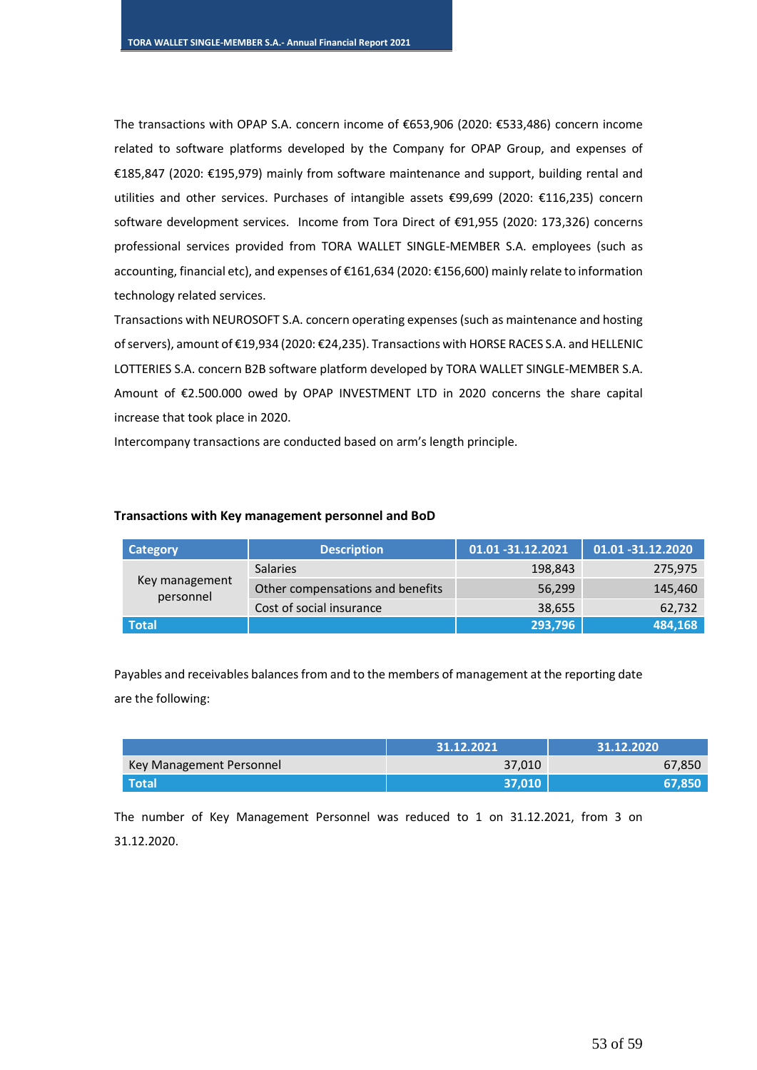The transactions with OPAP S.A. concern income of €653,906 (2020: €533,486) concern income related to software platforms developed by the Company for OPAP Group, and expenses of €185,847 (2020: €195,979) mainly from software maintenance and support, building rental and utilities and other services. Purchases of intangible assets €99,699 (2020: €116,235) concern software development services. Income from Tora Direct of €91,955 (2020: 173,326) concerns professional services provided from TORA WALLET SINGLE-MEMBER S.A. employees (such as accounting, financial etc), and expenses of €161,634 (2020: €156,600) mainly relate to information technology related services.

Transactions with NEUROSOFT S.A. concern operating expenses (such as maintenance and hosting of servers), amount of €19,934 (2020: €24,235). Transactions with HORSE RACES S.A. and HELLENIC LOTTERIES S.A. concern B2B software platform developed by TORA WALLET SINGLE-MEMBER S.A. Amount of €2.500.000 owed by OPAP INVESTMENT LTD in 2020 concerns the share capital increase that took place in 2020.

Intercompany transactions are conducted based on arm's length principle.

**Transactions with Key management personnel and BoD**

| Category | Description | 01.01 -31.12.2021 | 01.01 -31.12.2020 |
|---|---|---|---|
| Key management personnel | Salaries | 198,843 | 275,975 |
| | Other compensations and benefits | 56,299 | 145,460 |
| | Cost of social insurance | 38,655 | 62,732 |
| **Total** | | **293,796** | **484,168** |

Payables and receivables balances from and to the members of management at the reporting date are the following:

| | 31.12.2021 | 31.12.2020 |
|---|---|---|
| Key Management Personnel | 37,010 | 67,850 |
| **Total** | **37,010** | **67,850** |

The number of Key Management Personnel was reduced to 1 on 31.12.2021, from 3 on 31.12.2020.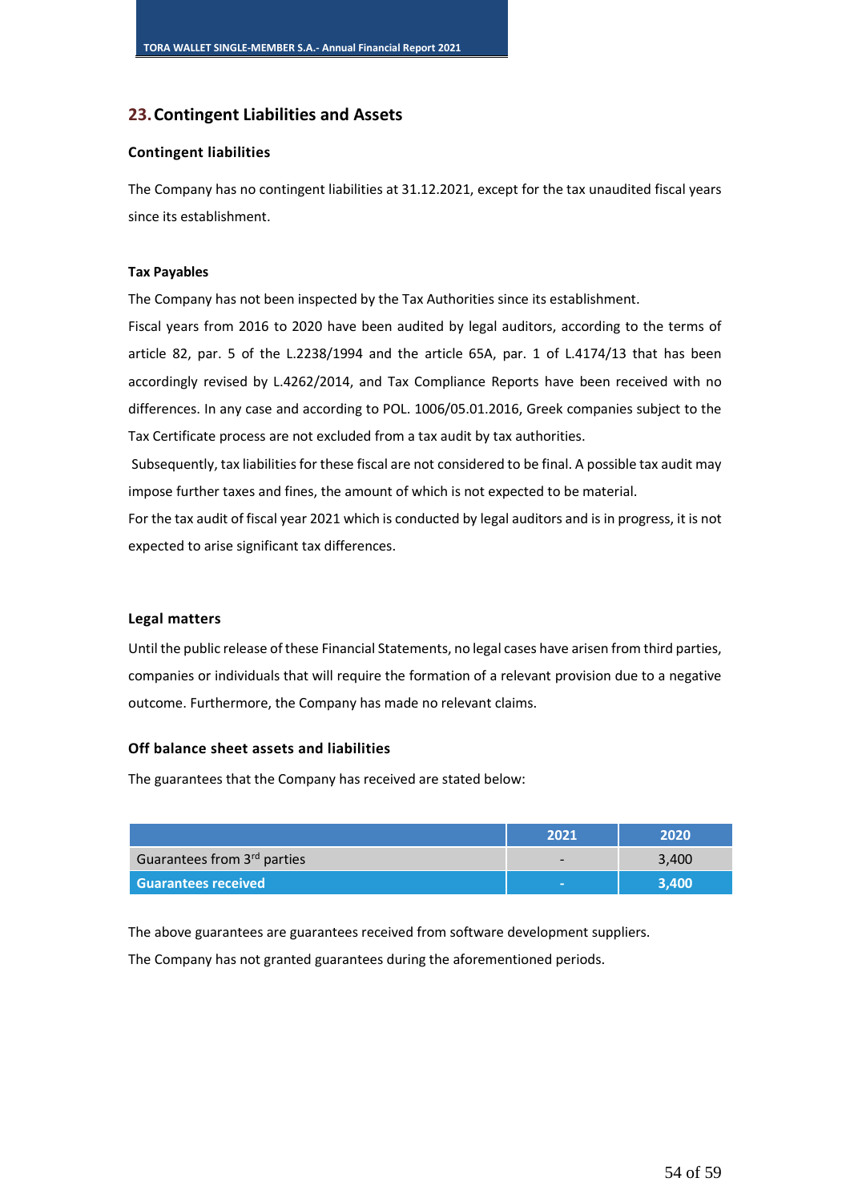## 23. Contingent Liabilities and Assets

### Contingent liabilities

The Company has no contingent liabilities at 31.12.2021, except for the tax unaudited fiscal years since its establishment.

#### Tax Payables

The Company has not been inspected by the Tax Authorities since its establishment.

Fiscal years from 2016 to 2020 have been audited by legal auditors, according to the terms of article 82, par. 5 of the L.2238/1994 and the article 65A, par. 1 of L.4174/13 that has been accordingly revised by L.4262/2014, and Tax Compliance Reports have been received with no differences. In any case and according to POL. 1006/05.01.2016, Greek companies subject to the Tax Certificate process are not excluded from a tax audit by tax authorities.

Subsequently, tax liabilities for these fiscal are not considered to be final. A possible tax audit may impose further taxes and fines, the amount of which is not expected to be material.

For the tax audit of fiscal year 2021 which is conducted by legal auditors and is in progress, it is not expected to arise significant tax differences.

### Legal matters

Until the public release of these Financial Statements, no legal cases have arisen from third parties, companies or individuals that will require the formation of a relevant provision due to a negative outcome. Furthermore, the Company has made no relevant claims.

### Off balance sheet assets and liabilities

The guarantees that the Company has received are stated below:

| | 2021 | 2020 |
|---|---|---|
| Guarantees from 3rd parties | - | 3,400 |
| **Guarantees received** | **-** | **3,400** |

The above guarantees are guarantees received from software development suppliers.

The Company has not granted guarantees during the aforementioned periods.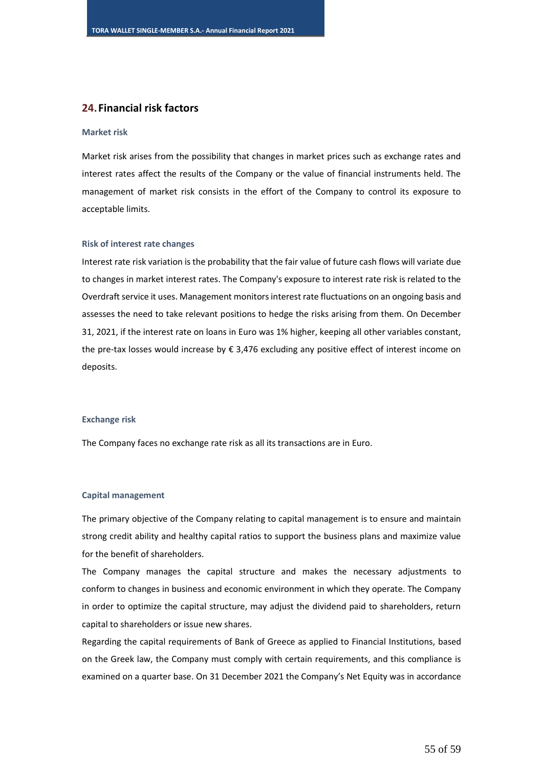## 24. Financial risk factors

### Market risk

Market risk arises from the possibility that changes in market prices such as exchange rates and interest rates affect the results of the Company or the value of financial instruments held. The management of market risk consists in the effort of the Company to control its exposure to acceptable limits.

### Risk of interest rate changes

Interest rate risk variation is the probability that the fair value of future cash flows will variate due to changes in market interest rates. The Company's exposure to interest rate risk is related to the Overdraft service it uses. Management monitors interest rate fluctuations on an ongoing basis and assesses the need to take relevant positions to hedge the risks arising from them. On December 31, 2021, if the interest rate on loans in Euro was 1% higher, keeping all other variables constant, the pre-tax losses would increase by € 3,476 excluding any positive effect of interest income on deposits.

### Exchange risk

The Company faces no exchange rate risk as all its transactions are in Euro.

### Capital management

The primary objective of the Company relating to capital management is to ensure and maintain strong credit ability and healthy capital ratios to support the business plans and maximize value for the benefit of shareholders.

The Company manages the capital structure and makes the necessary adjustments to conform to changes in business and economic environment in which they operate. The Company in order to optimize the capital structure, may adjust the dividend paid to shareholders, return capital to shareholders or issue new shares.

Regarding the capital requirements of Bank of Greece as applied to Financial Institutions, based on the Greek law, the Company must comply with certain requirements, and this compliance is examined on a quarter base. On 31 December 2021 the Company's Net Equity was in accordance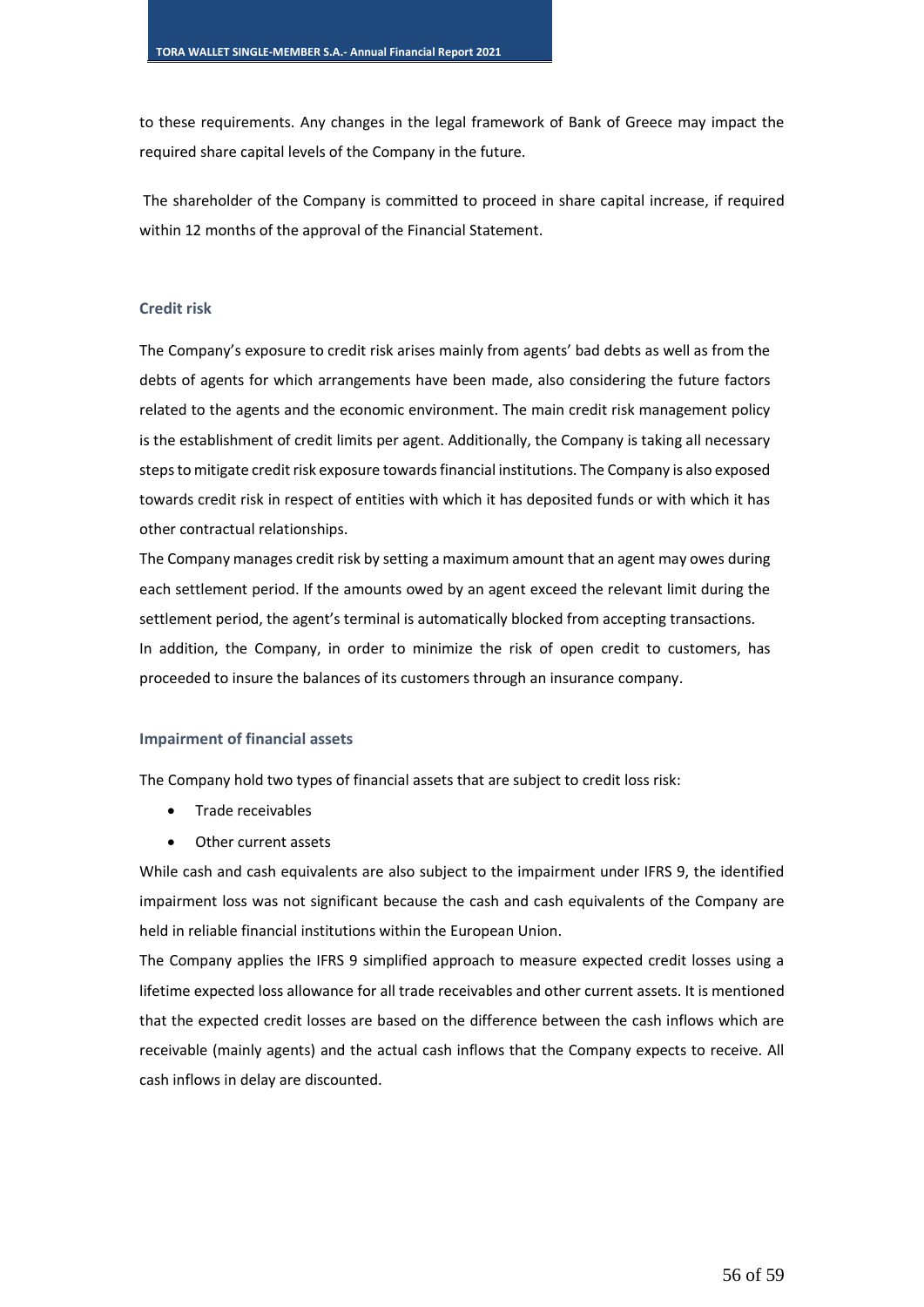to these requirements. Any changes in the legal framework of Bank of Greece may impact the required share capital levels of the Company in the future.

The shareholder of the Company is committed to proceed in share capital increase, if required within 12 months of the approval of the Financial Statement.

### Credit risk

The Company's exposure to credit risk arises mainly from agents' bad debts as well as from the debts of agents for which arrangements have been made, also considering the future factors related to the agents and the economic environment. The main credit risk management policy is the establishment of credit limits per agent. Additionally, the Company is taking all necessary steps to mitigate credit risk exposure towards financial institutions. The Company is also exposed towards credit risk in respect of entities with which it has deposited funds or with which it has other contractual relationships.

The Company manages credit risk by setting a maximum amount that an agent may owes during each settlement period. If the amounts owed by an agent exceed the relevant limit during the settlement period, the agent's terminal is automatically blocked from accepting transactions.

In addition, the Company, in order to minimize the risk of open credit to customers, has proceeded to insure the balances of its customers through an insurance company.

### Impairment of financial assets

The Company hold two types of financial assets that are subject to credit loss risk:

- Trade receivables
- Other current assets

While cash and cash equivalents are also subject to the impairment under IFRS 9, the identified impairment loss was not significant because the cash and cash equivalents of the Company are held in reliable financial institutions within the European Union.

The Company applies the IFRS 9 simplified approach to measure expected credit losses using a lifetime expected loss allowance for all trade receivables and other current assets. It is mentioned that the expected credit losses are based on the difference between the cash inflows which are receivable (mainly agents) and the actual cash inflows that the Company expects to receive. All cash inflows in delay are discounted.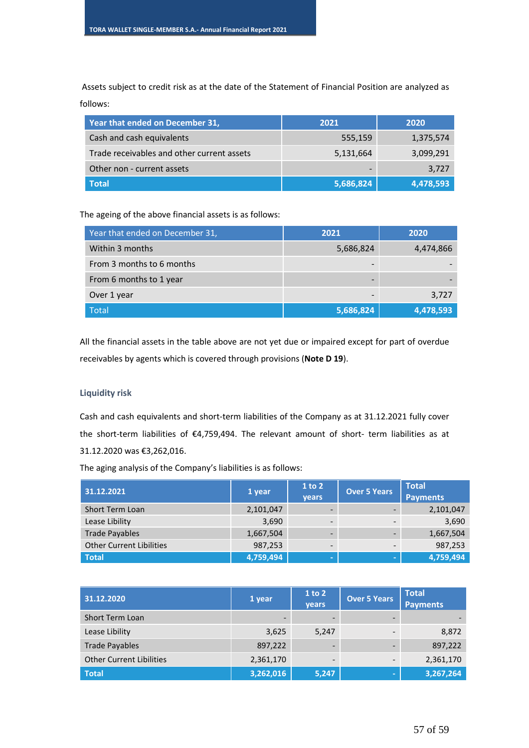Assets subject to credit risk as at the date of the Statement of Financial Position are analyzed as follows:

| Year that ended on December 31, | 2021 | 2020 |
|---|---|---|
| Cash and cash equivalents | 555,159 | 1,375,574 |
| Trade receivables and other current assets | 5,131,664 | 3,099,291 |
| Other non - current assets | - | 3,727 |
| **Total** | **5,686,824** | **4,478,593** |

The ageing of the above financial assets is as follows:

| Year that ended on December 31, | 2021 | 2020 |
|---|---|---|
| Within 3 months | 5,686,824 | 4,474,866 |
| From 3 months to 6 months | - | - |
| From 6 months to 1 year | - | - |
| Over 1 year | - | 3,727 |
| Total | **5,686,824** | **4,478,593** |

All the financial assets in the table above are not yet due or impaired except for part of overdue receivables by agents which is covered through provisions (**Note D 19**).

### Liquidity risk

Cash and cash equivalents and short-term liabilities of the Company as at 31.12.2021 fully cover the short-term liabilities of €4,759,494. The relevant amount of short- term liabilities as at 31.12.2020 was €3,262,016.

The aging analysis of the Company's liabilities is as follows:

| 31.12.2021 | 1 year | 1 to 2 years | Over 5 Years | Total Payments |
|---|---|---|---|---|
| Short Term Loan | 2,101,047 | - | - | 2,101,047 |
| Lease Libility | 3,690 | - | - | 3,690 |
| Trade Payables | 1,667,504 | - | - | 1,667,504 |
| Other Current Libilities | 987,253 | - | - | 987,253 |
| **Total** | **4,759,494** | **-** | **-** | **4,759,494** |

| 31.12.2020 | 1 year | 1 to 2 years | Over 5 Years | Total Payments |
|---|---|---|---|---|
| Short Term Loan | - | - | - | - |
| Lease Libility | 3,625 | 5,247 | - | 8,872 |
| Trade Payables | 897,222 | - | - | 897,222 |
| Other Current Libilities | 2,361,170 | - | - | 2,361,170 |
| **Total** | **3,262,016** | **5,247** | **-** | **3,267,264** |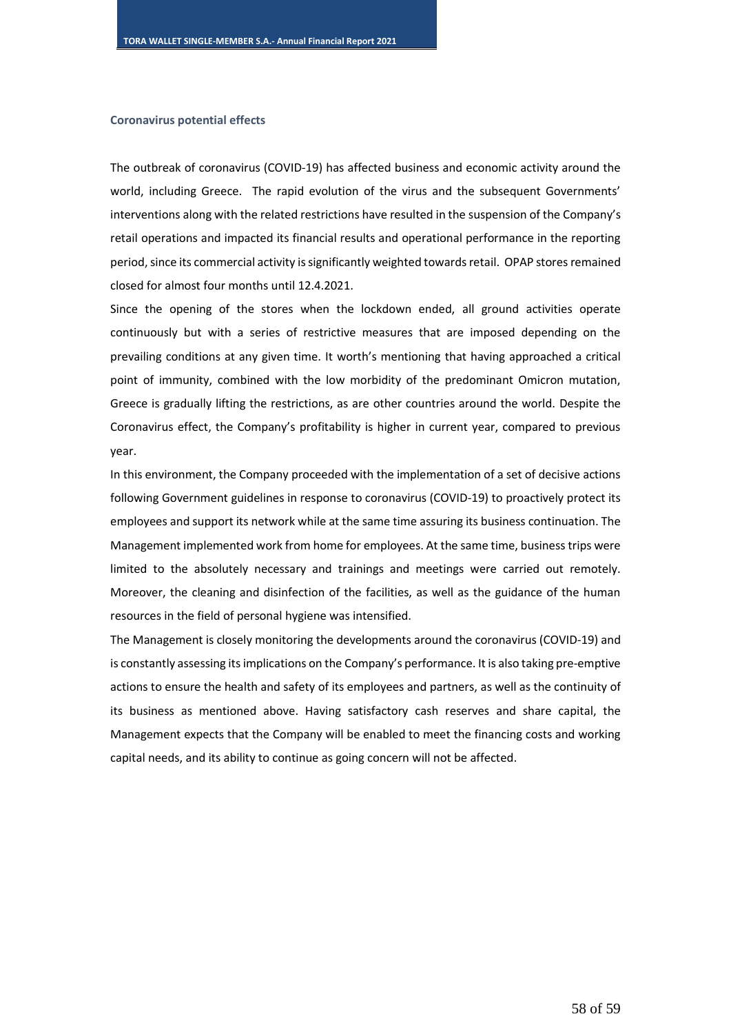### Coronavirus potential effects

The outbreak of coronavirus (COVID-19) has affected business and economic activity around the world, including Greece. The rapid evolution of the virus and the subsequent Governments' interventions along with the related restrictions have resulted in the suspension of the Company's retail operations and impacted its financial results and operational performance in the reporting period, since its commercial activity is significantly weighted towards retail. OPAP stores remained closed for almost four months until 12.4.2021.

Since the opening of the stores when the lockdown ended, all ground activities operate continuously but with a series of restrictive measures that are imposed depending on the prevailing conditions at any given time. It worth's mentioning that having approached a critical point of immunity, combined with the low morbidity of the predominant Omicron mutation, Greece is gradually lifting the restrictions, as are other countries around the world. Despite the Coronavirus effect, the Company's profitability is higher in current year, compared to previous year.

In this environment, the Company proceeded with the implementation of a set of decisive actions following Government guidelines in response to coronavirus (COVID-19) to proactively protect its employees and support its network while at the same time assuring its business continuation. The Management implemented work from home for employees. At the same time, business trips were limited to the absolutely necessary and trainings and meetings were carried out remotely. Moreover, the cleaning and disinfection of the facilities, as well as the guidance of the human resources in the field of personal hygiene was intensified.

The Management is closely monitoring the developments around the coronavirus (COVID-19) and is constantly assessing its implications on the Company's performance. It is also taking pre-emptive actions to ensure the health and safety of its employees and partners, as well as the continuity of its business as mentioned above. Having satisfactory cash reserves and share capital, the Management expects that the Company will be enabled to meet the financing costs and working capital needs, and its ability to continue as going concern will not be affected.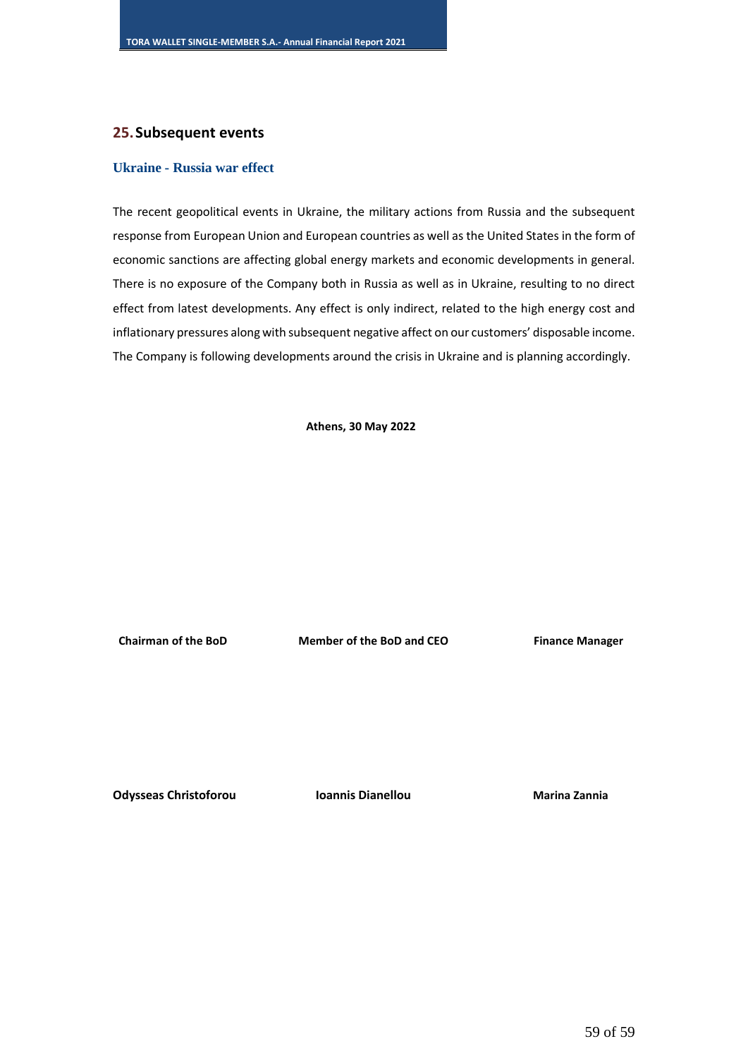## 25. Subsequent events

### Ukraine - Russia war effect

The recent geopolitical events in Ukraine, the military actions from Russia and the subsequent response from European Union and European countries as well as the United States in the form of economic sanctions are affecting global energy markets and economic developments in general. There is no exposure of the Company both in Russia as well as in Ukraine, resulting to no direct effect from latest developments. Any effect is only indirect, related to the high energy cost and inflationary pressures along with subsequent negative affect on our customers' disposable income. The Company is following developments around the crisis in Ukraine and is planning accordingly.

**Athens, 30 May 2022**

| Chairman of the BoD | Member of the BoD and CEO | Finance Manager |
|---|---|---|
| **Odysseas Christoforou** | **Ioannis Dianellou** | **Marina Zannia** |